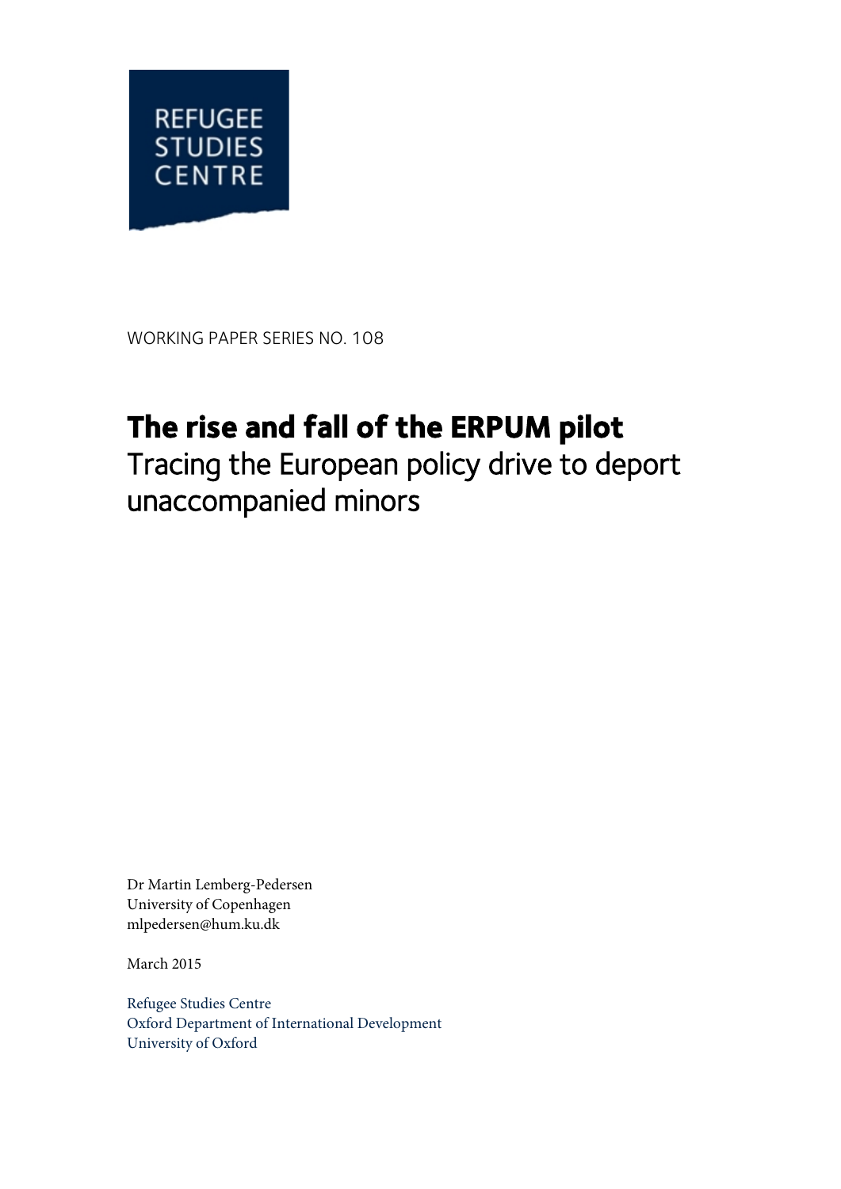REFUGEE STUDIES CENTRE

WORKING PAPER SERIES NO. 108

# The rise and fall of the ERPUM pilot

## Tracing the European policy drive to deport unaccompanied minors

Dr Martin Lemberg-Pedersen
University of Copenhagen
mlpedersen@hum.ku.dk

March 2015

Refugee Studies Centre
Oxford Department of International Development
University of Oxford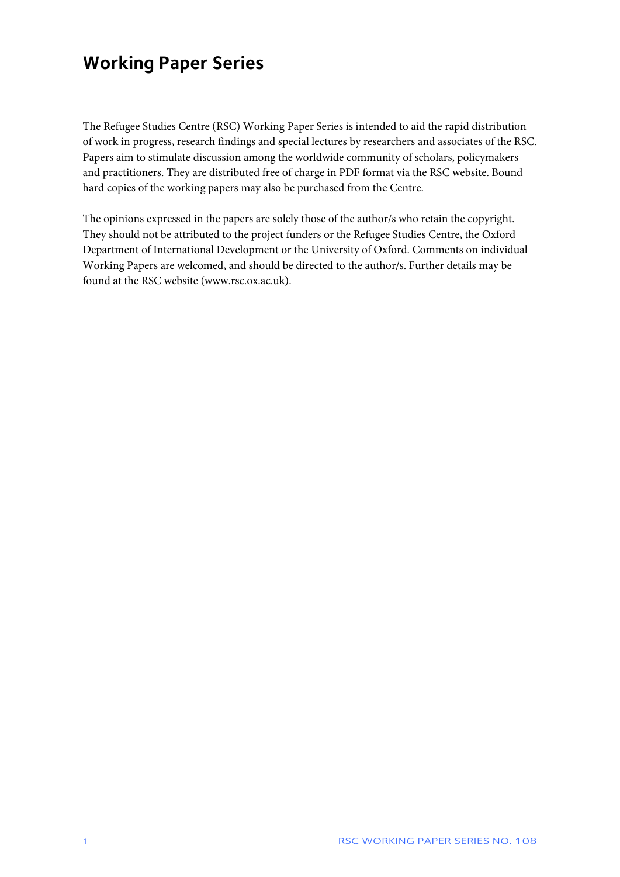# Working Paper Series

The Refugee Studies Centre (RSC) Working Paper Series is intended to aid the rapid distribution of work in progress, research findings and special lectures by researchers and associates of the RSC. Papers aim to stimulate discussion among the worldwide community of scholars, policymakers and practitioners. They are distributed free of charge in PDF format via the RSC website. Bound hard copies of the working papers may also be purchased from the Centre.

The opinions expressed in the papers are solely those of the author/s who retain the copyright. They should not be attributed to the project funders or the Refugee Studies Centre, the Oxford Department of International Development or the University of Oxford. Comments on individual Working Papers are welcomed, and should be directed to the author/s. Further details may be found at the RSC website (www.rsc.ox.ac.uk).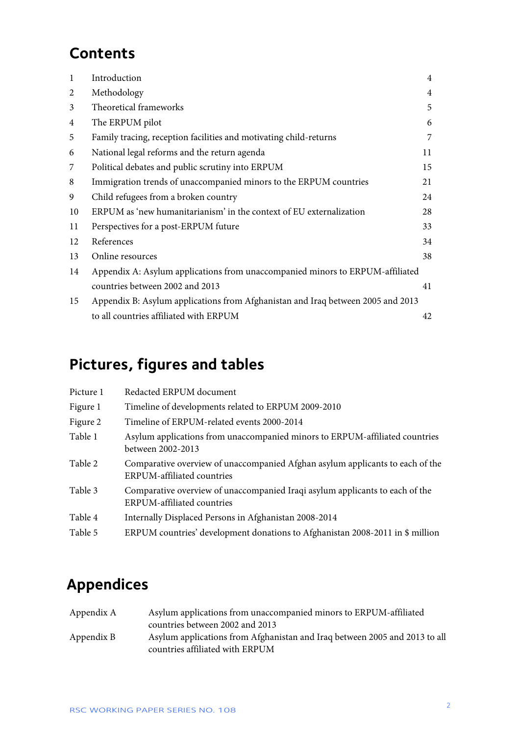## Contents

| | | |
|---|---|---|
| 1 | Introduction | 4 |
| 2 | Methodology | 4 |
| 3 | Theoretical frameworks | 5 |
| 4 | The ERPUM pilot | 6 |
| 5 | Family tracing, reception facilities and motivating child-returns | 7 |
| 6 | National legal reforms and the return agenda | 11 |
| 7 | Political debates and public scrutiny into ERPUM | 15 |
| 8 | Immigration trends of unaccompanied minors to the ERPUM countries | 21 |
| 9 | Child refugees from a broken country | 24 |
| 10 | ERPUM as 'new humanitarianism' in the context of EU externalization | 28 |
| 11 | Perspectives for a post-ERPUM future | 33 |
| 12 | References | 34 |
| 13 | Online resources | 38 |
| 14 | Appendix A: Asylum applications from unaccompanied minors to ERPUM-affiliated countries between 2002 and 2013 | 41 |
| 15 | Appendix B: Asylum applications from Afghanistan and Iraq between 2005 and 2013 to all countries affiliated with ERPUM | 42 |

## Pictures, figures and tables

| | |
|---|---|
| Picture 1 | Redacted ERPUM document |
| Figure 1 | Timeline of developments related to ERPUM 2009-2010 |
| Figure 2 | Timeline of ERPUM-related events 2000-2014 |
| Table 1 | Asylum applications from unaccompanied minors to ERPUM-affiliated countries between 2002-2013 |
| Table 2 | Comparative overview of unaccompanied Afghan asylum applicants to each of the ERPUM-affiliated countries |
| Table 3 | Comparative overview of unaccompanied Iraqi asylum applicants to each of the ERPUM-affiliated countries |
| Table 4 | Internally Displaced Persons in Afghanistan 2008-2014 |
| Table 5 | ERPUM countries' development donations to Afghanistan 2008-2011 in $ million |

## Appendices

| | |
|---|---|
| Appendix A | Asylum applications from unaccompanied minors to ERPUM-affiliated countries between 2002 and 2013 |
| Appendix B | Asylum applications from Afghanistan and Iraq between 2005 and 2013 to all countries affiliated with ERPUM |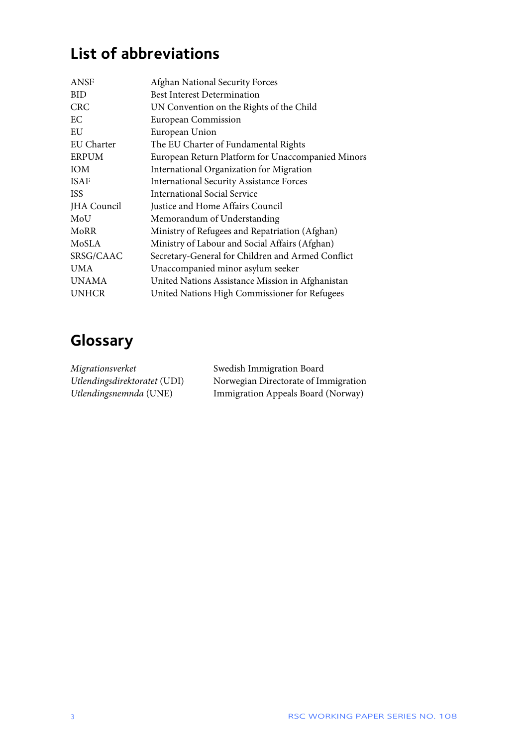## List of abbreviations

| | |
|---|---|
| ANSF | Afghan National Security Forces |
| BID | Best Interest Determination |
| CRC | UN Convention on the Rights of the Child |
| EC | European Commission |
| EU | European Union |
| EU Charter | The EU Charter of Fundamental Rights |
| ERPUM | European Return Platform for Unaccompanied Minors |
| IOM | International Organization for Migration |
| ISAF | International Security Assistance Forces |
| ISS | International Social Service |
| JHA Council | Justice and Home Affairs Council |
| MoU | Memorandum of Understanding |
| MoRR | Ministry of Refugees and Repatriation (Afghan) |
| MoSLA | Ministry of Labour and Social Affairs (Afghan) |
| SRSG/CAAC | Secretary-General for Children and Armed Conflict |
| UMA | Unaccompanied minor asylum seeker |
| UNAMA | United Nations Assistance Mission in Afghanistan |
| UNHCR | United Nations High Commissioner for Refugees |

## Glossary

| | |
|---|---|
| *Migrationsverket* | Swedish Immigration Board |
| *Utlendingsdirektoratet* (UDI) | Norwegian Directorate of Immigration |
| *Utlendingsnemnda* (UNE) | Immigration Appeals Board (Norway) |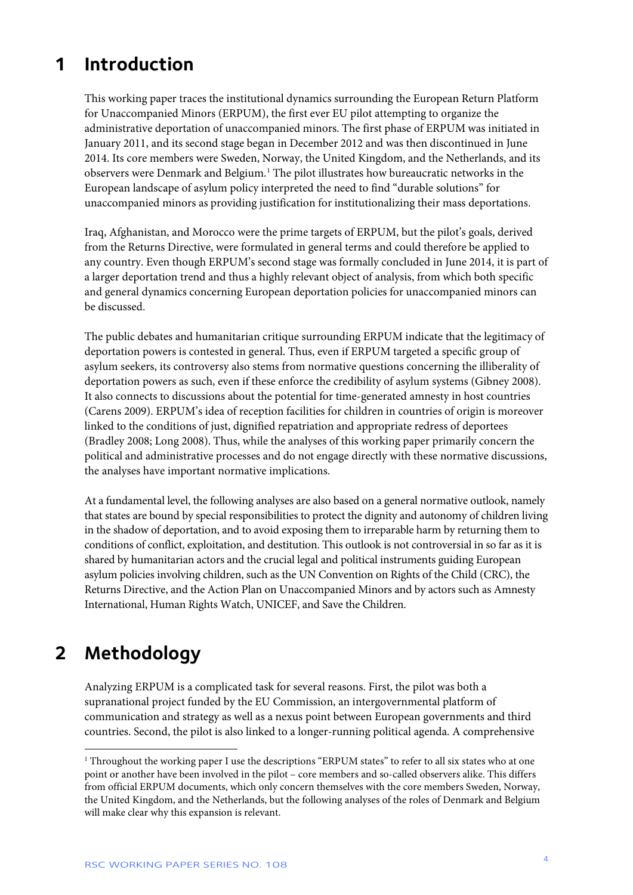# 1 Introduction

This working paper traces the institutional dynamics surrounding the European Return Platform for Unaccompanied Minors (ERPUM), the first ever EU pilot attempting to organize the administrative deportation of unaccompanied minors. The first phase of ERPUM was initiated in January 2011, and its second stage began in December 2012 and was then discontinued in June 2014. Its core members were Sweden, Norway, the United Kingdom, and the Netherlands, and its observers were Denmark and Belgium.[1] The pilot illustrates how bureaucratic networks in the European landscape of asylum policy interpreted the need to find "durable solutions" for unaccompanied minors as providing justification for institutionalizing their mass deportations.

Iraq, Afghanistan, and Morocco were the prime targets of ERPUM, but the pilot's goals, derived from the Returns Directive, were formulated in general terms and could therefore be applied to any country. Even though ERPUM's second stage was formally concluded in June 2014, it is part of a larger deportation trend and thus a highly relevant object of analysis, from which both specific and general dynamics concerning European deportation policies for unaccompanied minors can be discussed.

The public debates and humanitarian critique surrounding ERPUM indicate that the legitimacy of deportation powers is contested in general. Thus, even if ERPUM targeted a specific group of asylum seekers, its controversy also stems from normative questions concerning the illiberality of deportation powers as such, even if these enforce the credibility of asylum systems (Gibney 2008). It also connects to discussions about the potential for time-generated amnesty in host countries (Carens 2009). ERPUM's idea of reception facilities for children in countries of origin is moreover linked to the conditions of just, dignified repatriation and appropriate redress of deportees (Bradley 2008; Long 2008). Thus, while the analyses of this working paper primarily concern the political and administrative processes and do not engage directly with these normative discussions, the analyses have important normative implications.

At a fundamental level, the following analyses are also based on a general normative outlook, namely that states are bound by special responsibilities to protect the dignity and autonomy of children living in the shadow of deportation, and to avoid exposing them to irreparable harm by returning them to conditions of conflict, exploitation, and destitution. This outlook is not controversial in so far as it is shared by humanitarian actors and the crucial legal and political instruments guiding European asylum policies involving children, such as the UN Convention on Rights of the Child (CRC), the Returns Directive, and the Action Plan on Unaccompanied Minors and by actors such as Amnesty International, Human Rights Watch, UNICEF, and Save the Children.

# 2 Methodology

Analyzing ERPUM is a complicated task for several reasons. First, the pilot was both a supranational project funded by the EU Commission, an intergovernmental platform of communication and strategy as well as a nexus point between European governments and third countries. Second, the pilot is also linked to a longer-running political agenda. A comprehensive

[1] Throughout the working paper I use the descriptions "ERPUM states" to refer to all six states who at one point or another have been involved in the pilot – core members and so-called observers alike. This differs from official ERPUM documents, which only concern themselves with the core members Sweden, Norway, the United Kingdom, and the Netherlands, but the following analyses of the roles of Denmark and Belgium will make clear why this expansion is relevant.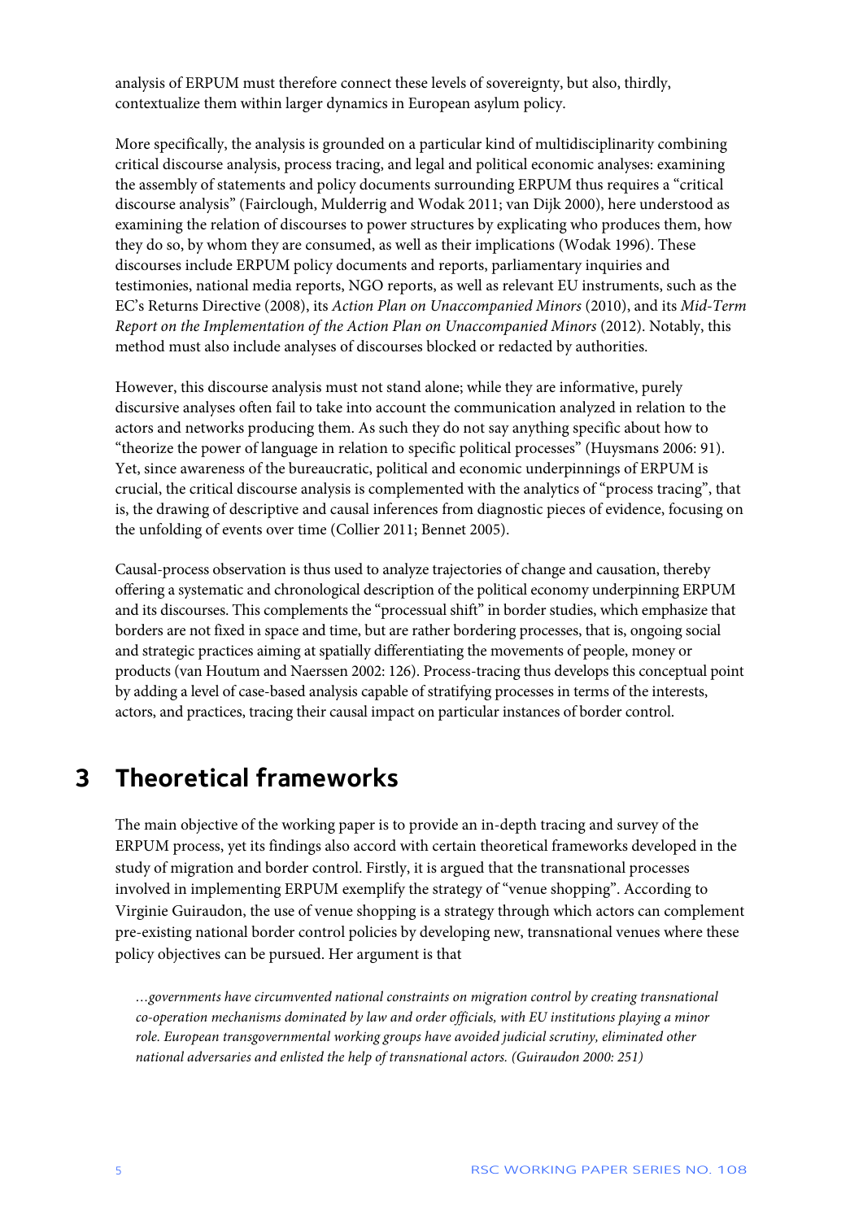analysis of ERPUM must therefore connect these levels of sovereignty, but also, thirdly, contextualize them within larger dynamics in European asylum policy.

More specifically, the analysis is grounded on a particular kind of multidisciplinarity combining critical discourse analysis, process tracing, and legal and political economic analyses: examining the assembly of statements and policy documents surrounding ERPUM thus requires a "critical discourse analysis" (Fairclough, Mulderrig and Wodak 2011; van Dijk 2000), here understood as examining the relation of discourses to power structures by explicating who produces them, how they do so, by whom they are consumed, as well as their implications (Wodak 1996). These discourses include ERPUM policy documents and reports, parliamentary inquiries and testimonies, national media reports, NGO reports, as well as relevant EU instruments, such as the EC's Returns Directive (2008), its *Action Plan on Unaccompanied Minors* (2010), and its *Mid-Term Report on the Implementation of the Action Plan on Unaccompanied Minors* (2012). Notably, this method must also include analyses of discourses blocked or redacted by authorities.

However, this discourse analysis must not stand alone; while they are informative, purely discursive analyses often fail to take into account the communication analyzed in relation to the actors and networks producing them. As such they do not say anything specific about how to "theorize the power of language in relation to specific political processes" (Huysmans 2006: 91). Yet, since awareness of the bureaucratic, political and economic underpinnings of ERPUM is crucial, the critical discourse analysis is complemented with the analytics of "process tracing", that is, the drawing of descriptive and causal inferences from diagnostic pieces of evidence, focusing on the unfolding of events over time (Collier 2011; Bennet 2005).

Causal-process observation is thus used to analyze trajectories of change and causation, thereby offering a systematic and chronological description of the political economy underpinning ERPUM and its discourses. This complements the "processual shift" in border studies, which emphasize that borders are not fixed in space and time, but are rather bordering processes, that is, ongoing social and strategic practices aiming at spatially differentiating the movements of people, money or products (van Houtum and Naerssen 2002: 126). Process-tracing thus develops this conceptual point by adding a level of case-based analysis capable of stratifying processes in terms of the interests, actors, and practices, tracing their causal impact on particular instances of border control.

# 3 Theoretical frameworks

The main objective of the working paper is to provide an in-depth tracing and survey of the ERPUM process, yet its findings also accord with certain theoretical frameworks developed in the study of migration and border control. Firstly, it is argued that the transnational processes involved in implementing ERPUM exemplify the strategy of "venue shopping". According to Virginie Guiraudon, the use of venue shopping is a strategy through which actors can complement pre-existing national border control policies by developing new, transnational venues where these policy objectives can be pursued. Her argument is that

> *…governments have circumvented national constraints on migration control by creating transnational co-operation mechanisms dominated by law and order officials, with EU institutions playing a minor role. European transgovernmental working groups have avoided judicial scrutiny, eliminated other national adversaries and enlisted the help of transnational actors. (Guiraudon 2000: 251)*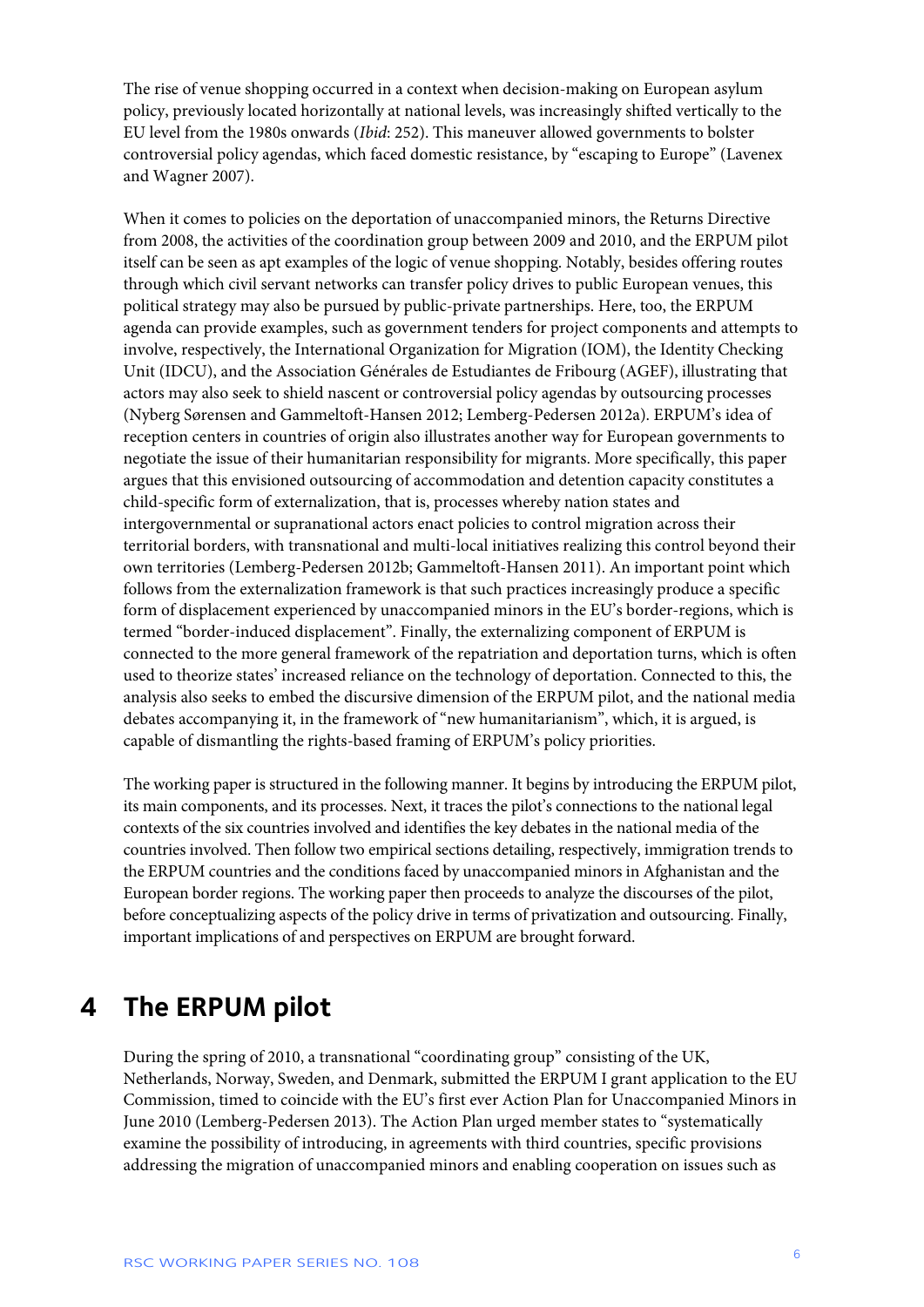The rise of venue shopping occurred in a context when decision-making on European asylum policy, previously located horizontally at national levels, was increasingly shifted vertically to the EU level from the 1980s onwards (*Ibid*: 252). This maneuver allowed governments to bolster controversial policy agendas, which faced domestic resistance, by "escaping to Europe" (Lavenex and Wagner 2007).

When it comes to policies on the deportation of unaccompanied minors, the Returns Directive from 2008, the activities of the coordination group between 2009 and 2010, and the ERPUM pilot itself can be seen as apt examples of the logic of venue shopping. Notably, besides offering routes through which civil servant networks can transfer policy drives to public European venues, this political strategy may also be pursued by public-private partnerships. Here, too, the ERPUM agenda can provide examples, such as government tenders for project components and attempts to involve, respectively, the International Organization for Migration (IOM), the Identity Checking Unit (IDCU), and the Association Générales de Estudiantes de Fribourg (AGEF), illustrating that actors may also seek to shield nascent or controversial policy agendas by outsourcing processes (Nyberg Sørensen and Gammeltoft-Hansen 2012; Lemberg-Pedersen 2012a). ERPUM's idea of reception centers in countries of origin also illustrates another way for European governments to negotiate the issue of their humanitarian responsibility for migrants. More specifically, this paper argues that this envisioned outsourcing of accommodation and detention capacity constitutes a child-specific form of externalization, that is, processes whereby nation states and intergovernmental or supranational actors enact policies to control migration across their territorial borders, with transnational and multi-local initiatives realizing this control beyond their own territories (Lemberg-Pedersen 2012b; Gammeltoft-Hansen 2011). An important point which follows from the externalization framework is that such practices increasingly produce a specific form of displacement experienced by unaccompanied minors in the EU's border-regions, which is termed "border-induced displacement". Finally, the externalizing component of ERPUM is connected to the more general framework of the repatriation and deportation turns, which is often used to theorize states' increased reliance on the technology of deportation. Connected to this, the analysis also seeks to embed the discursive dimension of the ERPUM pilot, and the national media debates accompanying it, in the framework of "new humanitarianism", which, it is argued, is capable of dismantling the rights-based framing of ERPUM's policy priorities.

The working paper is structured in the following manner. It begins by introducing the ERPUM pilot, its main components, and its processes. Next, it traces the pilot's connections to the national legal contexts of the six countries involved and identifies the key debates in the national media of the countries involved. Then follow two empirical sections detailing, respectively, immigration trends to the ERPUM countries and the conditions faced by unaccompanied minors in Afghanistan and the European border regions. The working paper then proceeds to analyze the discourses of the pilot, before conceptualizing aspects of the policy drive in terms of privatization and outsourcing. Finally, important implications of and perspectives on ERPUM are brought forward.

# 4 The ERPUM pilot

During the spring of 2010, a transnational "coordinating group" consisting of the UK, Netherlands, Norway, Sweden, and Denmark, submitted the ERPUM I grant application to the EU Commission, timed to coincide with the EU's first ever Action Plan for Unaccompanied Minors in June 2010 (Lemberg-Pedersen 2013). The Action Plan urged member states to "systematically examine the possibility of introducing, in agreements with third countries, specific provisions addressing the migration of unaccompanied minors and enabling cooperation on issues such as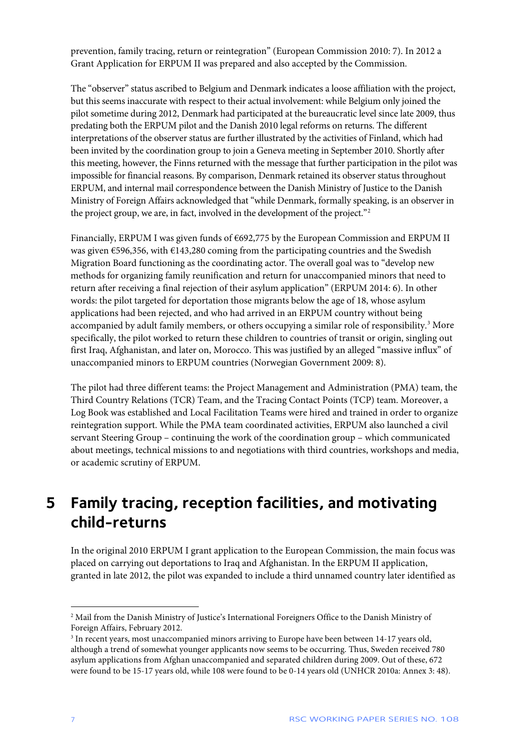prevention, family tracing, return or reintegration" (European Commission 2010: 7). In 2012 a Grant Application for ERPUM II was prepared and also accepted by the Commission.

The "observer" status ascribed to Belgium and Denmark indicates a loose affiliation with the project, but this seems inaccurate with respect to their actual involvement: while Belgium only joined the pilot sometime during 2012, Denmark had participated at the bureaucratic level since late 2009, thus predating both the ERPUM pilot and the Danish 2010 legal reforms on returns. The different interpretations of the observer status are further illustrated by the activities of Finland, which had been invited by the coordination group to join a Geneva meeting in September 2010. Shortly after this meeting, however, the Finns returned with the message that further participation in the pilot was impossible for financial reasons. By comparison, Denmark retained its observer status throughout ERPUM, and internal mail correspondence between the Danish Ministry of Justice to the Danish Ministry of Foreign Affairs acknowledged that "while Denmark, formally speaking, is an observer in the project group, we are, in fact, involved in the development of the project."[2]

Financially, ERPUM I was given funds of €692,775 by the European Commission and ERPUM II was given €596,356, with €143,280 coming from the participating countries and the Swedish Migration Board functioning as the coordinating actor. The overall goal was to "develop new methods for organizing family reunification and return for unaccompanied minors that need to return after receiving a final rejection of their asylum application" (ERPUM 2014: 6). In other words: the pilot targeted for deportation those migrants below the age of 18, whose asylum applications had been rejected, and who had arrived in an ERPUM country without being accompanied by adult family members, or others occupying a similar role of responsibility.[3] More specifically, the pilot worked to return these children to countries of transit or origin, singling out first Iraq, Afghanistan, and later on, Morocco. This was justified by an alleged "massive influx" of unaccompanied minors to ERPUM countries (Norwegian Government 2009: 8).

The pilot had three different teams: the Project Management and Administration (PMA) team, the Third Country Relations (TCR) Team, and the Tracing Contact Points (TCP) team. Moreover, a Log Book was established and Local Facilitation Teams were hired and trained in order to organize reintegration support. While the PMA team coordinated activities, ERPUM also launched a civil servant Steering Group – continuing the work of the coordination group – which communicated about meetings, technical missions to and negotiations with third countries, workshops and media, or academic scrutiny of ERPUM.

# 5 Family tracing, reception facilities, and motivating child-returns

In the original 2010 ERPUM I grant application to the European Commission, the main focus was placed on carrying out deportations to Iraq and Afghanistan. In the ERPUM II application, granted in late 2012, the pilot was expanded to include a third unnamed country later identified as

---

[2] Mail from the Danish Ministry of Justice's International Foreigners Office to the Danish Ministry of Foreign Affairs, February 2012.

[3] In recent years, most unaccompanied minors arriving to Europe have been between 14-17 years old, although a trend of somewhat younger applicants now seems to be occurring. Thus, Sweden received 780 asylum applications from Afghan unaccompanied and separated children during 2009. Out of these, 672 were found to be 15-17 years old, while 108 were found to be 0-14 years old (UNHCR 2010a: Annex 3: 48).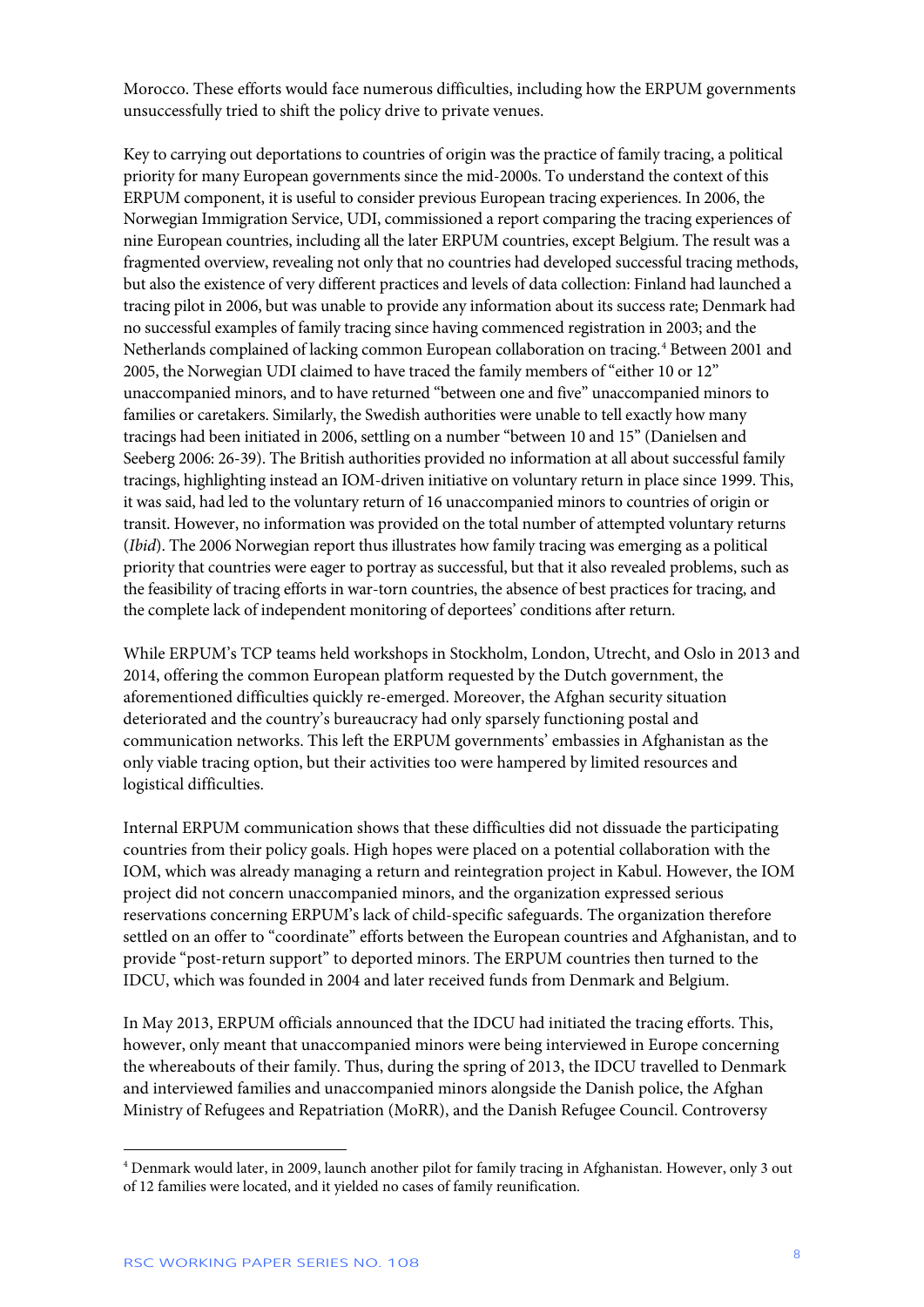Morocco. These efforts would face numerous difficulties, including how the ERPUM governments unsuccessfully tried to shift the policy drive to private venues.

Key to carrying out deportations to countries of origin was the practice of family tracing, a political priority for many European governments since the mid-2000s. To understand the context of this ERPUM component, it is useful to consider previous European tracing experiences. In 2006, the Norwegian Immigration Service, UDI, commissioned a report comparing the tracing experiences of nine European countries, including all the later ERPUM countries, except Belgium. The result was a fragmented overview, revealing not only that no countries had developed successful tracing methods, but also the existence of very different practices and levels of data collection: Finland had launched a tracing pilot in 2006, but was unable to provide any information about its success rate; Denmark had no successful examples of family tracing since having commenced registration in 2003; and the Netherlands complained of lacking common European collaboration on tracing.[4] Between 2001 and 2005, the Norwegian UDI claimed to have traced the family members of "either 10 or 12" unaccompanied minors, and to have returned "between one and five" unaccompanied minors to families or caretakers. Similarly, the Swedish authorities were unable to tell exactly how many tracings had been initiated in 2006, settling on a number "between 10 and 15" (Danielsen and Seeberg 2006: 26-39). The British authorities provided no information at all about successful family tracings, highlighting instead an IOM-driven initiative on voluntary return in place since 1999. This, it was said, had led to the voluntary return of 16 unaccompanied minors to countries of origin or transit. However, no information was provided on the total number of attempted voluntary returns (*Ibid*). The 2006 Norwegian report thus illustrates how family tracing was emerging as a political priority that countries were eager to portray as successful, but that it also revealed problems, such as the feasibility of tracing efforts in war-torn countries, the absence of best practices for tracing, and the complete lack of independent monitoring of deportees' conditions after return.

While ERPUM's TCP teams held workshops in Stockholm, London, Utrecht, and Oslo in 2013 and 2014, offering the common European platform requested by the Dutch government, the aforementioned difficulties quickly re-emerged. Moreover, the Afghan security situation deteriorated and the country's bureaucracy had only sparsely functioning postal and communication networks. This left the ERPUM governments' embassies in Afghanistan as the only viable tracing option, but their activities too were hampered by limited resources and logistical difficulties.

Internal ERPUM communication shows that these difficulties did not dissuade the participating countries from their policy goals. High hopes were placed on a potential collaboration with the IOM, which was already managing a return and reintegration project in Kabul. However, the IOM project did not concern unaccompanied minors, and the organization expressed serious reservations concerning ERPUM's lack of child-specific safeguards. The organization therefore settled on an offer to "coordinate" efforts between the European countries and Afghanistan, and to provide "post-return support" to deported minors. The ERPUM countries then turned to the IDCU, which was founded in 2004 and later received funds from Denmark and Belgium.

In May 2013, ERPUM officials announced that the IDCU had initiated the tracing efforts. This, however, only meant that unaccompanied minors were being interviewed in Europe concerning the whereabouts of their family. Thus, during the spring of 2013, the IDCU travelled to Denmark and interviewed families and unaccompanied minors alongside the Danish police, the Afghan Ministry of Refugees and Repatriation (MoRR), and the Danish Refugee Council. Controversy

---

[4] Denmark would later, in 2009, launch another pilot for family tracing in Afghanistan. However, only 3 out of 12 families were located, and it yielded no cases of family reunification.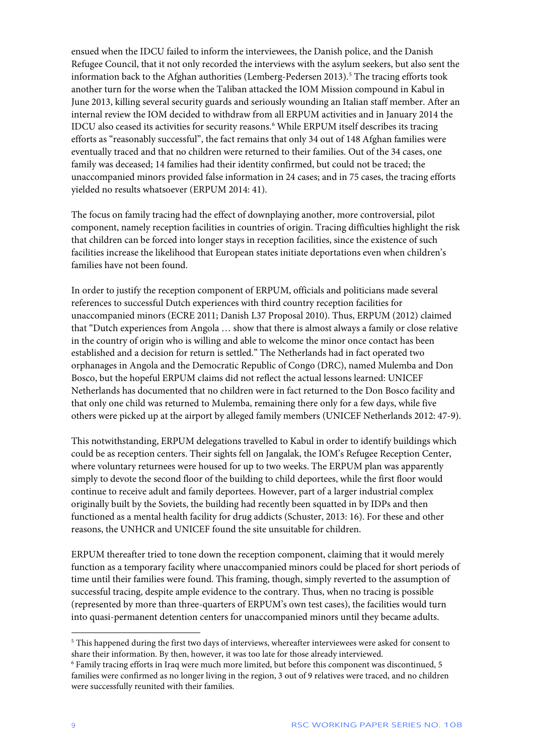ensued when the IDCU failed to inform the interviewees, the Danish police, and the Danish Refugee Council, that it not only recorded the interviews with the asylum seekers, but also sent the information back to the Afghan authorities (Lemberg-Pedersen 2013).[5] The tracing efforts took another turn for the worse when the Taliban attacked the IOM Mission compound in Kabul in June 2013, killing several security guards and seriously wounding an Italian staff member. After an internal review the IOM decided to withdraw from all ERPUM activities and in January 2014 the IDCU also ceased its activities for security reasons.[6] While ERPUM itself describes its tracing efforts as "reasonably successful", the fact remains that only 34 out of 148 Afghan families were eventually traced and that no children were returned to their families. Out of the 34 cases, one family was deceased; 14 families had their identity confirmed, but could not be traced; the unaccompanied minors provided false information in 24 cases; and in 75 cases, the tracing efforts yielded no results whatsoever (ERPUM 2014: 41).

The focus on family tracing had the effect of downplaying another, more controversial, pilot component, namely reception facilities in countries of origin. Tracing difficulties highlight the risk that children can be forced into longer stays in reception facilities, since the existence of such facilities increase the likelihood that European states initiate deportations even when children's families have not been found.

In order to justify the reception component of ERPUM, officials and politicians made several references to successful Dutch experiences with third country reception facilities for unaccompanied minors (ECRE 2011; Danish L37 Proposal 2010). Thus, ERPUM (2012) claimed that "Dutch experiences from Angola … show that there is almost always a family or close relative in the country of origin who is willing and able to welcome the minor once contact has been established and a decision for return is settled." The Netherlands had in fact operated two orphanages in Angola and the Democratic Republic of Congo (DRC), named Mulemba and Don Bosco, but the hopeful ERPUM claims did not reflect the actual lessons learned: UNICEF Netherlands has documented that no children were in fact returned to the Don Bosco facility and that only one child was returned to Mulemba, remaining there only for a few days, while five others were picked up at the airport by alleged family members (UNICEF Netherlands 2012: 47-9).

This notwithstanding, ERPUM delegations travelled to Kabul in order to identify buildings which could be as reception centers. Their sights fell on Jangalak, the IOM's Refugee Reception Center, where voluntary returnees were housed for up to two weeks. The ERPUM plan was apparently simply to devote the second floor of the building to child deportees, while the first floor would continue to receive adult and family deportees. However, part of a larger industrial complex originally built by the Soviets, the building had recently been squatted in by IDPs and then functioned as a mental health facility for drug addicts (Schuster, 2013: 16). For these and other reasons, the UNHCR and UNICEF found the site unsuitable for children.

ERPUM thereafter tried to tone down the reception component, claiming that it would merely function as a temporary facility where unaccompanied minors could be placed for short periods of time until their families were found. This framing, though, simply reverted to the assumption of successful tracing, despite ample evidence to the contrary. Thus, when no tracing is possible (represented by more than three-quarters of ERPUM's own test cases), the facilities would turn into quasi-permanent detention centers for unaccompanied minors until they became adults.

[5] This happened during the first two days of interviews, whereafter interviewees were asked for consent to share their information. By then, however, it was too late for those already interviewed.

[6] Family tracing efforts in Iraq were much more limited, but before this component was discontinued, 5 families were confirmed as no longer living in the region, 3 out of 9 relatives were traced, and no children were successfully reunited with their families.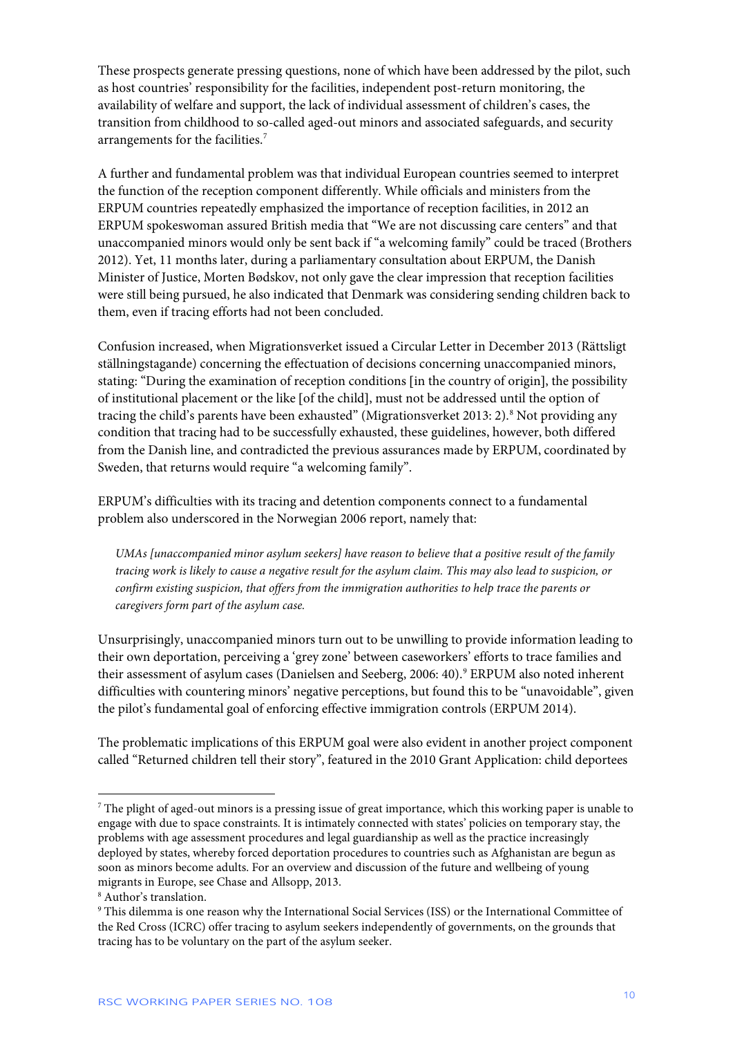These prospects generate pressing questions, none of which have been addressed by the pilot, such as host countries' responsibility for the facilities, independent post-return monitoring, the availability of welfare and support, the lack of individual assessment of children's cases, the transition from childhood to so-called aged-out minors and associated safeguards, and security arrangements for the facilities.[7]

A further and fundamental problem was that individual European countries seemed to interpret the function of the reception component differently. While officials and ministers from the ERPUM countries repeatedly emphasized the importance of reception facilities, in 2012 an ERPUM spokeswoman assured British media that "We are not discussing care centers" and that unaccompanied minors would only be sent back if "a welcoming family" could be traced (Brothers 2012). Yet, 11 months later, during a parliamentary consultation about ERPUM, the Danish Minister of Justice, Morten Bødskov, not only gave the clear impression that reception facilities were still being pursued, he also indicated that Denmark was considering sending children back to them, even if tracing efforts had not been concluded.

Confusion increased, when Migrationsverket issued a Circular Letter in December 2013 (Rättsligt ställningstagande) concerning the effectuation of decisions concerning unaccompanied minors, stating: "During the examination of reception conditions [in the country of origin], the possibility of institutional placement or the like [of the child], must not be addressed until the option of tracing the child's parents have been exhausted" (Migrationsverket 2013: 2).[8] Not providing any condition that tracing had to be successfully exhausted, these guidelines, however, both differed from the Danish line, and contradicted the previous assurances made by ERPUM, coordinated by Sweden, that returns would require "a welcoming family".

ERPUM's difficulties with its tracing and detention components connect to a fundamental problem also underscored in the Norwegian 2006 report, namely that:

> *UMAs [unaccompanied minor asylum seekers] have reason to believe that a positive result of the family tracing work is likely to cause a negative result for the asylum claim. This may also lead to suspicion, or confirm existing suspicion, that offers from the immigration authorities to help trace the parents or caregivers form part of the asylum case.*

Unsurprisingly, unaccompanied minors turn out to be unwilling to provide information leading to their own deportation, perceiving a 'grey zone' between caseworkers' efforts to trace families and their assessment of asylum cases (Danielsen and Seeberg, 2006: 40).[9] ERPUM also noted inherent difficulties with countering minors' negative perceptions, but found this to be "unavoidable", given the pilot's fundamental goal of enforcing effective immigration controls (ERPUM 2014).

The problematic implications of this ERPUM goal were also evident in another project component called "Returned children tell their story", featured in the 2010 Grant Application: child deportees

---

[7] The plight of aged-out minors is a pressing issue of great importance, which this working paper is unable to engage with due to space constraints. It is intimately connected with states' policies on temporary stay, the problems with age assessment procedures and legal guardianship as well as the practice increasingly deployed by states, whereby forced deportation procedures to countries such as Afghanistan are begun as soon as minors become adults. For an overview and discussion of the future and wellbeing of young migrants in Europe, see Chase and Allsopp, 2013.

[8] Author's translation.

[9] This dilemma is one reason why the International Social Services (ISS) or the International Committee of the Red Cross (ICRC) offer tracing to asylum seekers independently of governments, on the grounds that tracing has to be voluntary on the part of the asylum seeker.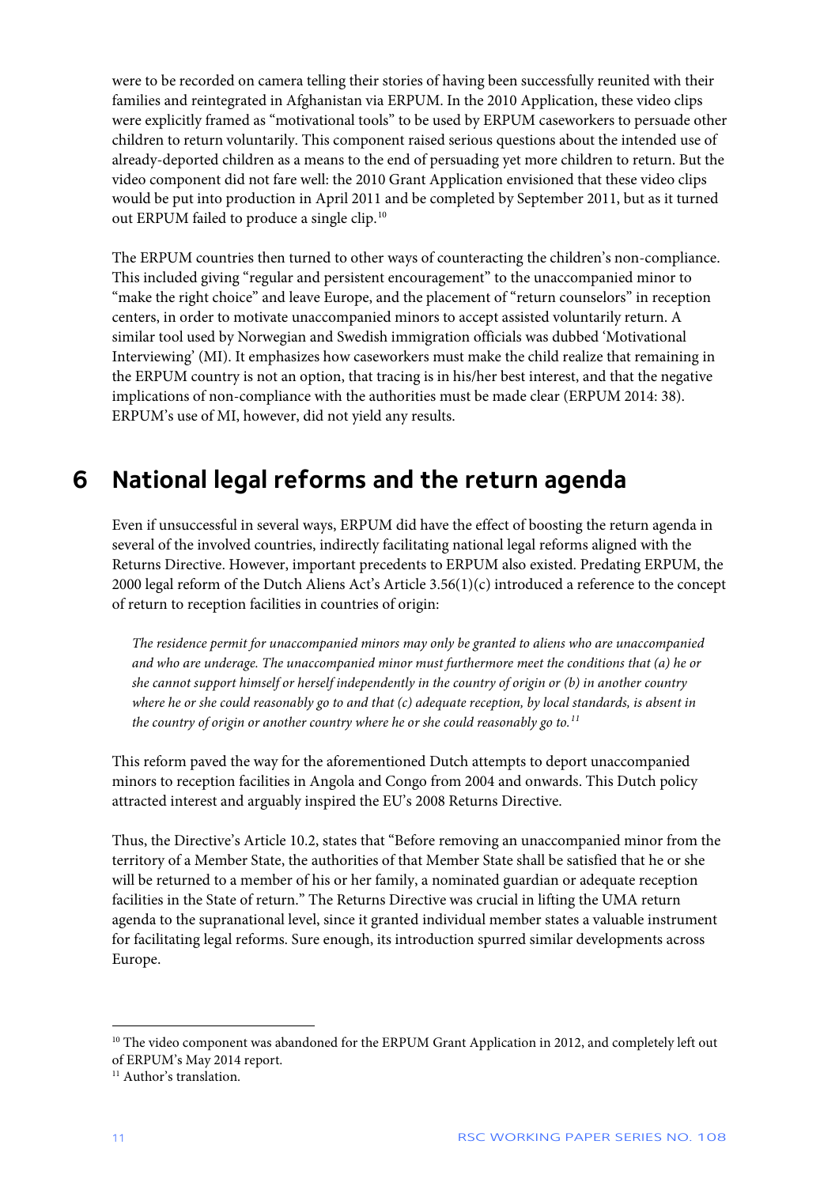were to be recorded on camera telling their stories of having been successfully reunited with their families and reintegrated in Afghanistan via ERPUM. In the 2010 Application, these video clips were explicitly framed as "motivational tools" to be used by ERPUM caseworkers to persuade other children to return voluntarily. This component raised serious questions about the intended use of already-deported children as a means to the end of persuading yet more children to return. But the video component did not fare well: the 2010 Grant Application envisioned that these video clips would be put into production in April 2011 and be completed by September 2011, but as it turned out ERPUM failed to produce a single clip.[10]

The ERPUM countries then turned to other ways of counteracting the children's non-compliance. This included giving "regular and persistent encouragement" to the unaccompanied minor to "make the right choice" and leave Europe, and the placement of "return counselors" in reception centers, in order to motivate unaccompanied minors to accept assisted voluntarily return. A similar tool used by Norwegian and Swedish immigration officials was dubbed 'Motivational Interviewing' (MI). It emphasizes how caseworkers must make the child realize that remaining in the ERPUM country is not an option, that tracing is in his/her best interest, and that the negative implications of non-compliance with the authorities must be made clear (ERPUM 2014: 38). ERPUM's use of MI, however, did not yield any results.

# 6 National legal reforms and the return agenda

Even if unsuccessful in several ways, ERPUM did have the effect of boosting the return agenda in several of the involved countries, indirectly facilitating national legal reforms aligned with the Returns Directive. However, important precedents to ERPUM also existed. Predating ERPUM, the 2000 legal reform of the Dutch Aliens Act's Article 3.56(1)(c) introduced a reference to the concept of return to reception facilities in countries of origin:

> *The residence permit for unaccompanied minors may only be granted to aliens who are unaccompanied and who are underage. The unaccompanied minor must furthermore meet the conditions that (a) he or she cannot support himself or herself independently in the country of origin or (b) in another country where he or she could reasonably go to and that (c) adequate reception, by local standards, is absent in the country of origin or another country where he or she could reasonably go to.*[11]

This reform paved the way for the aforementioned Dutch attempts to deport unaccompanied minors to reception facilities in Angola and Congo from 2004 and onwards. This Dutch policy attracted interest and arguably inspired the EU's 2008 Returns Directive.

Thus, the Directive's Article 10.2, states that "Before removing an unaccompanied minor from the territory of a Member State, the authorities of that Member State shall be satisfied that he or she will be returned to a member of his or her family, a nominated guardian or adequate reception facilities in the State of return." The Returns Directive was crucial in lifting the UMA return agenda to the supranational level, since it granted individual member states a valuable instrument for facilitating legal reforms. Sure enough, its introduction spurred similar developments across Europe.

---

[10] The video component was abandoned for the ERPUM Grant Application in 2012, and completely left out of ERPUM's May 2014 report.

[11] Author's translation.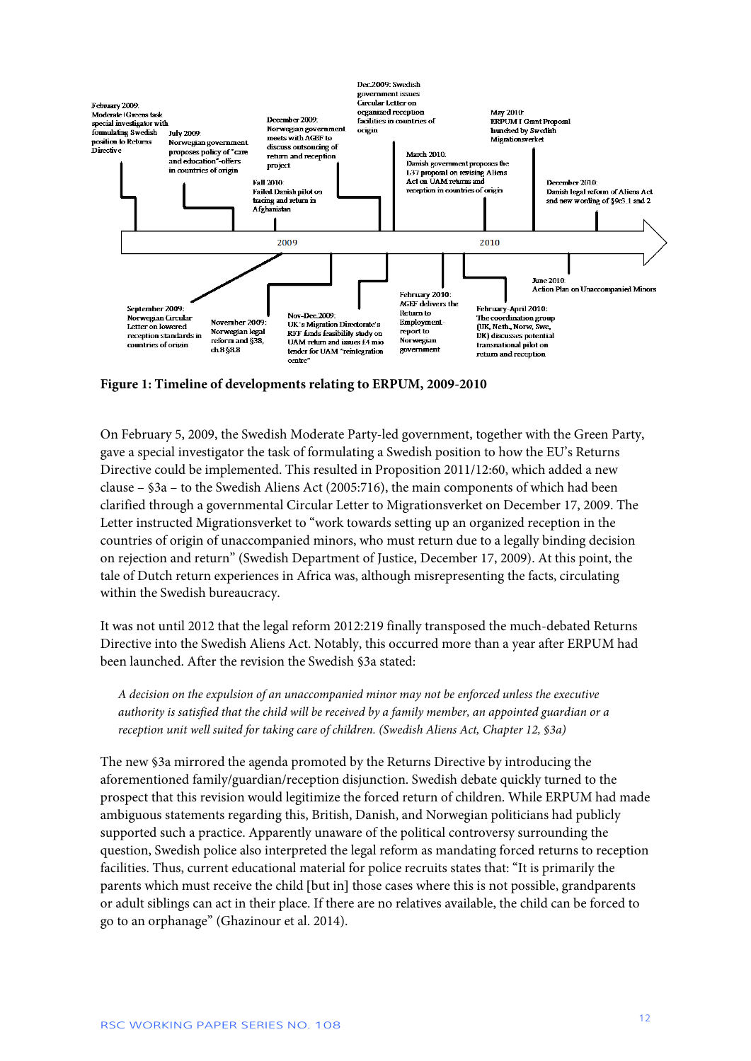- February 2009: Moderate+Greens task special investigator with formulating Swedish position to Returns Directive
- July 2009: Norwegian government proposes policy of "care and education"-offers in countries of origin
- September 2009: Norwegian Circular Letter on lowered reception standards in countries of origin
- November 2009: Norwegian legal reform and §38, ch.8 §8.8
- Nov-Dec.2009: UK's Migration Directorate's RFF funds feasibility study on UAM return and issues £4 mio tender for UAM "reintegration centre"
- December 2009: Norwegian government meets with AGEF to discuss outsourcing of return and reception project
- Dec.2009: Swedish government issues Circular Letter on organized reception facilities in countries of origin
- February 2010: AGEF delivers the Return to Employment-report to Norwegian government
- February-April 2010: The coordination group (UK, Neth., Norw, Swe, DK) discusses potential transnational pilot on return and reception
- March 2010: Danish government proposes the L37 proposal on revising Aliens Act on UAM returns and reception in countries of origin
- May 2010: ERPUM I Grant Proposal launched by Swedish Migrationsverket
- June 2010: Action Plan on Unaccompanied Minors
- Fall 2010: Failed Danish pilot on tracing and return in Afghanistan
- December 2010: Danish legal reform of Aliens Act and new wording of §9c3.1 and 2

**Figure 1: Timeline of developments relating to ERPUM, 2009-2010**

On February 5, 2009, the Swedish Moderate Party-led government, together with the Green Party, gave a special investigator the task of formulating a Swedish position to how the EU's Returns Directive could be implemented. This resulted in Proposition 2011/12:60, which added a new clause – §3a – to the Swedish Aliens Act (2005:716), the main components of which had been clarified through a governmental Circular Letter to Migrationsverket on December 17, 2009. The Letter instructed Migrationsverket to "work towards setting up an organized reception in the countries of origin of unaccompanied minors, who must return due to a legally binding decision on rejection and return" (Swedish Department of Justice, December 17, 2009). At this point, the tale of Dutch return experiences in Africa was, although misrepresenting the facts, circulating within the Swedish bureaucracy.

It was not until 2012 that the legal reform 2012:219 finally transposed the much-debated Returns Directive into the Swedish Aliens Act. Notably, this occurred more than a year after ERPUM had been launched. After the revision the Swedish §3a stated:

> *A decision on the expulsion of an unaccompanied minor may not be enforced unless the executive authority is satisfied that the child will be received by a family member, an appointed guardian or a reception unit well suited for taking care of children. (Swedish Aliens Act, Chapter 12, §3a)*

The new §3a mirrored the agenda promoted by the Returns Directive by introducing the aforementioned family/guardian/reception disjunction. Swedish debate quickly turned to the prospect that this revision would legitimize the forced return of children. While ERPUM had made ambiguous statements regarding this, British, Danish, and Norwegian politicians had publicly supported such a practice. Apparently unaware of the political controversy surrounding the question, Swedish police also interpreted the legal reform as mandating forced returns to reception facilities. Thus, current educational material for police recruits states that: "It is primarily the parents which must receive the child [but in] those cases where this is not possible, grandparents or adult siblings can act in their place. If there are no relatives available, the child can be forced to go to an orphanage" (Ghazinour et al. 2014).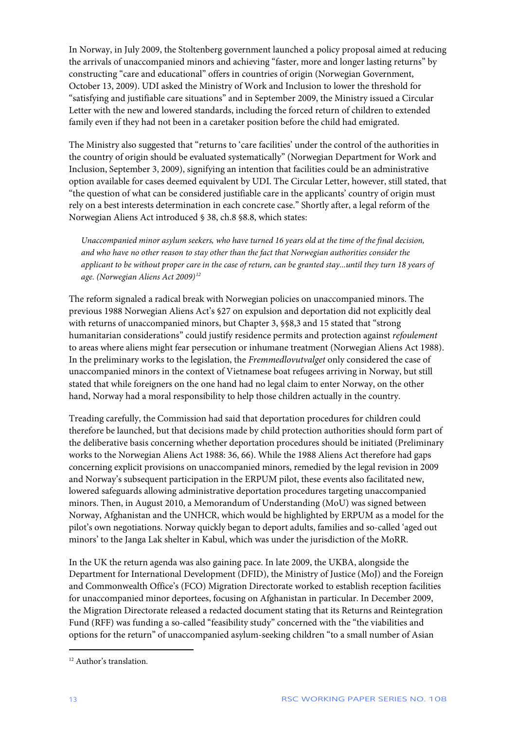In Norway, in July 2009, the Stoltenberg government launched a policy proposal aimed at reducing the arrivals of unaccompanied minors and achieving "faster, more and longer lasting returns" by constructing "care and educational" offers in countries of origin (Norwegian Government, October 13, 2009). UDI asked the Ministry of Work and Inclusion to lower the threshold for "satisfying and justifiable care situations" and in September 2009, the Ministry issued a Circular Letter with the new and lowered standards, including the forced return of children to extended family even if they had not been in a caretaker position before the child had emigrated.

The Ministry also suggested that "returns to 'care facilities' under the control of the authorities in the country of origin should be evaluated systematically" (Norwegian Department for Work and Inclusion, September 3, 2009), signifying an intention that facilities could be an administrative option available for cases deemed equivalent by UDI. The Circular Letter, however, still stated, that "the question of what can be considered justifiable care in the applicants' country of origin must rely on a best interests determination in each concrete case." Shortly after, a legal reform of the Norwegian Aliens Act introduced § 38, ch.8 §8.8, which states:

> *Unaccompanied minor asylum seekers, who have turned 16 years old at the time of the final decision, and who have no other reason to stay other than the fact that Norwegian authorities consider the applicant to be without proper care in the case of return, can be granted stay...until they turn 18 years of age. (Norwegian Aliens Act 2009)*[12]

The reform signaled a radical break with Norwegian policies on unaccompanied minors. The previous 1988 Norwegian Aliens Act's §27 on expulsion and deportation did not explicitly deal with returns of unaccompanied minors, but Chapter 3, §§8,3 and 15 stated that "strong humanitarian considerations" could justify residence permits and protection against *refoulement* to areas where aliens might fear persecution or inhumane treatment (Norwegian Aliens Act 1988). In the preliminary works to the legislation, the *Fremmedlovutvalget* only considered the case of unaccompanied minors in the context of Vietnamese boat refugees arriving in Norway, but still stated that while foreigners on the one hand had no legal claim to enter Norway, on the other hand, Norway had a moral responsibility to help those children actually in the country.

Treading carefully, the Commission had said that deportation procedures for children could therefore be launched, but that decisions made by child protection authorities should form part of the deliberative basis concerning whether deportation procedures should be initiated (Preliminary works to the Norwegian Aliens Act 1988: 36, 66). While the 1988 Aliens Act therefore had gaps concerning explicit provisions on unaccompanied minors, remedied by the legal revision in 2009 and Norway's subsequent participation in the ERPUM pilot, these events also facilitated new, lowered safeguards allowing administrative deportation procedures targeting unaccompanied minors. Then, in August 2010, a Memorandum of Understanding (MoU) was signed between Norway, Afghanistan and the UNHCR, which would be highlighted by ERPUM as a model for the pilot's own negotiations. Norway quickly began to deport adults, families and so-called 'aged out minors' to the Janga Lak shelter in Kabul, which was under the jurisdiction of the MoRR.

In the UK the return agenda was also gaining pace. In late 2009, the UKBA, alongside the Department for International Development (DFID), the Ministry of Justice (MoJ) and the Foreign and Commonwealth Office's (FCO) Migration Directorate worked to establish reception facilities for unaccompanied minor deportees, focusing on Afghanistan in particular. In December 2009, the Migration Directorate released a redacted document stating that its Returns and Reintegration Fund (RFF) was funding a so-called "feasibility study" concerned with the "the viabilities and options for the return" of unaccompanied asylum-seeking children "to a small number of Asian

[12] Author's translation.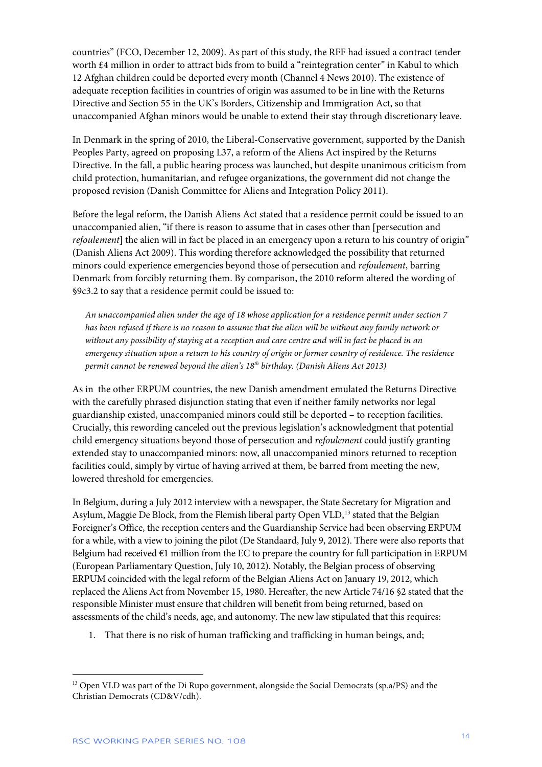countries" (FCO, December 12, 2009). As part of this study, the RFF had issued a contract tender worth £4 million in order to attract bids from to build a "reintegration center" in Kabul to which 12 Afghan children could be deported every month (Channel 4 News 2010). The existence of adequate reception facilities in countries of origin was assumed to be in line with the Returns Directive and Section 55 in the UK's Borders, Citizenship and Immigration Act, so that unaccompanied Afghan minors would be unable to extend their stay through discretionary leave.

In Denmark in the spring of 2010, the Liberal-Conservative government, supported by the Danish Peoples Party, agreed on proposing L37, a reform of the Aliens Act inspired by the Returns Directive. In the fall, a public hearing process was launched, but despite unanimous criticism from child protection, humanitarian, and refugee organizations, the government did not change the proposed revision (Danish Committee for Aliens and Integration Policy 2011).

Before the legal reform, the Danish Aliens Act stated that a residence permit could be issued to an unaccompanied alien, "if there is reason to assume that in cases other than [persecution and *refoulement*] the alien will in fact be placed in an emergency upon a return to his country of origin" (Danish Aliens Act 2009). This wording therefore acknowledged the possibility that returned minors could experience emergencies beyond those of persecution and *refoulement*, barring Denmark from forcibly returning them. By comparison, the 2010 reform altered the wording of §9c3.2 to say that a residence permit could be issued to:

> *An unaccompanied alien under the age of 18 whose application for a residence permit under section 7 has been refused if there is no reason to assume that the alien will be without any family network or without any possibility of staying at a reception and care centre and will in fact be placed in an emergency situation upon a return to his country of origin or former country of residence. The residence permit cannot be renewed beyond the alien's 18th birthday. (Danish Aliens Act 2013)*

As in the other ERPUM countries, the new Danish amendment emulated the Returns Directive with the carefully phrased disjunction stating that even if neither family networks nor legal guardianship existed, unaccompanied minors could still be deported – to reception facilities. Crucially, this rewording canceled out the previous legislation's acknowledgment that potential child emergency situations beyond those of persecution and *refoulement* could justify granting extended stay to unaccompanied minors: now, all unaccompanied minors returned to reception facilities could, simply by virtue of having arrived at them, be barred from meeting the new, lowered threshold for emergencies.

In Belgium, during a July 2012 interview with a newspaper, the State Secretary for Migration and Asylum, Maggie De Block, from the Flemish liberal party Open VLD,[13] stated that the Belgian Foreigner's Office, the reception centers and the Guardianship Service had been observing ERPUM for a while, with a view to joining the pilot (De Standaard, July 9, 2012). There were also reports that Belgium had received €1 million from the EC to prepare the country for full participation in ERPUM (European Parliamentary Question, July 10, 2012). Notably, the Belgian process of observing ERPUM coincided with the legal reform of the Belgian Aliens Act on January 19, 2012, which replaced the Aliens Act from November 15, 1980. Hereafter, the new Article 74/16 §2 stated that the responsible Minister must ensure that children will benefit from being returned, based on assessments of the child's needs, age, and autonomy. The new law stipulated that this requires:

1. That there is no risk of human trafficking and trafficking in human beings, and;

[13] Open VLD was part of the Di Rupo government, alongside the Social Democrats (sp.a/PS) and the Christian Democrats (CD&V/cdh).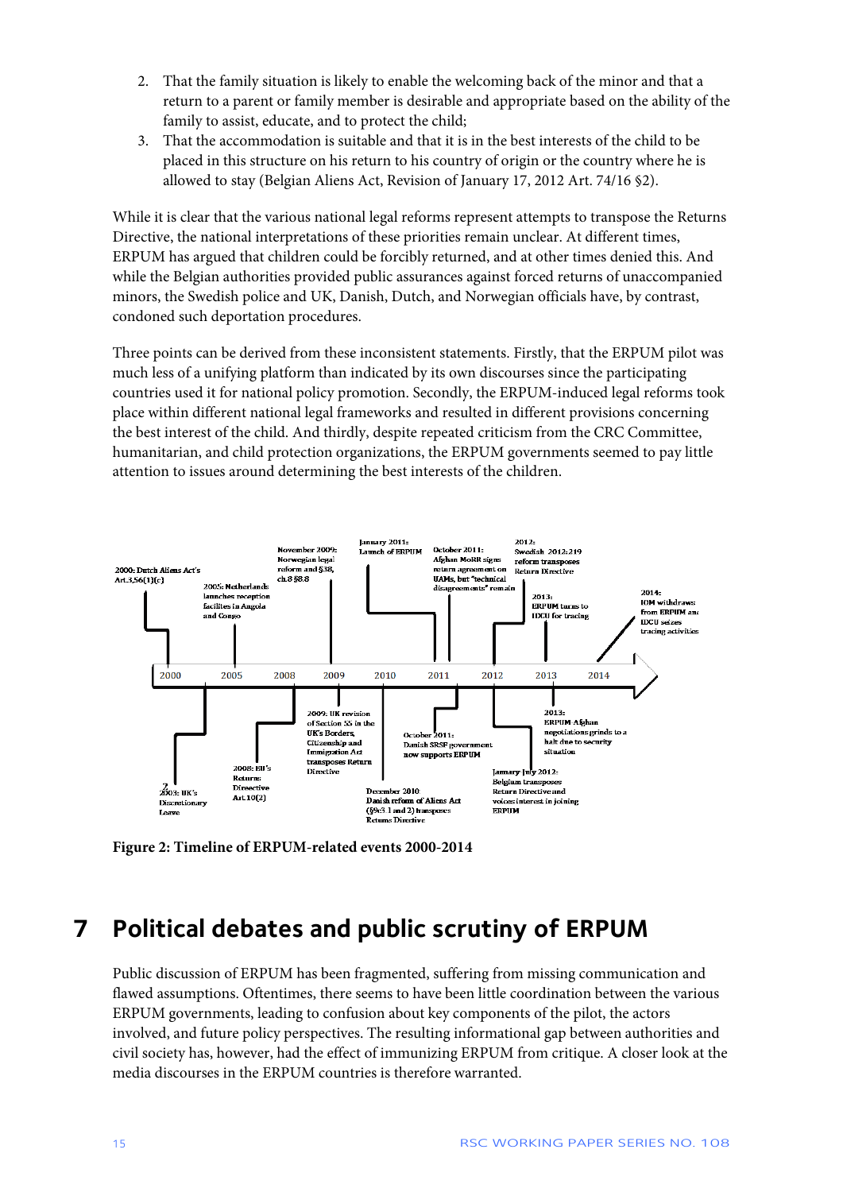2. That the family situation is likely to enable the welcoming back of the minor and that a return to a parent or family member is desirable and appropriate based on the ability of the family to assist, educate, and to protect the child;
3. That the accommodation is suitable and that it is in the best interests of the child to be placed in this structure on his return to his country of origin or the country where he is allowed to stay (Belgian Aliens Act, Revision of January 17, 2012 Art. 74/16 §2).

While it is clear that the various national legal reforms represent attempts to transpose the Returns Directive, the national interpretations of these priorities remain unclear. At different times, ERPUM has argued that children could be forcibly returned, and at other times denied this. And while the Belgian authorities provided public assurances against forced returns of unaccompanied minors, the Swedish police and UK, Danish, Dutch, and Norwegian officials have, by contrast, condoned such deportation procedures.

Three points can be derived from these inconsistent statements. Firstly, that the ERPUM pilot was much less of a unifying platform than indicated by its own discourses since the participating countries used it for national policy promotion. Secondly, the ERPUM-induced legal reforms took place within different national legal frameworks and resulted in different provisions concerning the best interest of the child. And thirdly, despite repeated criticism from the CRC Committee, humanitarian, and child protection organizations, the ERPUM governments seemed to pay little attention to issues around determining the best interests of the children.

- 2000: Dutch Aliens Act's Art.3.56(1)(c)
- 2003: UK's Discretionary Leave
- 2005: Netherlands launches reception facilities in Angola and Congo
- 2008: EU's Returns Directive Art.10(2)
- November 2009: Norwegian legal reform and §38, ch.8 §8.8
- 2009: UK revision of Section 55 in the UK's Borders, Citizenship and Immigration Act transposes Return Directive
- December 2010: Danish reform of Aliens Act (§9c3.1 and 2) transposes Returns Directive
- January 2011: Launch of ERPUM
- October 2011: Afghan MoRR signs return agreement on UAMs, but "technical disagreements" remain
- October 2011: Danish SRSF government now supports ERPUM
- January–July 2012: Belgium transposes Return Directive and voices interest in joining ERPUM
- 2012: Swedish 2012:219 reform transposes Return Directive
- 2013: ERPUM turns to IDCU for tracing
- 2013: ERPUM Afghan negotiations grinds to a halt due to security situation
- 2014: IOM withdraws from ERPUM and IDCU seizes tracing activities

**Figure 2: Timeline of ERPUM-related events 2000-2014**

# 7 Political debates and public scrutiny of ERPUM

Public discussion of ERPUM has been fragmented, suffering from missing communication and flawed assumptions. Oftentimes, there seems to have been little coordination between the various ERPUM governments, leading to confusion about key components of the pilot, the actors involved, and future policy perspectives. The resulting informational gap between authorities and civil society has, however, had the effect of immunizing ERPUM from critique. A closer look at the media discourses in the ERPUM countries is therefore warranted.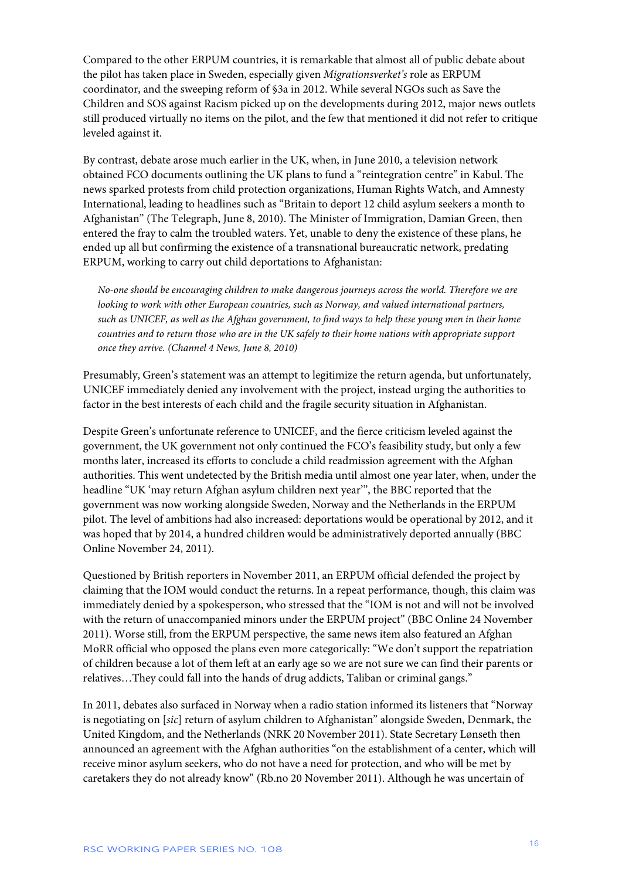Compared to the other ERPUM countries, it is remarkable that almost all of public debate about the pilot has taken place in Sweden, especially given *Migrationsverket's* role as ERPUM coordinator, and the sweeping reform of §3a in 2012. While several NGOs such as Save the Children and SOS against Racism picked up on the developments during 2012, major news outlets still produced virtually no items on the pilot, and the few that mentioned it did not refer to critique leveled against it.

By contrast, debate arose much earlier in the UK, when, in June 2010, a television network obtained FCO documents outlining the UK plans to fund a "reintegration centre" in Kabul. The news sparked protests from child protection organizations, Human Rights Watch, and Amnesty International, leading to headlines such as "Britain to deport 12 child asylum seekers a month to Afghanistan" (The Telegraph, June 8, 2010). The Minister of Immigration, Damian Green, then entered the fray to calm the troubled waters. Yet, unable to deny the existence of these plans, he ended up all but confirming the existence of a transnational bureaucratic network, predating ERPUM, working to carry out child deportations to Afghanistan:

> *No-one should be encouraging children to make dangerous journeys across the world. Therefore we are looking to work with other European countries, such as Norway, and valued international partners, such as UNICEF, as well as the Afghan government, to find ways to help these young men in their home countries and to return those who are in the UK safely to their home nations with appropriate support once they arrive. (Channel 4 News, June 8, 2010)*

Presumably, Green's statement was an attempt to legitimize the return agenda, but unfortunately, UNICEF immediately denied any involvement with the project, instead urging the authorities to factor in the best interests of each child and the fragile security situation in Afghanistan.

Despite Green's unfortunate reference to UNICEF, and the fierce criticism leveled against the government, the UK government not only continued the FCO's feasibility study, but only a few months later, increased its efforts to conclude a child readmission agreement with the Afghan authorities. This went undetected by the British media until almost one year later, when, under the headline "UK 'may return Afghan asylum children next year'", the BBC reported that the government was now working alongside Sweden, Norway and the Netherlands in the ERPUM pilot. The level of ambitions had also increased: deportations would be operational by 2012, and it was hoped that by 2014, a hundred children would be administratively deported annually (BBC Online November 24, 2011).

Questioned by British reporters in November 2011, an ERPUM official defended the project by claiming that the IOM would conduct the returns. In a repeat performance, though, this claim was immediately denied by a spokesperson, who stressed that the "IOM is not and will not be involved with the return of unaccompanied minors under the ERPUM project" (BBC Online 24 November 2011). Worse still, from the ERPUM perspective, the same news item also featured an Afghan MoRR official who opposed the plans even more categorically: "We don't support the repatriation of children because a lot of them left at an early age so we are not sure we can find their parents or relatives…They could fall into the hands of drug addicts, Taliban or criminal gangs."

In 2011, debates also surfaced in Norway when a radio station informed its listeners that "Norway is negotiating on [*sic*] return of asylum children to Afghanistan" alongside Sweden, Denmark, the United Kingdom, and the Netherlands (NRK 20 November 2011). State Secretary Lønseth then announced an agreement with the Afghan authorities "on the establishment of a center, which will receive minor asylum seekers, who do not have a need for protection, and who will be met by caretakers they do not already know" (Rb.no 20 November 2011). Although he was uncertain of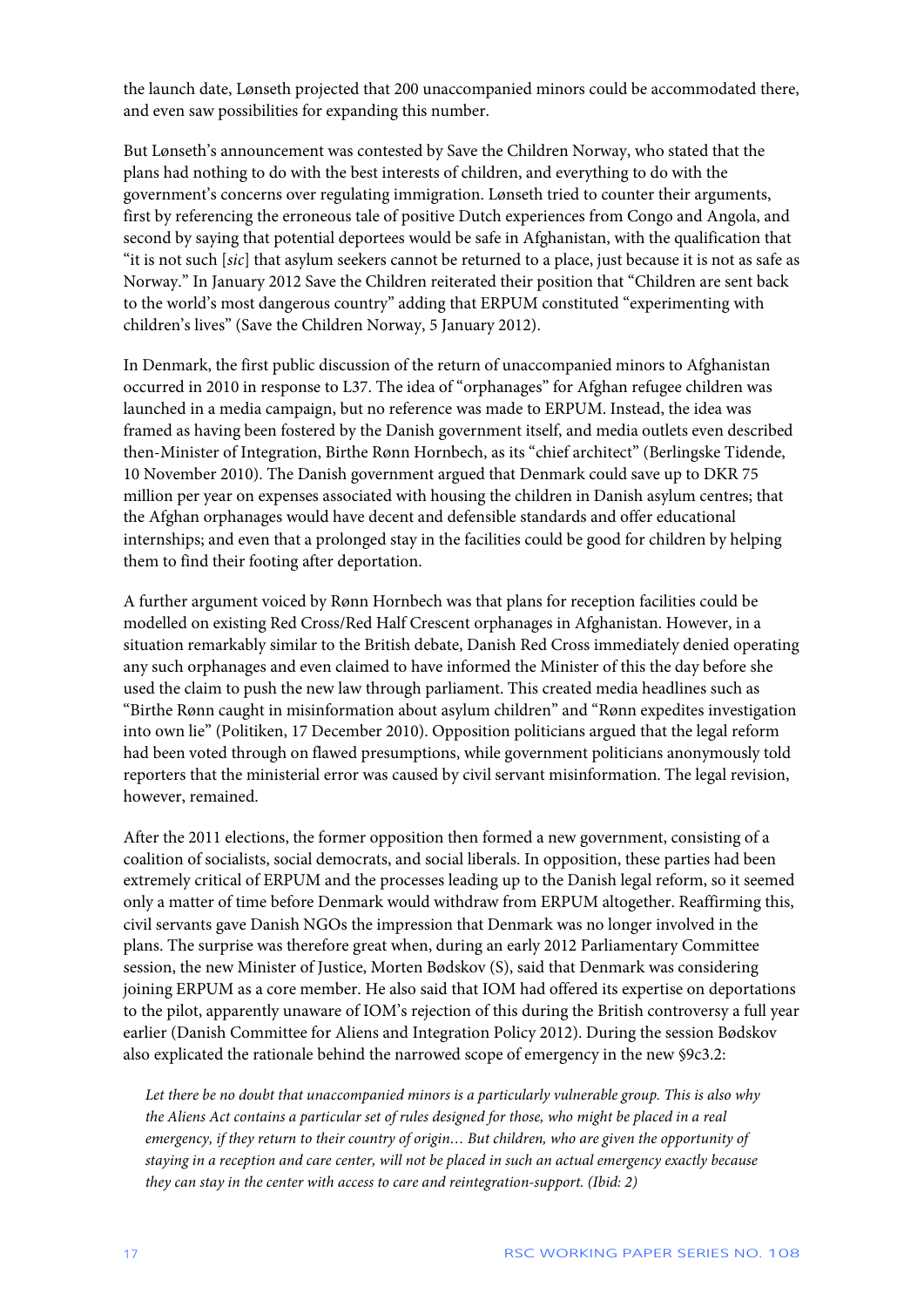the launch date, Lønseth projected that 200 unaccompanied minors could be accommodated there, and even saw possibilities for expanding this number.

But Lønseth's announcement was contested by Save the Children Norway, who stated that the plans had nothing to do with the best interests of children, and everything to do with the government's concerns over regulating immigration. Lønseth tried to counter their arguments, first by referencing the erroneous tale of positive Dutch experiences from Congo and Angola, and second by saying that potential deportees would be safe in Afghanistan, with the qualification that "it is not such [*sic*] that asylum seekers cannot be returned to a place, just because it is not as safe as Norway." In January 2012 Save the Children reiterated their position that "Children are sent back to the world's most dangerous country" adding that ERPUM constituted "experimenting with children's lives" (Save the Children Norway, 5 January 2012).

In Denmark, the first public discussion of the return of unaccompanied minors to Afghanistan occurred in 2010 in response to L37. The idea of "orphanages" for Afghan refugee children was launched in a media campaign, but no reference was made to ERPUM. Instead, the idea was framed as having been fostered by the Danish government itself, and media outlets even described then-Minister of Integration, Birthe Rønn Hornbech, as its "chief architect" (Berlingske Tidende, 10 November 2010). The Danish government argued that Denmark could save up to DKR 75 million per year on expenses associated with housing the children in Danish asylum centres; that the Afghan orphanages would have decent and defensible standards and offer educational internships; and even that a prolonged stay in the facilities could be good for children by helping them to find their footing after deportation.

A further argument voiced by Rønn Hornbech was that plans for reception facilities could be modelled on existing Red Cross/Red Half Crescent orphanages in Afghanistan. However, in a situation remarkably similar to the British debate, Danish Red Cross immediately denied operating any such orphanages and even claimed to have informed the Minister of this the day before she used the claim to push the new law through parliament. This created media headlines such as "Birthe Rønn caught in misinformation about asylum children" and "Rønn expedites investigation into own lie" (Politiken, 17 December 2010). Opposition politicians argued that the legal reform had been voted through on flawed presumptions, while government politicians anonymously told reporters that the ministerial error was caused by civil servant misinformation. The legal revision, however, remained.

After the 2011 elections, the former opposition then formed a new government, consisting of a coalition of socialists, social democrats, and social liberals. In opposition, these parties had been extremely critical of ERPUM and the processes leading up to the Danish legal reform, so it seemed only a matter of time before Denmark would withdraw from ERPUM altogether. Reaffirming this, civil servants gave Danish NGOs the impression that Denmark was no longer involved in the plans. The surprise was therefore great when, during an early 2012 Parliamentary Committee session, the new Minister of Justice, Morten Bødskov (S), said that Denmark was considering joining ERPUM as a core member. He also said that IOM had offered its expertise on deportations to the pilot, apparently unaware of IOM's rejection of this during the British controversy a full year earlier (Danish Committee for Aliens and Integration Policy 2012). During the session Bødskov also explicated the rationale behind the narrowed scope of emergency in the new §9c3.2:

> *Let there be no doubt that unaccompanied minors is a particularly vulnerable group. This is also why the Aliens Act contains a particular set of rules designed for those, who might be placed in a real emergency, if they return to their country of origin… But children, who are given the opportunity of staying in a reception and care center, will not be placed in such an actual emergency exactly because they can stay in the center with access to care and reintegration-support. (Ibid: 2)*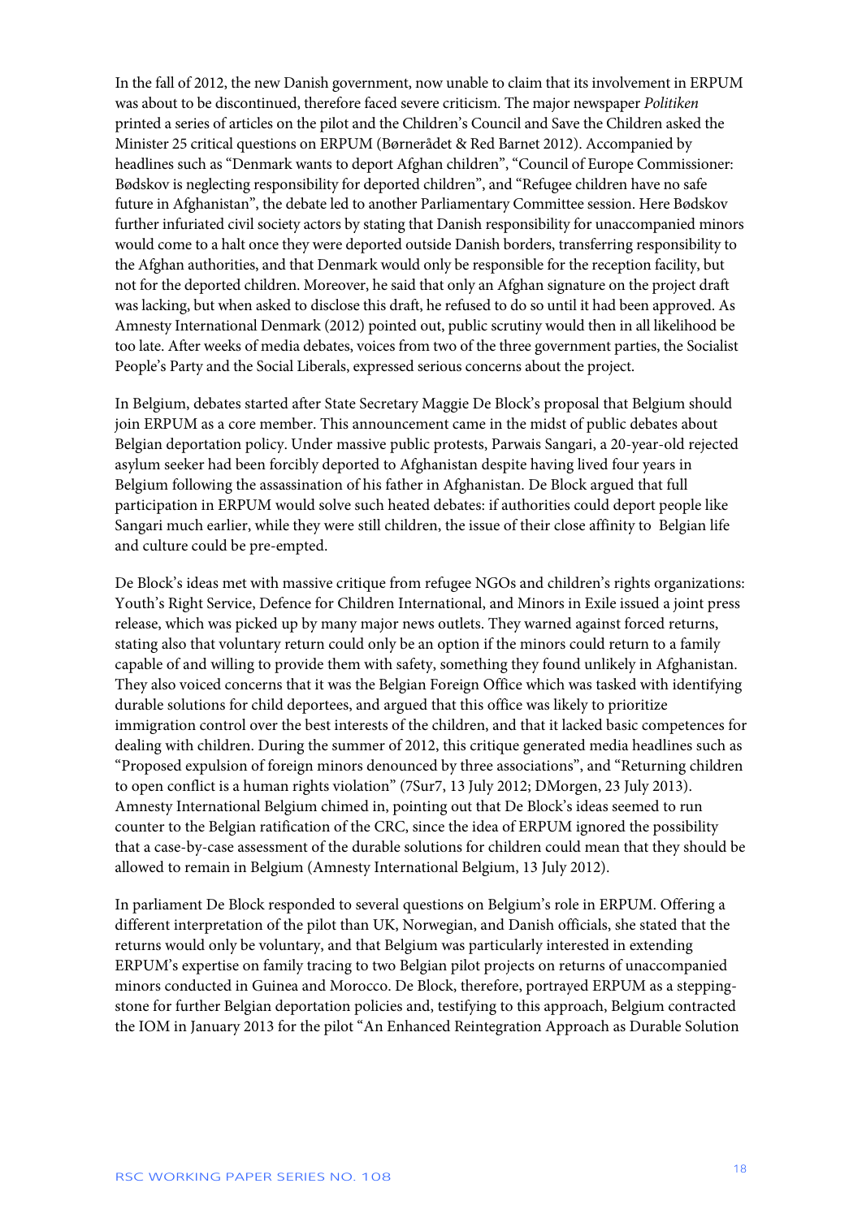In the fall of 2012, the new Danish government, now unable to claim that its involvement in ERPUM was about to be discontinued, therefore faced severe criticism. The major newspaper *Politiken* printed a series of articles on the pilot and the Children's Council and Save the Children asked the Minister 25 critical questions on ERPUM (Børnerådet & Red Barnet 2012). Accompanied by headlines such as "Denmark wants to deport Afghan children", "Council of Europe Commissioner: Bødskov is neglecting responsibility for deported children", and "Refugee children have no safe future in Afghanistan", the debate led to another Parliamentary Committee session. Here Bødskov further infuriated civil society actors by stating that Danish responsibility for unaccompanied minors would come to a halt once they were deported outside Danish borders, transferring responsibility to the Afghan authorities, and that Denmark would only be responsible for the reception facility, but not for the deported children. Moreover, he said that only an Afghan signature on the project draft was lacking, but when asked to disclose this draft, he refused to do so until it had been approved. As Amnesty International Denmark (2012) pointed out, public scrutiny would then in all likelihood be too late. After weeks of media debates, voices from two of the three government parties, the Socialist People's Party and the Social Liberals, expressed serious concerns about the project.

In Belgium, debates started after State Secretary Maggie De Block's proposal that Belgium should join ERPUM as a core member. This announcement came in the midst of public debates about Belgian deportation policy. Under massive public protests, Parwais Sangari, a 20-year-old rejected asylum seeker had been forcibly deported to Afghanistan despite having lived four years in Belgium following the assassination of his father in Afghanistan. De Block argued that full participation in ERPUM would solve such heated debates: if authorities could deport people like Sangari much earlier, while they were still children, the issue of their close affinity to Belgian life and culture could be pre-empted.

De Block's ideas met with massive critique from refugee NGOs and children's rights organizations: Youth's Right Service, Defence for Children International, and Minors in Exile issued a joint press release, which was picked up by many major news outlets. They warned against forced returns, stating also that voluntary return could only be an option if the minors could return to a family capable of and willing to provide them with safety, something they found unlikely in Afghanistan. They also voiced concerns that it was the Belgian Foreign Office which was tasked with identifying durable solutions for child deportees, and argued that this office was likely to prioritize immigration control over the best interests of the children, and that it lacked basic competences for dealing with children. During the summer of 2012, this critique generated media headlines such as "Proposed expulsion of foreign minors denounced by three associations", and "Returning children to open conflict is a human rights violation" (7Sur7, 13 July 2012; DMorgen, 23 July 2013). Amnesty International Belgium chimed in, pointing out that De Block's ideas seemed to run counter to the Belgian ratification of the CRC, since the idea of ERPUM ignored the possibility that a case-by-case assessment of the durable solutions for children could mean that they should be allowed to remain in Belgium (Amnesty International Belgium, 13 July 2012).

In parliament De Block responded to several questions on Belgium's role in ERPUM. Offering a different interpretation of the pilot than UK, Norwegian, and Danish officials, she stated that the returns would only be voluntary, and that Belgium was particularly interested in extending ERPUM's expertise on family tracing to two Belgian pilot projects on returns of unaccompanied minors conducted in Guinea and Morocco. De Block, therefore, portrayed ERPUM as a stepping-stone for further Belgian deportation policies and, testifying to this approach, Belgium contracted the IOM in January 2013 for the pilot "An Enhanced Reintegration Approach as Durable Solution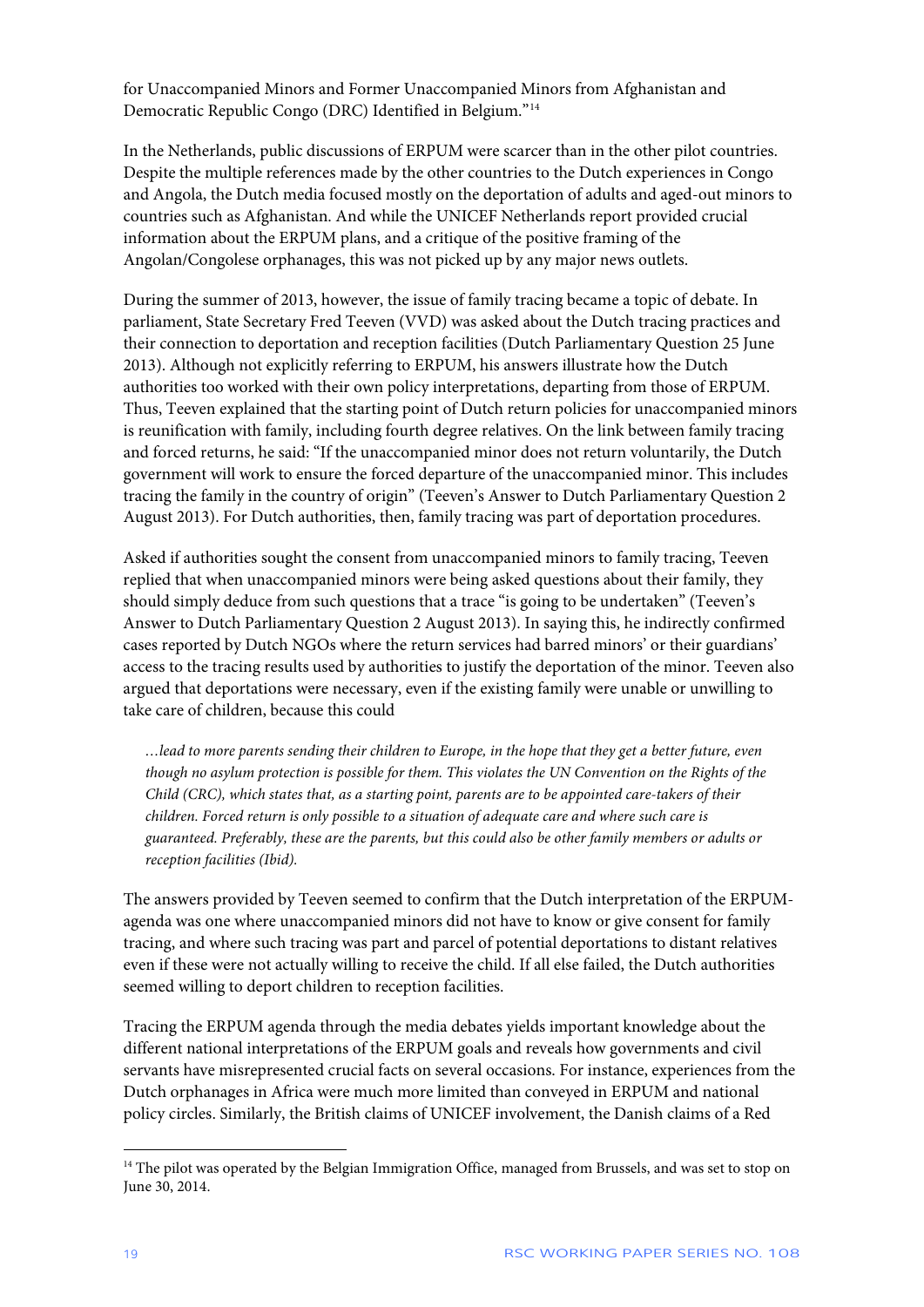for Unaccompanied Minors and Former Unaccompanied Minors from Afghanistan and Democratic Republic Congo (DRC) Identified in Belgium."[14]

In the Netherlands, public discussions of ERPUM were scarcer than in the other pilot countries. Despite the multiple references made by the other countries to the Dutch experiences in Congo and Angola, the Dutch media focused mostly on the deportation of adults and aged-out minors to countries such as Afghanistan. And while the UNICEF Netherlands report provided crucial information about the ERPUM plans, and a critique of the positive framing of the Angolan/Congolese orphanages, this was not picked up by any major news outlets.

During the summer of 2013, however, the issue of family tracing became a topic of debate. In parliament, State Secretary Fred Teeven (VVD) was asked about the Dutch tracing practices and their connection to deportation and reception facilities (Dutch Parliamentary Question 25 June 2013). Although not explicitly referring to ERPUM, his answers illustrate how the Dutch authorities too worked with their own policy interpretations, departing from those of ERPUM. Thus, Teeven explained that the starting point of Dutch return policies for unaccompanied minors is reunification with family, including fourth degree relatives. On the link between family tracing and forced returns, he said: "If the unaccompanied minor does not return voluntarily, the Dutch government will work to ensure the forced departure of the unaccompanied minor. This includes tracing the family in the country of origin" (Teeven's Answer to Dutch Parliamentary Question 2 August 2013). For Dutch authorities, then, family tracing was part of deportation procedures.

Asked if authorities sought the consent from unaccompanied minors to family tracing, Teeven replied that when unaccompanied minors were being asked questions about their family, they should simply deduce from such questions that a trace "is going to be undertaken" (Teeven's Answer to Dutch Parliamentary Question 2 August 2013). In saying this, he indirectly confirmed cases reported by Dutch NGOs where the return services had barred minors' or their guardians' access to the tracing results used by authorities to justify the deportation of the minor. Teeven also argued that deportations were necessary, even if the existing family were unable or unwilling to take care of children, because this could

> *…lead to more parents sending their children to Europe, in the hope that they get a better future, even though no asylum protection is possible for them. This violates the UN Convention on the Rights of the Child (CRC), which states that, as a starting point, parents are to be appointed care-takers of their children. Forced return is only possible to a situation of adequate care and where such care is guaranteed. Preferably, these are the parents, but this could also be other family members or adults or reception facilities (Ibid).*

The answers provided by Teeven seemed to confirm that the Dutch interpretation of the ERPUM-agenda was one where unaccompanied minors did not have to know or give consent for family tracing, and where such tracing was part and parcel of potential deportations to distant relatives even if these were not actually willing to receive the child. If all else failed, the Dutch authorities seemed willing to deport children to reception facilities.

Tracing the ERPUM agenda through the media debates yields important knowledge about the different national interpretations of the ERPUM goals and reveals how governments and civil servants have misrepresented crucial facts on several occasions. For instance, experiences from the Dutch orphanages in Africa were much more limited than conveyed in ERPUM and national policy circles. Similarly, the British claims of UNICEF involvement, the Danish claims of a Red

---

[14] The pilot was operated by the Belgian Immigration Office, managed from Brussels, and was set to stop on June 30, 2014.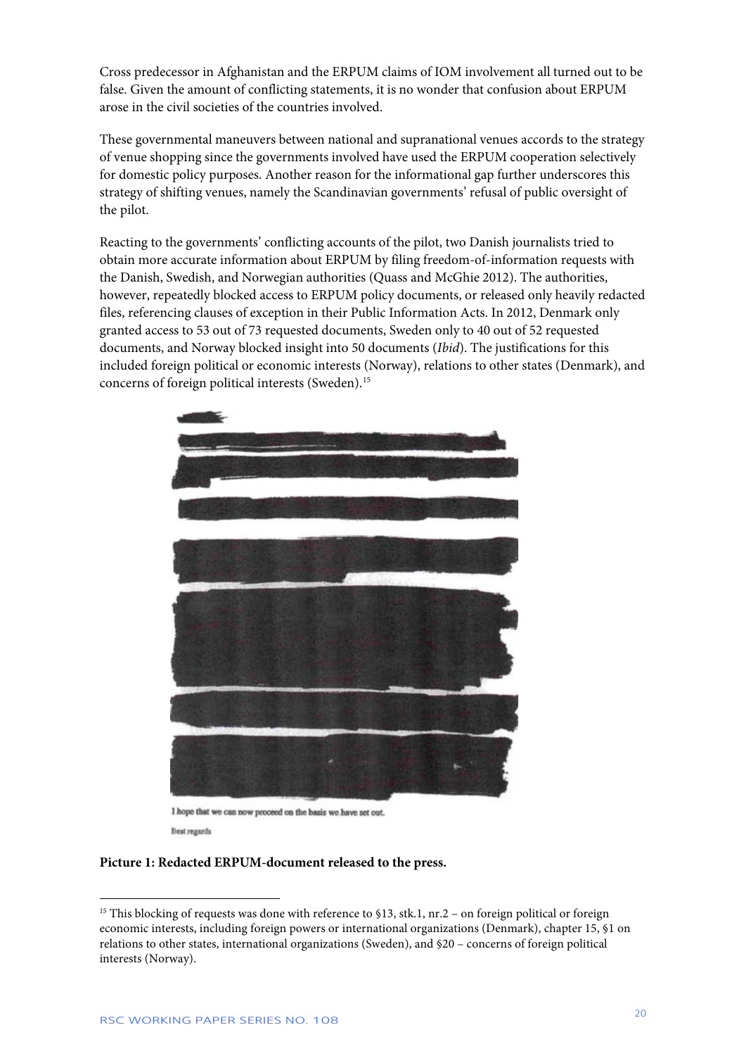Cross predecessor in Afghanistan and the ERPUM claims of IOM involvement all turned out to be false. Given the amount of conflicting statements, it is no wonder that confusion about ERPUM arose in the civil societies of the countries involved.

These governmental maneuvers between national and supranational venues accords to the strategy of venue shopping since the governments involved have used the ERPUM cooperation selectively for domestic policy purposes. Another reason for the informational gap further underscores this strategy of shifting venues, namely the Scandinavian governments' refusal of public oversight of the pilot.

Reacting to the governments' conflicting accounts of the pilot, two Danish journalists tried to obtain more accurate information about ERPUM by filing freedom-of-information requests with the Danish, Swedish, and Norwegian authorities (Quass and McGhie 2012). The authorities, however, repeatedly blocked access to ERPUM policy documents, or released only heavily redacted files, referencing clauses of exception in their Public Information Acts. In 2012, Denmark only granted access to 53 out of 73 requested documents, Sweden only to 40 out of 52 requested documents, and Norway blocked insight into 50 documents (*Ibid*). The justifications for this included foreign political or economic interests (Norway), relations to other states (Denmark), and concerns of foreign political interests (Sweden).[15]

I hope that we can now proceed on the basis we have set out.

Best regards

**Picture 1: Redacted ERPUM-document released to the press.**

[15] This blocking of requests was done with reference to §13, stk.1, nr.2 – on foreign political or foreign economic interests, including foreign powers or international organizations (Denmark), chapter 15, §1 on relations to other states, international organizations (Sweden), and §20 – concerns of foreign political interests (Norway).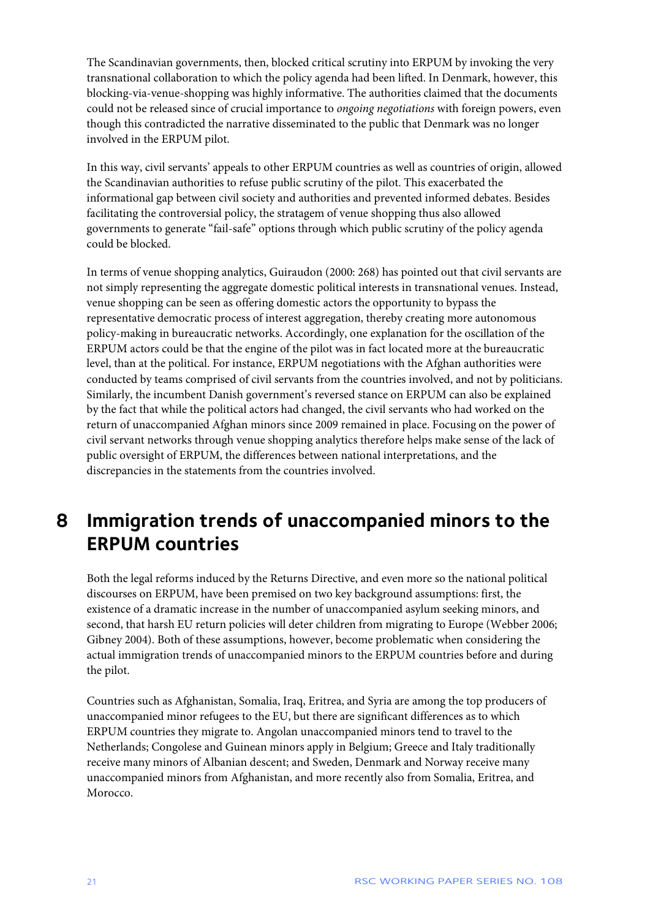The Scandinavian governments, then, blocked critical scrutiny into ERPUM by invoking the very transnational collaboration to which the policy agenda had been lifted. In Denmark, however, this blocking-via-venue-shopping was highly informative. The authorities claimed that the documents could not be released since of crucial importance to *ongoing negotiations* with foreign powers, even though this contradicted the narrative disseminated to the public that Denmark was no longer involved in the ERPUM pilot.

In this way, civil servants' appeals to other ERPUM countries as well as countries of origin, allowed the Scandinavian authorities to refuse public scrutiny of the pilot. This exacerbated the informational gap between civil society and authorities and prevented informed debates. Besides facilitating the controversial policy, the stratagem of venue shopping thus also allowed governments to generate "fail-safe" options through which public scrutiny of the policy agenda could be blocked.

In terms of venue shopping analytics, Guiraudon (2000: 268) has pointed out that civil servants are not simply representing the aggregate domestic political interests in transnational venues. Instead, venue shopping can be seen as offering domestic actors the opportunity to bypass the representative democratic process of interest aggregation, thereby creating more autonomous policy-making in bureaucratic networks. Accordingly, one explanation for the oscillation of the ERPUM actors could be that the engine of the pilot was in fact located more at the bureaucratic level, than at the political. For instance, ERPUM negotiations with the Afghan authorities were conducted by teams comprised of civil servants from the countries involved, and not by politicians. Similarly, the incumbent Danish government's reversed stance on ERPUM can also be explained by the fact that while the political actors had changed, the civil servants who had worked on the return of unaccompanied Afghan minors since 2009 remained in place. Focusing on the power of civil servant networks through venue shopping analytics therefore helps make sense of the lack of public oversight of ERPUM, the differences between national interpretations, and the discrepancies in the statements from the countries involved.

# 8 Immigration trends of unaccompanied minors to the ERPUM countries

Both the legal reforms induced by the Returns Directive, and even more so the national political discourses on ERPUM, have been premised on two key background assumptions: first, the existence of a dramatic increase in the number of unaccompanied asylum seeking minors, and second, that harsh EU return policies will deter children from migrating to Europe (Webber 2006; Gibney 2004). Both of these assumptions, however, become problematic when considering the actual immigration trends of unaccompanied minors to the ERPUM countries before and during the pilot.

Countries such as Afghanistan, Somalia, Iraq, Eritrea, and Syria are among the top producers of unaccompanied minor refugees to the EU, but there are significant differences as to which ERPUM countries they migrate to. Angolan unaccompanied minors tend to travel to the Netherlands; Congolese and Guinean minors apply in Belgium; Greece and Italy traditionally receive many minors of Albanian descent; and Sweden, Denmark and Norway receive many unaccompanied minors from Afghanistan, and more recently also from Somalia, Eritrea, and Morocco.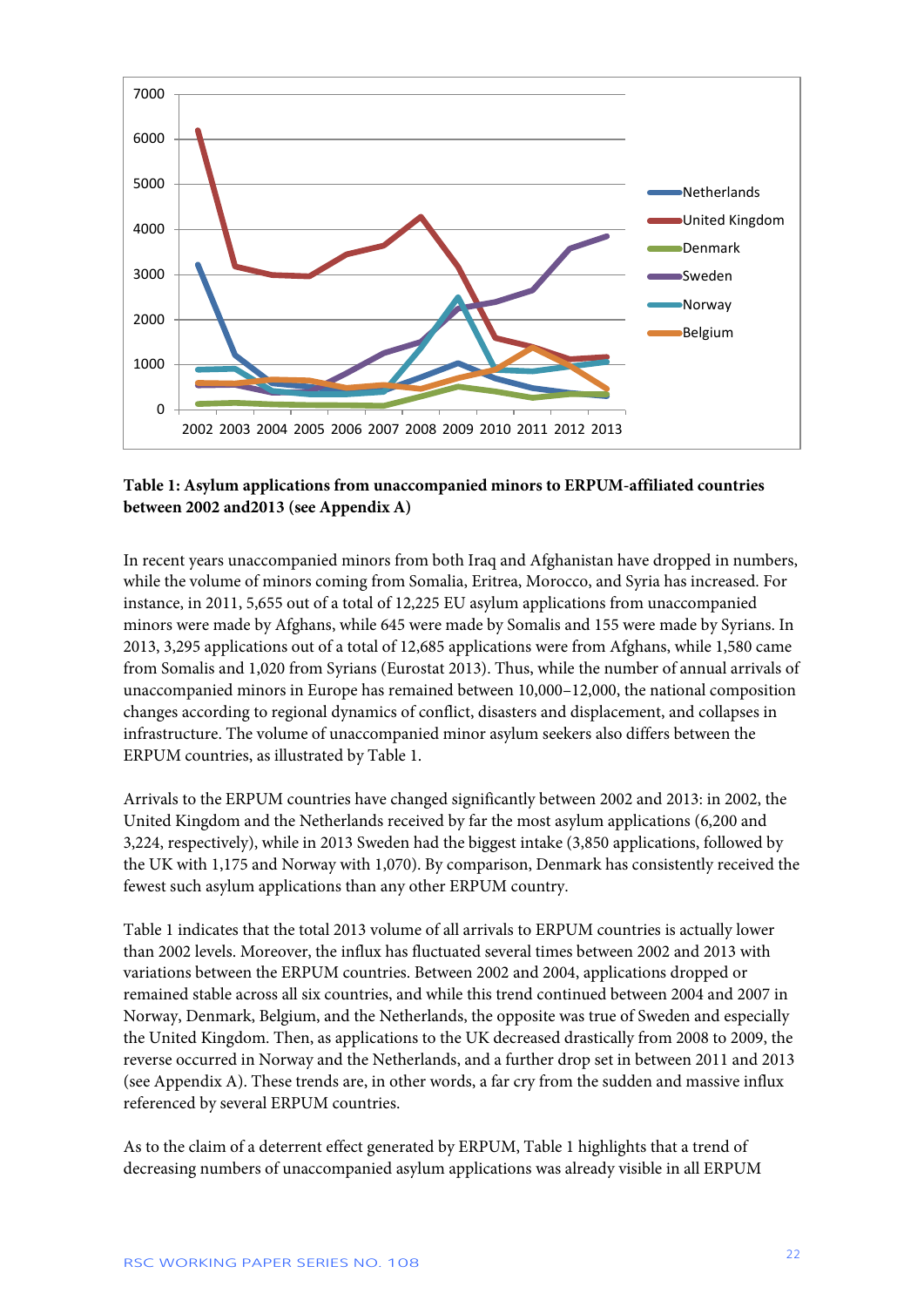**Table 1: Asylum applications from unaccompanied minors to ERPUM-affiliated countries between 2002 and2013 (see Appendix A)**

In recent years unaccompanied minors from both Iraq and Afghanistan have dropped in numbers, while the volume of minors coming from Somalia, Eritrea, Morocco, and Syria has increased. For instance, in 2011, 5,655 out of a total of 12,225 EU asylum applications from unaccompanied minors were made by Afghans, while 645 were made by Somalis and 155 were made by Syrians. In 2013, 3,295 applications out of a total of 12,685 applications were from Afghans, while 1,580 came from Somalis and 1,020 from Syrians (Eurostat 2013). Thus, while the number of annual arrivals of unaccompanied minors in Europe has remained between 10,000–12,000, the national composition changes according to regional dynamics of conflict, disasters and displacement, and collapses in infrastructure. The volume of unaccompanied minor asylum seekers also differs between the ERPUM countries, as illustrated by Table 1.

Arrivals to the ERPUM countries have changed significantly between 2002 and 2013: in 2002, the United Kingdom and the Netherlands received by far the most asylum applications (6,200 and 3,224, respectively), while in 2013 Sweden had the biggest intake (3,850 applications, followed by the UK with 1,175 and Norway with 1,070). By comparison, Denmark has consistently received the fewest such asylum applications than any other ERPUM country.

Table 1 indicates that the total 2013 volume of all arrivals to ERPUM countries is actually lower than 2002 levels. Moreover, the influx has fluctuated several times between 2002 and 2013 with variations between the ERPUM countries. Between 2002 and 2004, applications dropped or remained stable across all six countries, and while this trend continued between 2004 and 2007 in Norway, Denmark, Belgium, and the Netherlands, the opposite was true of Sweden and especially the United Kingdom. Then, as applications to the UK decreased drastically from 2008 to 2009, the reverse occurred in Norway and the Netherlands, and a further drop set in between 2011 and 2013 (see Appendix A). These trends are, in other words, a far cry from the sudden and massive influx referenced by several ERPUM countries.

As to the claim of a deterrent effect generated by ERPUM, Table 1 highlights that a trend of decreasing numbers of unaccompanied asylum applications was already visible in all ERPUM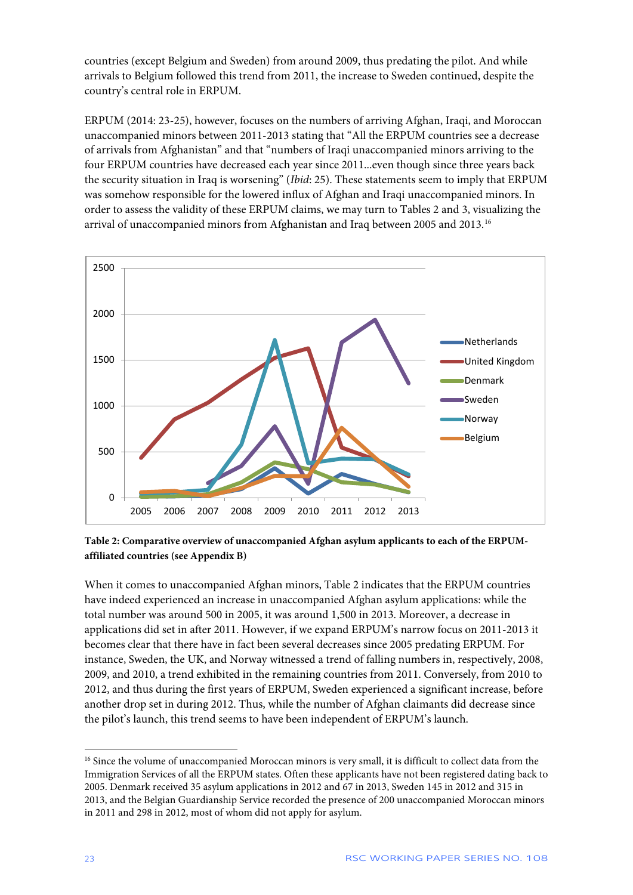countries (except Belgium and Sweden) from around 2009, thus predating the pilot. And while arrivals to Belgium followed this trend from 2011, the increase to Sweden continued, despite the country's central role in ERPUM.

ERPUM (2014: 23-25), however, focuses on the numbers of arriving Afghan, Iraqi, and Moroccan unaccompanied minors between 2011-2013 stating that "All the ERPUM countries see a decrease of arrivals from Afghanistan" and that "numbers of Iraqi unaccompanied minors arriving to the four ERPUM countries have decreased each year since 2011…even though since three years back the security situation in Iraq is worsening" (*Ibid*: 25). These statements seem to imply that ERPUM was somehow responsible for the lowered influx of Afghan and Iraqi unaccompanied minors. In order to assess the validity of these ERPUM claims, we may turn to Tables 2 and 3, visualizing the arrival of unaccompanied minors from Afghanistan and Iraq between 2005 and 2013.[16]

**Table 2: Comparative overview of unaccompanied Afghan asylum applicants to each of the ERPUM-affiliated countries (see Appendix B)**

When it comes to unaccompanied Afghan minors, Table 2 indicates that the ERPUM countries have indeed experienced an increase in unaccompanied Afghan asylum applications: while the total number was around 500 in 2005, it was around 1,500 in 2013. Moreover, a decrease in applications did set in after 2011. However, if we expand ERPUM's narrow focus on 2011-2013 it becomes clear that there have in fact been several decreases since 2005 predating ERPUM. For instance, Sweden, the UK, and Norway witnessed a trend of falling numbers in, respectively, 2008, 2009, and 2010, a trend exhibited in the remaining countries from 2011. Conversely, from 2010 to 2012, and thus during the first years of ERPUM, Sweden experienced a significant increase, before another drop set in during 2012. Thus, while the number of Afghan claimants did decrease since the pilot's launch, this trend seems to have been independent of ERPUM's launch.

---

[16] Since the volume of unaccompanied Moroccan minors is very small, it is difficult to collect data from the Immigration Services of all the ERPUM states. Often these applicants have not been registered dating back to 2005. Denmark received 35 asylum applications in 2012 and 67 in 2013, Sweden 145 in 2012 and 315 in 2013, and the Belgian Guardianship Service recorded the presence of 200 unaccompanied Moroccan minors in 2011 and 298 in 2012, most of whom did not apply for asylum.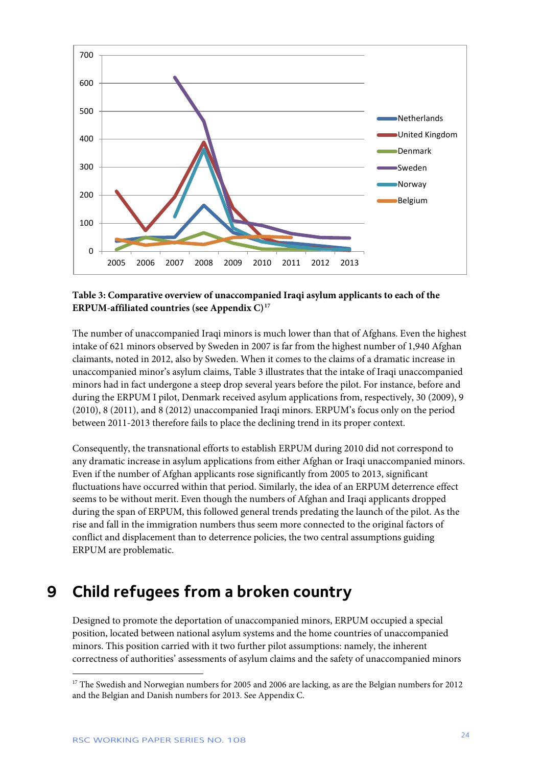**Table 3: Comparative overview of unaccompanied Iraqi asylum applicants to each of the ERPUM-affiliated countries (see Appendix C)**[17]

The number of unaccompanied Iraqi minors is much lower than that of Afghans. Even the highest intake of 621 minors observed by Sweden in 2007 is far from the highest number of 1,940 Afghan claimants, noted in 2012, also by Sweden. When it comes to the claims of a dramatic increase in unaccompanied minor's asylum claims, Table 3 illustrates that the intake of Iraqi unaccompanied minors had in fact undergone a steep drop several years before the pilot. For instance, before and during the ERPUM I pilot, Denmark received asylum applications from, respectively, 30 (2009), 9 (2010), 8 (2011), and 8 (2012) unaccompanied Iraqi minors. ERPUM's focus only on the period between 2011-2013 therefore fails to place the declining trend in its proper context.

Consequently, the transnational efforts to establish ERPUM during 2010 did not correspond to any dramatic increase in asylum applications from either Afghan or Iraqi unaccompanied minors. Even if the number of Afghan applicants rose significantly from 2005 to 2013, significant fluctuations have occurred within that period. Similarly, the idea of an ERPUM deterrence effect seems to be without merit. Even though the numbers of Afghan and Iraqi applicants dropped during the span of ERPUM, this followed general trends predating the launch of the pilot. As the rise and fall in the immigration numbers thus seem more connected to the original factors of conflict and displacement than to deterrence policies, the two central assumptions guiding ERPUM are problematic.

# 9 Child refugees from a broken country

Designed to promote the deportation of unaccompanied minors, ERPUM occupied a special position, located between national asylum systems and the home countries of unaccompanied minors. This position carried with it two further pilot assumptions: namely, the inherent correctness of authorities' assessments of asylum claims and the safety of unaccompanied minors

[17] The Swedish and Norwegian numbers for 2005 and 2006 are lacking, as are the Belgian numbers for 2012 and the Belgian and Danish numbers for 2013. See Appendix C.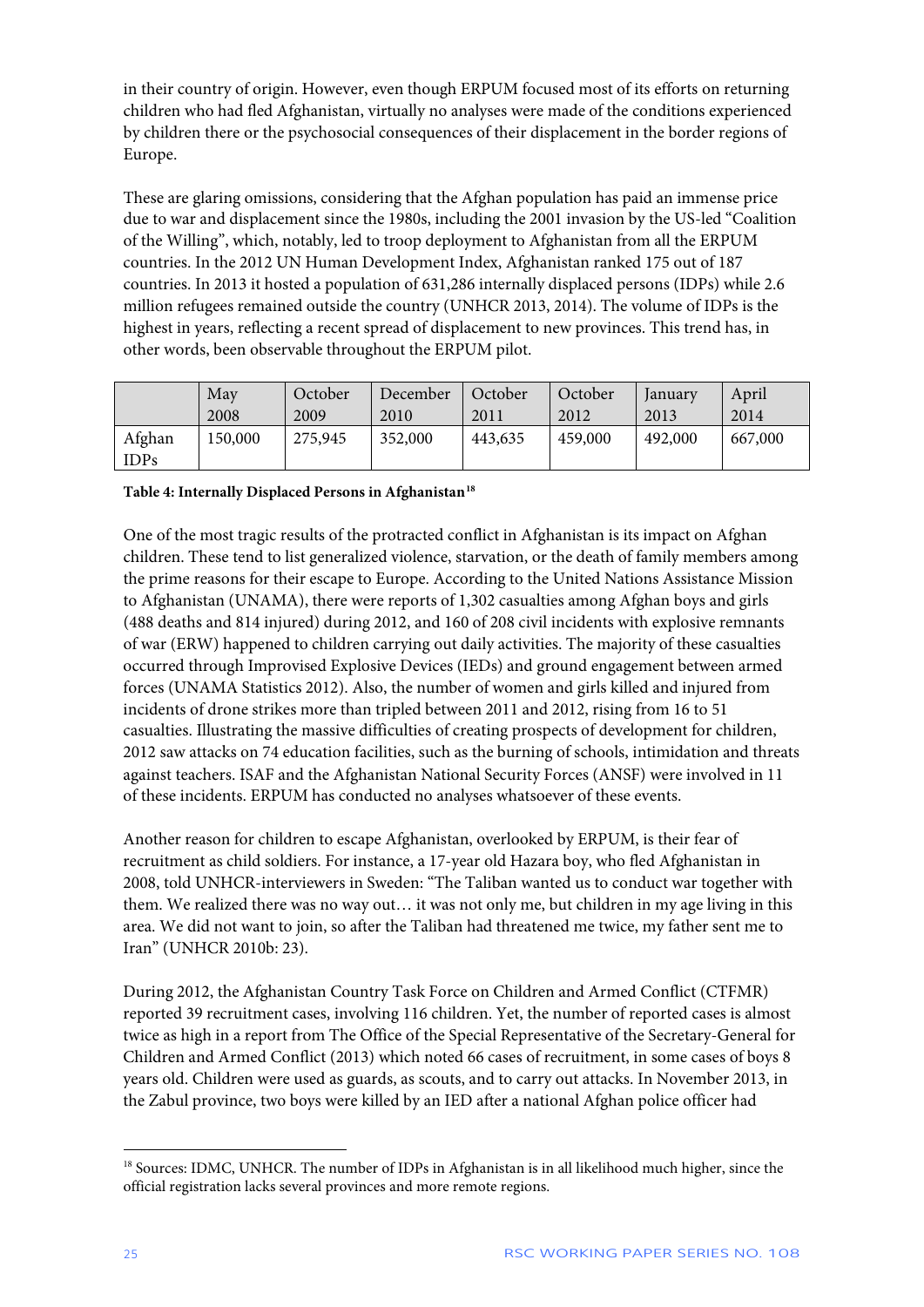in their country of origin. However, even though ERPUM focused most of its efforts on returning children who had fled Afghanistan, virtually no analyses were made of the conditions experienced by children there or the psychosocial consequences of their displacement in the border regions of Europe.

These are glaring omissions, considering that the Afghan population has paid an immense price due to war and displacement since the 1980s, including the 2001 invasion by the US-led "Coalition of the Willing", which, notably, led to troop deployment to Afghanistan from all the ERPUM countries. In the 2012 UN Human Development Index, Afghanistan ranked 175 out of 187 countries. In 2013 it hosted a population of 631,286 internally displaced persons (IDPs) while 2.6 million refugees remained outside the country (UNHCR 2013, 2014). The volume of IDPs is the highest in years, reflecting a recent spread of displacement to new provinces. This trend has, in other words, been observable throughout the ERPUM pilot.

| | May 2008 | October 2009 | December 2010 | October 2011 | October 2012 | January 2013 | April 2014 |
|---|---|---|---|---|---|---|---|
| Afghan IDPs | 150,000 | 275,945 | 352,000 | 443,635 | 459,000 | 492,000 | 667,000 |

**Table 4: Internally Displaced Persons in Afghanistan[18]**

One of the most tragic results of the protracted conflict in Afghanistan is its impact on Afghan children. These tend to list generalized violence, starvation, or the death of family members among the prime reasons for their escape to Europe. According to the United Nations Assistance Mission to Afghanistan (UNAMA), there were reports of 1,302 casualties among Afghan boys and girls (488 deaths and 814 injured) during 2012, and 160 of 208 civil incidents with explosive remnants of war (ERW) happened to children carrying out daily activities. The majority of these casualties occurred through Improvised Explosive Devices (IEDs) and ground engagement between armed forces (UNAMA Statistics 2012). Also, the number of women and girls killed and injured from incidents of drone strikes more than tripled between 2011 and 2012, rising from 16 to 51 casualties. Illustrating the massive difficulties of creating prospects of development for children, 2012 saw attacks on 74 education facilities, such as the burning of schools, intimidation and threats against teachers. ISAF and the Afghanistan National Security Forces (ANSF) were involved in 11 of these incidents. ERPUM has conducted no analyses whatsoever of these events.

Another reason for children to escape Afghanistan, overlooked by ERPUM, is their fear of recruitment as child soldiers. For instance, a 17-year old Hazara boy, who fled Afghanistan in 2008, told UNHCR-interviewers in Sweden: "The Taliban wanted us to conduct war together with them. We realized there was no way out… it was not only me, but children in my age living in this area. We did not want to join, so after the Taliban had threatened me twice, my father sent me to Iran" (UNHCR 2010b: 23).

During 2012, the Afghanistan Country Task Force on Children and Armed Conflict (CTFMR) reported 39 recruitment cases, involving 116 children. Yet, the number of reported cases is almost twice as high in a report from The Office of the Special Representative of the Secretary-General for Children and Armed Conflict (2013) which noted 66 cases of recruitment, in some cases of boys 8 years old. Children were used as guards, as scouts, and to carry out attacks. In November 2013, in the Zabul province, two boys were killed by an IED after a national Afghan police officer had

[18] Sources: IDMC, UNHCR. The number of IDPs in Afghanistan is in all likelihood much higher, since the official registration lacks several provinces and more remote regions.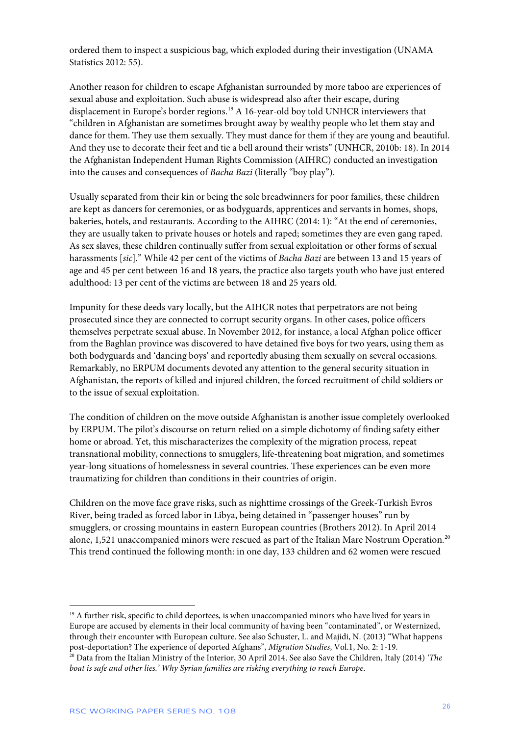ordered them to inspect a suspicious bag, which exploded during their investigation (UNAMA Statistics 2012: 55).

Another reason for children to escape Afghanistan surrounded by more taboo are experiences of sexual abuse and exploitation. Such abuse is widespread also after their escape, during displacement in Europe's border regions.[19] A 16-year-old boy told UNHCR interviewers that "children in Afghanistan are sometimes brought away by wealthy people who let them stay and dance for them. They use them sexually. They must dance for them if they are young and beautiful. And they use to decorate their feet and tie a bell around their wrists" (UNHCR, 2010b: 18). In 2014 the Afghanistan Independent Human Rights Commission (AIHRC) conducted an investigation into the causes and consequences of *Bacha Bazi* (literally "boy play").

Usually separated from their kin or being the sole breadwinners for poor families, these children are kept as dancers for ceremonies, or as bodyguards, apprentices and servants in homes, shops, bakeries, hotels, and restaurants. According to the AIHRC (2014: 1): "At the end of ceremonies, they are usually taken to private houses or hotels and raped; sometimes they are even gang raped. As sex slaves, these children continually suffer from sexual exploitation or other forms of sexual harassments [*sic*]." While 42 per cent of the victims of *Bacha Bazi* are between 13 and 15 years of age and 45 per cent between 16 and 18 years, the practice also targets youth who have just entered adulthood: 13 per cent of the victims are between 18 and 25 years old.

Impunity for these deeds vary locally, but the AIHCR notes that perpetrators are not being prosecuted since they are connected to corrupt security organs. In other cases, police officers themselves perpetrate sexual abuse. In November 2012, for instance, a local Afghan police officer from the Baghlan province was discovered to have detained five boys for two years, using them as both bodyguards and 'dancing boys' and reportedly abusing them sexually on several occasions. Remarkably, no ERPUM documents devoted any attention to the general security situation in Afghanistan, the reports of killed and injured children, the forced recruitment of child soldiers or to the issue of sexual exploitation.

The condition of children on the move outside Afghanistan is another issue completely overlooked by ERPUM. The pilot's discourse on return relied on a simple dichotomy of finding safety either home or abroad. Yet, this mischaracterizes the complexity of the migration process, repeat transnational mobility, connections to smugglers, life-threatening boat migration, and sometimes year-long situations of homelessness in several countries. These experiences can be even more traumatizing for children than conditions in their countries of origin.

Children on the move face grave risks, such as nighttime crossings of the Greek-Turkish Evros River, being traded as forced labor in Libya, being detained in "passenger houses" run by smugglers, or crossing mountains in eastern European countries (Brothers 2012). In April 2014 alone, 1,521 unaccompanied minors were rescued as part of the Italian Mare Nostrum Operation.[20] This trend continued the following month: in one day, 133 children and 62 women were rescued

---

[19] A further risk, specific to child deportees, is when unaccompanied minors who have lived for years in Europe are accused by elements in their local community of having been "contaminated", or Westernized, through their encounter with European culture. See also Schuster, L. and Majidi, N. (2013) "What happens post-deportation? The experience of deported Afghans", *Migration Studies*, Vol.1, No. 2: 1-19.

[20] Data from the Italian Ministry of the Interior, 30 April 2014. See also Save the Children, Italy (2014) *'The boat is safe and other lies.' Why Syrian families are risking everything to reach Europe.*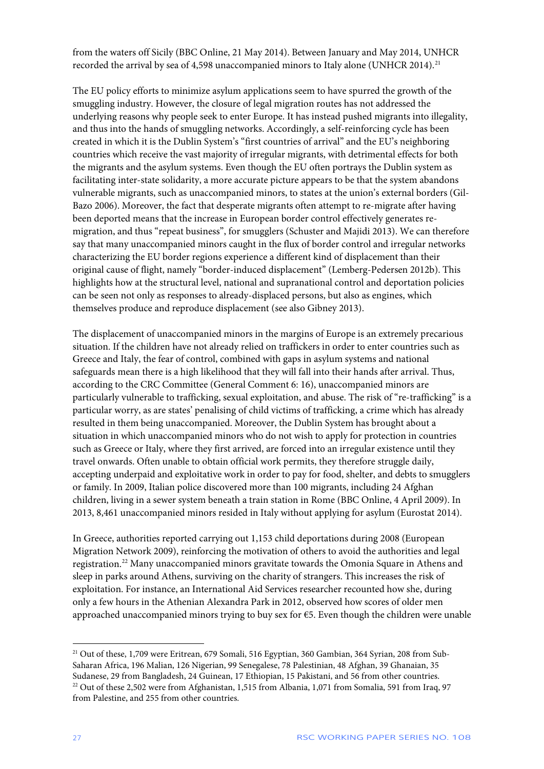from the waters off Sicily (BBC Online, 21 May 2014). Between January and May 2014, UNHCR recorded the arrival by sea of 4,598 unaccompanied minors to Italy alone (UNHCR 2014).[21]

The EU policy efforts to minimize asylum applications seem to have spurred the growth of the smuggling industry. However, the closure of legal migration routes has not addressed the underlying reasons why people seek to enter Europe. It has instead pushed migrants into illegality, and thus into the hands of smuggling networks. Accordingly, a self-reinforcing cycle has been created in which it is the Dublin System's "first countries of arrival" and the EU's neighboring countries which receive the vast majority of irregular migrants, with detrimental effects for both the migrants and the asylum systems. Even though the EU often portrays the Dublin system as facilitating inter-state solidarity, a more accurate picture appears to be that the system abandons vulnerable migrants, such as unaccompanied minors, to states at the union's external borders (Gil-Bazo 2006). Moreover, the fact that desperate migrants often attempt to re-migrate after having been deported means that the increase in European border control effectively generates re-migration, and thus "repeat business", for smugglers (Schuster and Majidi 2013). We can therefore say that many unaccompanied minors caught in the flux of border control and irregular networks characterizing the EU border regions experience a different kind of displacement than their original cause of flight, namely "border-induced displacement" (Lemberg-Pedersen 2012b). This highlights how at the structural level, national and supranational control and deportation policies can be seen not only as responses to already-displaced persons, but also as engines, which themselves produce and reproduce displacement (see also Gibney 2013).

The displacement of unaccompanied minors in the margins of Europe is an extremely precarious situation. If the children have not already relied on traffickers in order to enter countries such as Greece and Italy, the fear of control, combined with gaps in asylum systems and national safeguards mean there is a high likelihood that they will fall into their hands after arrival. Thus, according to the CRC Committee (General Comment 6: 16), unaccompanied minors are particularly vulnerable to trafficking, sexual exploitation, and abuse. The risk of "re-trafficking" is a particular worry, as are states' penalising of child victims of trafficking, a crime which has already resulted in them being unaccompanied. Moreover, the Dublin System has brought about a situation in which unaccompanied minors who do not wish to apply for protection in countries such as Greece or Italy, where they first arrived, are forced into an irregular existence until they travel onwards. Often unable to obtain official work permits, they therefore struggle daily, accepting underpaid and exploitative work in order to pay for food, shelter, and debts to smugglers or family. In 2009, Italian police discovered more than 100 migrants, including 24 Afghan children, living in a sewer system beneath a train station in Rome (BBC Online, 4 April 2009). In 2013, 8,461 unaccompanied minors resided in Italy without applying for asylum (Eurostat 2014).

In Greece, authorities reported carrying out 1,153 child deportations during 2008 (European Migration Network 2009), reinforcing the motivation of others to avoid the authorities and legal registration.[22] Many unaccompanied minors gravitate towards the Omonia Square in Athens and sleep in parks around Athens, surviving on the charity of strangers. This increases the risk of exploitation. For instance, an International Aid Services researcher recounted how she, during only a few hours in the Athenian Alexandra Park in 2012, observed how scores of older men approached unaccompanied minors trying to buy sex for €5. Even though the children were unable

---

[21] Out of these, 1,709 were Eritrean, 679 Somali, 516 Egyptian, 360 Gambian, 364 Syrian, 208 from Sub-Saharan Africa, 196 Malian, 126 Nigerian, 99 Senegalese, 78 Palestinian, 48 Afghan, 39 Ghanaian, 35 Sudanese, 29 from Bangladesh, 24 Guinean, 17 Ethiopian, 15 Pakistani, and 56 from other countries.

[22] Out of these 2,502 were from Afghanistan, 1,515 from Albania, 1,071 from Somalia, 591 from Iraq, 97 from Palestine, and 255 from other countries.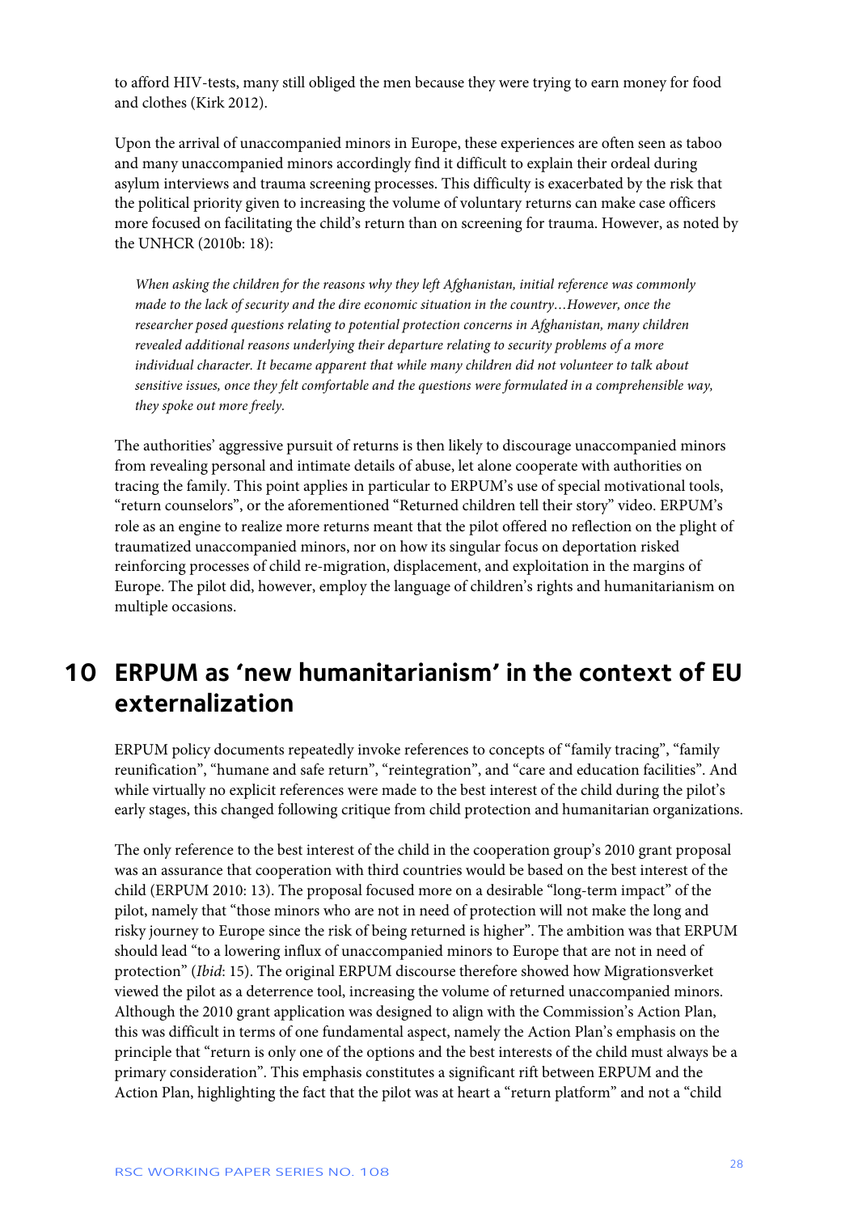to afford HIV-tests, many still obliged the men because they were trying to earn money for food and clothes (Kirk 2012).

Upon the arrival of unaccompanied minors in Europe, these experiences are often seen as taboo and many unaccompanied minors accordingly find it difficult to explain their ordeal during asylum interviews and trauma screening processes. This difficulty is exacerbated by the risk that the political priority given to increasing the volume of voluntary returns can make case officers more focused on facilitating the child's return than on screening for trauma. However, as noted by the UNHCR (2010b: 18):

> *When asking the children for the reasons why they left Afghanistan, initial reference was commonly made to the lack of security and the dire economic situation in the country…However, once the researcher posed questions relating to potential protection concerns in Afghanistan, many children revealed additional reasons underlying their departure relating to security problems of a more individual character. It became apparent that while many children did not volunteer to talk about sensitive issues, once they felt comfortable and the questions were formulated in a comprehensible way, they spoke out more freely.*

The authorities' aggressive pursuit of returns is then likely to discourage unaccompanied minors from revealing personal and intimate details of abuse, let alone cooperate with authorities on tracing the family. This point applies in particular to ERPUM's use of special motivational tools, "return counselors", or the aforementioned "Returned children tell their story" video. ERPUM's role as an engine to realize more returns meant that the pilot offered no reflection on the plight of traumatized unaccompanied minors, nor on how its singular focus on deportation risked reinforcing processes of child re-migration, displacement, and exploitation in the margins of Europe. The pilot did, however, employ the language of children's rights and humanitarianism on multiple occasions.

# 10 ERPUM as 'new humanitarianism' in the context of EU externalization

ERPUM policy documents repeatedly invoke references to concepts of "family tracing", "family reunification", "humane and safe return", "reintegration", and "care and education facilities". And while virtually no explicit references were made to the best interest of the child during the pilot's early stages, this changed following critique from child protection and humanitarian organizations.

The only reference to the best interest of the child in the cooperation group's 2010 grant proposal was an assurance that cooperation with third countries would be based on the best interest of the child (ERPUM 2010: 13). The proposal focused more on a desirable "long-term impact" of the pilot, namely that "those minors who are not in need of protection will not make the long and risky journey to Europe since the risk of being returned is higher". The ambition was that ERPUM should lead "to a lowering influx of unaccompanied minors to Europe that are not in need of protection" (*Ibid*: 15). The original ERPUM discourse therefore showed how Migrationsverket viewed the pilot as a deterrence tool, increasing the volume of returned unaccompanied minors. Although the 2010 grant application was designed to align with the Commission's Action Plan, this was difficult in terms of one fundamental aspect, namely the Action Plan's emphasis on the principle that "return is only one of the options and the best interests of the child must always be a primary consideration". This emphasis constitutes a significant rift between ERPUM and the Action Plan, highlighting the fact that the pilot was at heart a "return platform" and not a "child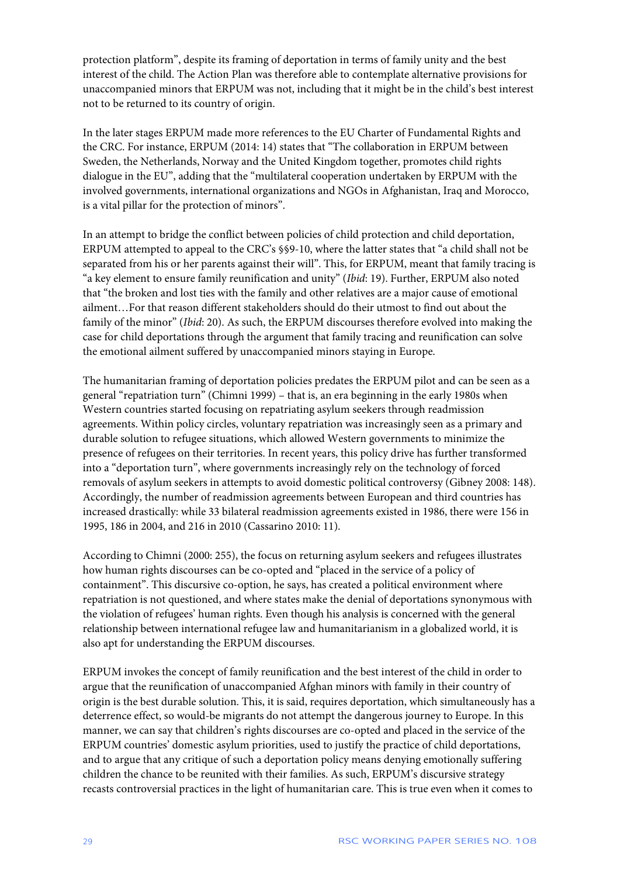protection platform", despite its framing of deportation in terms of family unity and the best interest of the child. The Action Plan was therefore able to contemplate alternative provisions for unaccompanied minors that ERPUM was not, including that it might be in the child's best interest not to be returned to its country of origin.

In the later stages ERPUM made more references to the EU Charter of Fundamental Rights and the CRC. For instance, ERPUM (2014: 14) states that "The collaboration in ERPUM between Sweden, the Netherlands, Norway and the United Kingdom together, promotes child rights dialogue in the EU", adding that the "multilateral cooperation undertaken by ERPUM with the involved governments, international organizations and NGOs in Afghanistan, Iraq and Morocco, is a vital pillar for the protection of minors".

In an attempt to bridge the conflict between policies of child protection and child deportation, ERPUM attempted to appeal to the CRC's §§9-10, where the latter states that "a child shall not be separated from his or her parents against their will". This, for ERPUM, meant that family tracing is "a key element to ensure family reunification and unity" (*Ibid*: 19). Further, ERPUM also noted that "the broken and lost ties with the family and other relatives are a major cause of emotional ailment…For that reason different stakeholders should do their utmost to find out about the family of the minor" (*Ibid*: 20). As such, the ERPUM discourses therefore evolved into making the case for child deportations through the argument that family tracing and reunification can solve the emotional ailment suffered by unaccompanied minors staying in Europe.

The humanitarian framing of deportation policies predates the ERPUM pilot and can be seen as a general "repatriation turn" (Chimni 1999) – that is, an era beginning in the early 1980s when Western countries started focusing on repatriating asylum seekers through readmission agreements. Within policy circles, voluntary repatriation was increasingly seen as a primary and durable solution to refugee situations, which allowed Western governments to minimize the presence of refugees on their territories. In recent years, this policy drive has further transformed into a "deportation turn", where governments increasingly rely on the technology of forced removals of asylum seekers in attempts to avoid domestic political controversy (Gibney 2008: 148). Accordingly, the number of readmission agreements between European and third countries has increased drastically: while 33 bilateral readmission agreements existed in 1986, there were 156 in 1995, 186 in 2004, and 216 in 2010 (Cassarino 2010: 11).

According to Chimni (2000: 255), the focus on returning asylum seekers and refugees illustrates how human rights discourses can be co-opted and "placed in the service of a policy of containment". This discursive co-option, he says, has created a political environment where repatriation is not questioned, and where states make the denial of deportations synonymous with the violation of refugees' human rights. Even though his analysis is concerned with the general relationship between international refugee law and humanitarianism in a globalized world, it is also apt for understanding the ERPUM discourses.

ERPUM invokes the concept of family reunification and the best interest of the child in order to argue that the reunification of unaccompanied Afghan minors with family in their country of origin is the best durable solution. This, it is said, requires deportation, which simultaneously has a deterrence effect, so would-be migrants do not attempt the dangerous journey to Europe. In this manner, we can say that children's rights discourses are co-opted and placed in the service of the ERPUM countries' domestic asylum priorities, used to justify the practice of child deportations, and to argue that any critique of such a deportation policy means denying emotionally suffering children the chance to be reunited with their families. As such, ERPUM's discursive strategy recasts controversial practices in the light of humanitarian care. This is true even when it comes to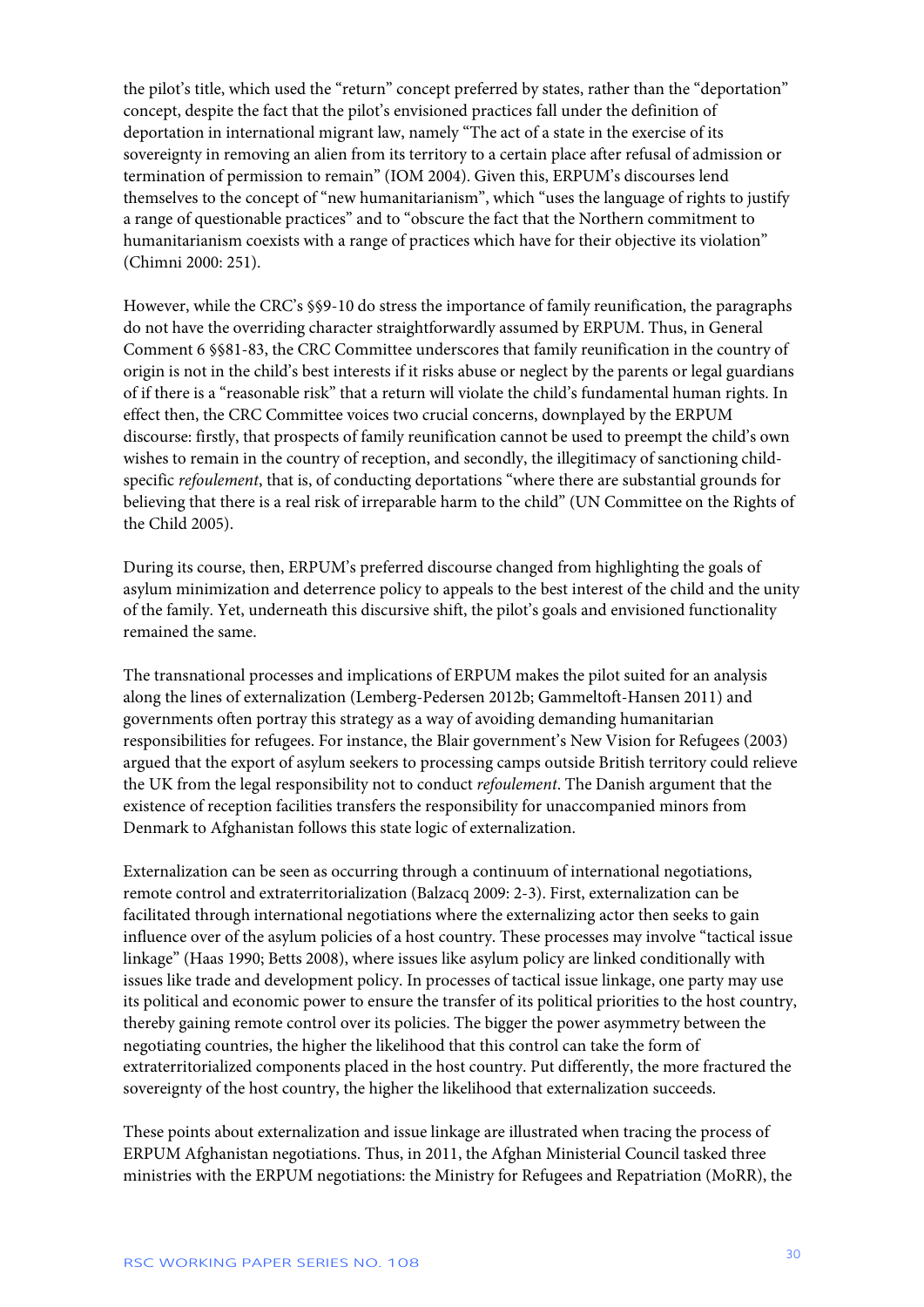the pilot's title, which used the "return" concept preferred by states, rather than the "deportation" concept, despite the fact that the pilot's envisioned practices fall under the definition of deportation in international migrant law, namely "The act of a state in the exercise of its sovereignty in removing an alien from its territory to a certain place after refusal of admission or termination of permission to remain" (IOM 2004). Given this, ERPUM's discourses lend themselves to the concept of "new humanitarianism", which "uses the language of rights to justify a range of questionable practices" and to "obscure the fact that the Northern commitment to humanitarianism coexists with a range of practices which have for their objective its violation" (Chimni 2000: 251).

However, while the CRC's §§9-10 do stress the importance of family reunification, the paragraphs do not have the overriding character straightforwardly assumed by ERPUM. Thus, in General Comment 6 §§81-83, the CRC Committee underscores that family reunification in the country of origin is not in the child's best interests if it risks abuse or neglect by the parents or legal guardians of if there is a "reasonable risk" that a return will violate the child's fundamental human rights. In effect then, the CRC Committee voices two crucial concerns, downplayed by the ERPUM discourse: firstly, that prospects of family reunification cannot be used to preempt the child's own wishes to remain in the country of reception, and secondly, the illegitimacy of sanctioning child-specific *refoulement*, that is, of conducting deportations "where there are substantial grounds for believing that there is a real risk of irreparable harm to the child" (UN Committee on the Rights of the Child 2005).

During its course, then, ERPUM's preferred discourse changed from highlighting the goals of asylum minimization and deterrence policy to appeals to the best interest of the child and the unity of the family. Yet, underneath this discursive shift, the pilot's goals and envisioned functionality remained the same.

The transnational processes and implications of ERPUM makes the pilot suited for an analysis along the lines of externalization (Lemberg-Pedersen 2012b; Gammeltoft-Hansen 2011) and governments often portray this strategy as a way of avoiding demanding humanitarian responsibilities for refugees. For instance, the Blair government's New Vision for Refugees (2003) argued that the export of asylum seekers to processing camps outside British territory could relieve the UK from the legal responsibility not to conduct *refoulement*. The Danish argument that the existence of reception facilities transfers the responsibility for unaccompanied minors from Denmark to Afghanistan follows this state logic of externalization.

Externalization can be seen as occurring through a continuum of international negotiations, remote control and extraterritorialization (Balzacq 2009: 2-3). First, externalization can be facilitated through international negotiations where the externalizing actor then seeks to gain influence over of the asylum policies of a host country. These processes may involve "tactical issue linkage" (Haas 1990; Betts 2008), where issues like asylum policy are linked conditionally with issues like trade and development policy. In processes of tactical issue linkage, one party may use its political and economic power to ensure the transfer of its political priorities to the host country, thereby gaining remote control over its policies. The bigger the power asymmetry between the negotiating countries, the higher the likelihood that this control can take the form of extraterritorialized components placed in the host country. Put differently, the more fractured the sovereignty of the host country, the higher the likelihood that externalization succeeds.

These points about externalization and issue linkage are illustrated when tracing the process of ERPUM Afghanistan negotiations. Thus, in 2011, the Afghan Ministerial Council tasked three ministries with the ERPUM negotiations: the Ministry for Refugees and Repatriation (MoRR), the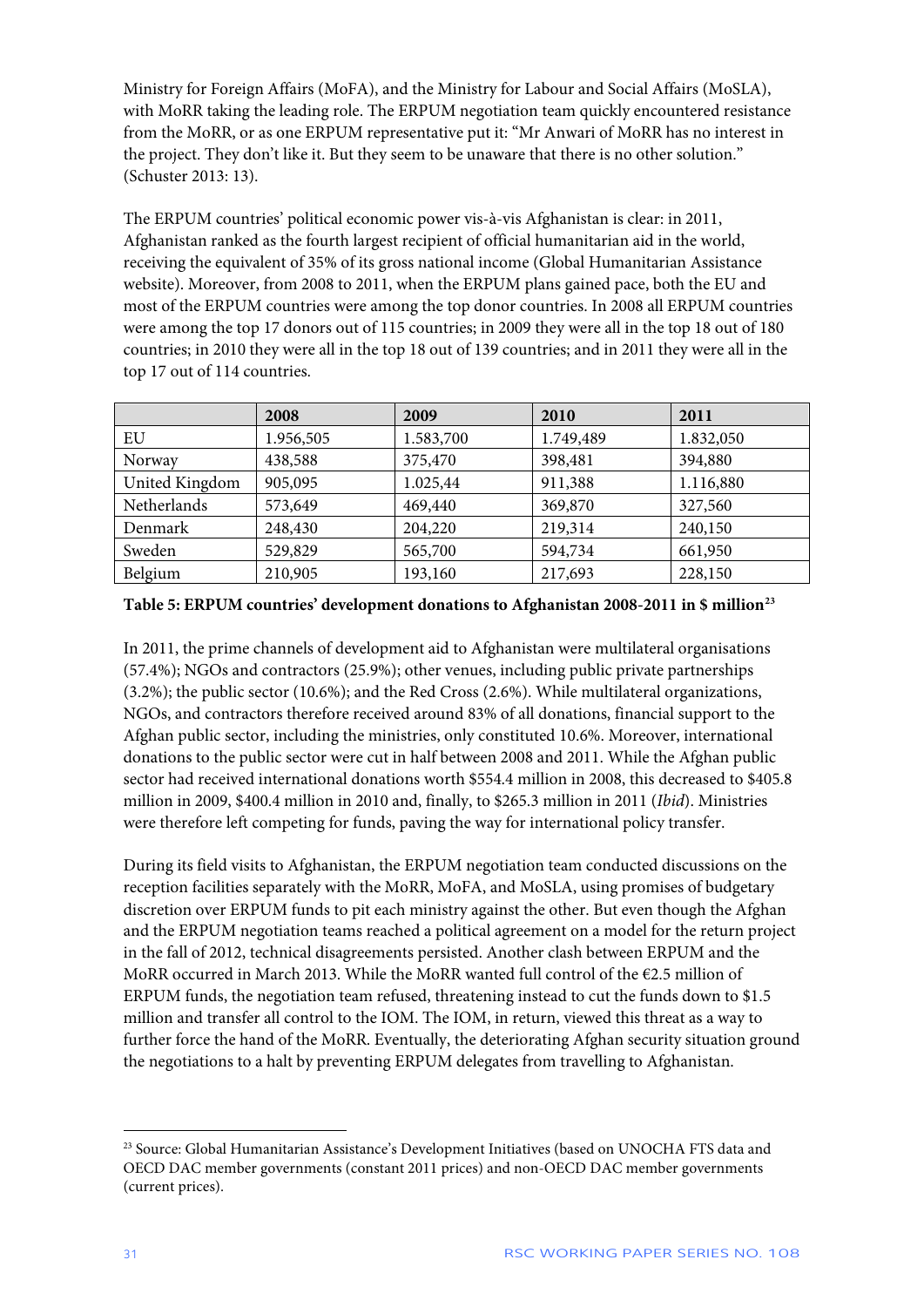Ministry for Foreign Affairs (MoFA), and the Ministry for Labour and Social Affairs (MoSLA), with MoRR taking the leading role. The ERPUM negotiation team quickly encountered resistance from the MoRR, or as one ERPUM representative put it: "Mr Anwari of MoRR has no interest in the project. They don't like it. But they seem to be unaware that there is no other solution." (Schuster 2013: 13).

The ERPUM countries' political economic power vis-à-vis Afghanistan is clear: in 2011, Afghanistan ranked as the fourth largest recipient of official humanitarian aid in the world, receiving the equivalent of 35% of its gross national income (Global Humanitarian Assistance website). Moreover, from 2008 to 2011, when the ERPUM plans gained pace, both the EU and most of the ERPUM countries were among the top donor countries. In 2008 all ERPUM countries were among the top 17 donors out of 115 countries; in 2009 they were all in the top 18 out of 180 countries; in 2010 they were all in the top 18 out of 139 countries; and in 2011 they were all in the top 17 out of 114 countries.

| | 2008 | 2009 | 2010 | 2011 |
|---|---|---|---|---|
| EU | 1.956,505 | 1.583,700 | 1.749,489 | 1.832,050 |
| Norway | 438,588 | 375,470 | 398,481 | 394,880 |
| United Kingdom | 905,095 | 1.025,44 | 911,388 | 1.116,880 |
| Netherlands | 573,649 | 469,440 | 369,870 | 327,560 |
| Denmark | 248,430 | 204,220 | 219,314 | 240,150 |
| Sweden | 529,829 | 565,700 | 594,734 | 661,950 |
| Belgium | 210,905 | 193,160 | 217,693 | 228,150 |

**Table 5: ERPUM countries' development donations to Afghanistan 2008-2011 in $ million**[23]

In 2011, the prime channels of development aid to Afghanistan were multilateral organisations (57.4%); NGOs and contractors (25.9%); other venues, including public private partnerships (3.2%); the public sector (10.6%); and the Red Cross (2.6%). While multilateral organizations, NGOs, and contractors therefore received around 83% of all donations, financial support to the Afghan public sector, including the ministries, only constituted 10.6%. Moreover, international donations to the public sector were cut in half between 2008 and 2011. While the Afghan public sector had received international donations worth $554.4 million in 2008, this decreased to $405.8 million in 2009, $400.4 million in 2010 and, finally, to $265.3 million in 2011 (*Ibid*). Ministries were therefore left competing for funds, paving the way for international policy transfer.

During its field visits to Afghanistan, the ERPUM negotiation team conducted discussions on the reception facilities separately with the MoRR, MoFA, and MoSLA, using promises of budgetary discretion over ERPUM funds to pit each ministry against the other. But even though the Afghan and the ERPUM negotiation teams reached a political agreement on a model for the return project in the fall of 2012, technical disagreements persisted. Another clash between ERPUM and the MoRR occurred in March 2013. While the MoRR wanted full control of the €2.5 million of ERPUM funds, the negotiation team refused, threatening instead to cut the funds down to $1.5 million and transfer all control to the IOM. The IOM, in return, viewed this threat as a way to further force the hand of the MoRR. Eventually, the deteriorating Afghan security situation ground the negotiations to a halt by preventing ERPUM delegates from travelling to Afghanistan.

---

[23] Source: Global Humanitarian Assistance's Development Initiatives (based on UNOCHA FTS data and OECD DAC member governments (constant 2011 prices) and non-OECD DAC member governments (current prices).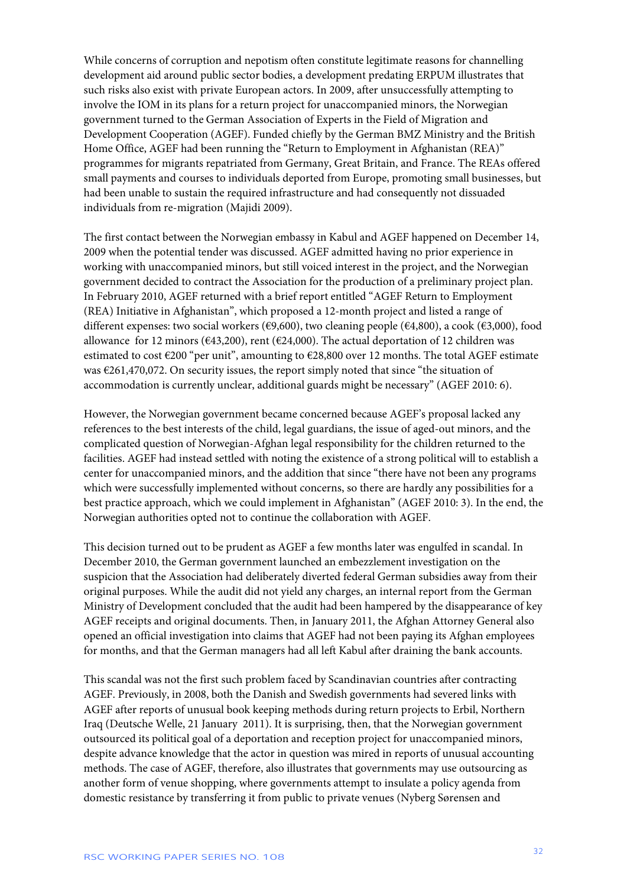While concerns of corruption and nepotism often constitute legitimate reasons for channelling development aid around public sector bodies, a development predating ERPUM illustrates that such risks also exist with private European actors. In 2009, after unsuccessfully attempting to involve the IOM in its plans for a return project for unaccompanied minors, the Norwegian government turned to the German Association of Experts in the Field of Migration and Development Cooperation (AGEF). Funded chiefly by the German BMZ Ministry and the British Home Office, AGEF had been running the "Return to Employment in Afghanistan (REA)" programmes for migrants repatriated from Germany, Great Britain, and France. The REAs offered small payments and courses to individuals deported from Europe, promoting small businesses, but had been unable to sustain the required infrastructure and had consequently not dissuaded individuals from re-migration (Majidi 2009).

The first contact between the Norwegian embassy in Kabul and AGEF happened on December 14, 2009 when the potential tender was discussed. AGEF admitted having no prior experience in working with unaccompanied minors, but still voiced interest in the project, and the Norwegian government decided to contract the Association for the production of a preliminary project plan. In February 2010, AGEF returned with a brief report entitled "AGEF Return to Employment (REA) Initiative in Afghanistan", which proposed a 12-month project and listed a range of different expenses: two social workers (€9,600), two cleaning people (€4,800), a cook (€3,000), food allowance for 12 minors (€43,200), rent (€24,000). The actual deportation of 12 children was estimated to cost €200 "per unit", amounting to €28,800 over 12 months. The total AGEF estimate was €261,470,072. On security issues, the report simply noted that since "the situation of accommodation is currently unclear, additional guards might be necessary" (AGEF 2010: 6).

However, the Norwegian government became concerned because AGEF's proposal lacked any references to the best interests of the child, legal guardians, the issue of aged-out minors, and the complicated question of Norwegian-Afghan legal responsibility for the children returned to the facilities. AGEF had instead settled with noting the existence of a strong political will to establish a center for unaccompanied minors, and the addition that since "there have not been any programs which were successfully implemented without concerns, so there are hardly any possibilities for a best practice approach, which we could implement in Afghanistan" (AGEF 2010: 3). In the end, the Norwegian authorities opted not to continue the collaboration with AGEF.

This decision turned out to be prudent as AGEF a few months later was engulfed in scandal. In December 2010, the German government launched an embezzlement investigation on the suspicion that the Association had deliberately diverted federal German subsidies away from their original purposes. While the audit did not yield any charges, an internal report from the German Ministry of Development concluded that the audit had been hampered by the disappearance of key AGEF receipts and original documents. Then, in January 2011, the Afghan Attorney General also opened an official investigation into claims that AGEF had not been paying its Afghan employees for months, and that the German managers had all left Kabul after draining the bank accounts.

This scandal was not the first such problem faced by Scandinavian countries after contracting AGEF. Previously, in 2008, both the Danish and Swedish governments had severed links with AGEF after reports of unusual book keeping methods during return projects to Erbil, Northern Iraq (Deutsche Welle, 21 January 2011). It is surprising, then, that the Norwegian government outsourced its political goal of a deportation and reception project for unaccompanied minors, despite advance knowledge that the actor in question was mired in reports of unusual accounting methods. The case of AGEF, therefore, also illustrates that governments may use outsourcing as another form of venue shopping, where governments attempt to insulate a policy agenda from domestic resistance by transferring it from public to private venues (Nyberg Sørensen and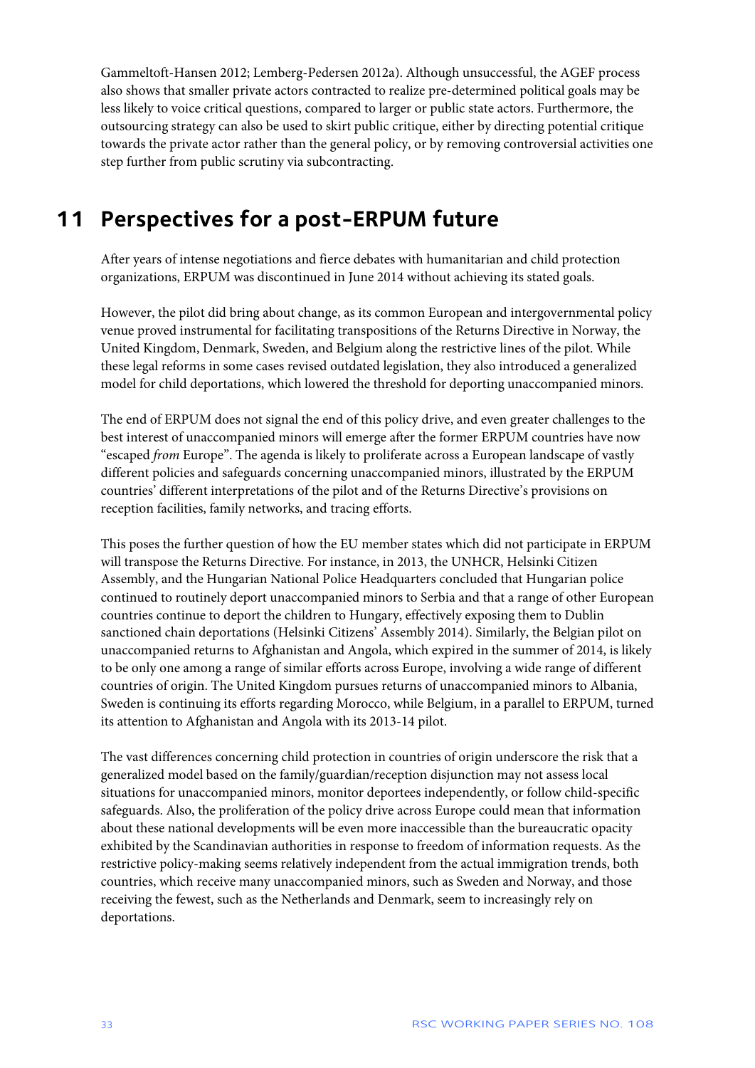Gammeltoft-Hansen 2012; Lemberg-Pedersen 2012a). Although unsuccessful, the AGEF process also shows that smaller private actors contracted to realize pre-determined political goals may be less likely to voice critical questions, compared to larger or public state actors. Furthermore, the outsourcing strategy can also be used to skirt public critique, either by directing potential critique towards the private actor rather than the general policy, or by removing controversial activities one step further from public scrutiny via subcontracting.

# 11 Perspectives for a post-ERPUM future

After years of intense negotiations and fierce debates with humanitarian and child protection organizations, ERPUM was discontinued in June 2014 without achieving its stated goals.

However, the pilot did bring about change, as its common European and intergovernmental policy venue proved instrumental for facilitating transpositions of the Returns Directive in Norway, the United Kingdom, Denmark, Sweden, and Belgium along the restrictive lines of the pilot. While these legal reforms in some cases revised outdated legislation, they also introduced a generalized model for child deportations, which lowered the threshold for deporting unaccompanied minors.

The end of ERPUM does not signal the end of this policy drive, and even greater challenges to the best interest of unaccompanied minors will emerge after the former ERPUM countries have now "escaped *from* Europe". The agenda is likely to proliferate across a European landscape of vastly different policies and safeguards concerning unaccompanied minors, illustrated by the ERPUM countries' different interpretations of the pilot and of the Returns Directive's provisions on reception facilities, family networks, and tracing efforts.

This poses the further question of how the EU member states which did not participate in ERPUM will transpose the Returns Directive. For instance, in 2013, the UNHCR, Helsinki Citizen Assembly, and the Hungarian National Police Headquarters concluded that Hungarian police continued to routinely deport unaccompanied minors to Serbia and that a range of other European countries continue to deport the children to Hungary, effectively exposing them to Dublin sanctioned chain deportations (Helsinki Citizens' Assembly 2014). Similarly, the Belgian pilot on unaccompanied returns to Afghanistan and Angola, which expired in the summer of 2014, is likely to be only one among a range of similar efforts across Europe, involving a wide range of different countries of origin. The United Kingdom pursues returns of unaccompanied minors to Albania, Sweden is continuing its efforts regarding Morocco, while Belgium, in a parallel to ERPUM, turned its attention to Afghanistan and Angola with its 2013-14 pilot.

The vast differences concerning child protection in countries of origin underscore the risk that a generalized model based on the family/guardian/reception disjunction may not assess local situations for unaccompanied minors, monitor deportees independently, or follow child-specific safeguards. Also, the proliferation of the policy drive across Europe could mean that information about these national developments will be even more inaccessible than the bureaucratic opacity exhibited by the Scandinavian authorities in response to freedom of information requests. As the restrictive policy-making seems relatively independent from the actual immigration trends, both countries, which receive many unaccompanied minors, such as Sweden and Norway, and those receiving the fewest, such as the Netherlands and Denmark, seem to increasingly rely on deportations.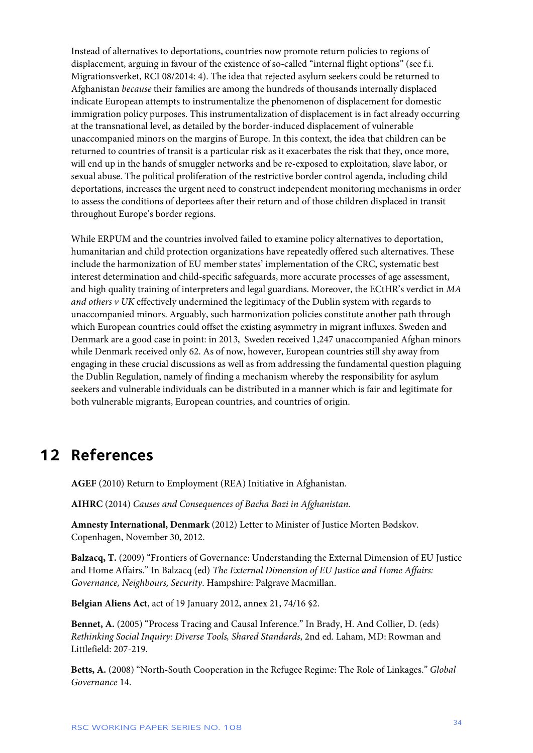Instead of alternatives to deportations, countries now promote return policies to regions of displacement, arguing in favour of the existence of so-called "internal flight options" (see f.i. Migrationsverket, RCI 08/2014: 4). The idea that rejected asylum seekers could be returned to Afghanistan *because* their families are among the hundreds of thousands internally displaced indicate European attempts to instrumentalize the phenomenon of displacement for domestic immigration policy purposes. This instrumentalization of displacement is in fact already occurring at the transnational level, as detailed by the border-induced displacement of vulnerable unaccompanied minors on the margins of Europe. In this context, the idea that children can be returned to countries of transit is a particular risk as it exacerbates the risk that they, once more, will end up in the hands of smuggler networks and be re-exposed to exploitation, slave labor, or sexual abuse. The political proliferation of the restrictive border control agenda, including child deportations, increases the urgent need to construct independent monitoring mechanisms in order to assess the conditions of deportees after their return and of those children displaced in transit throughout Europe's border regions.

While ERPUM and the countries involved failed to examine policy alternatives to deportation, humanitarian and child protection organizations have repeatedly offered such alternatives. These include the harmonization of EU member states' implementation of the CRC, systematic best interest determination and child-specific safeguards, more accurate processes of age assessment, and high quality training of interpreters and legal guardians. Moreover, the ECtHR's verdict in *MA and others v UK* effectively undermined the legitimacy of the Dublin system with regards to unaccompanied minors. Arguably, such harmonization policies constitute another path through which European countries could offset the existing asymmetry in migrant influxes. Sweden and Denmark are a good case in point: in 2013, Sweden received 1,247 unaccompanied Afghan minors while Denmark received only 62. As of now, however, European countries still shy away from engaging in these crucial discussions as well as from addressing the fundamental question plaguing the Dublin Regulation, namely of finding a mechanism whereby the responsibility for asylum seekers and vulnerable individuals can be distributed in a manner which is fair and legitimate for both vulnerable migrants, European countries, and countries of origin.

# 12 References

**AGEF** (2010) Return to Employment (REA) Initiative in Afghanistan.

**AIHRC** (2014) *Causes and Consequences of Bacha Bazi in Afghanistan.*

**Amnesty International, Denmark** (2012) Letter to Minister of Justice Morten Bødskov. Copenhagen, November 30, 2012.

**Balzacq, T.** (2009) "Frontiers of Governance: Understanding the External Dimension of EU Justice and Home Affairs." In Balzacq (ed) *The External Dimension of EU Justice and Home Affairs: Governance, Neighbours, Security*. Hampshire: Palgrave Macmillan.

**Belgian Aliens Act**, act of 19 January 2012, annex 21, 74/16 §2.

**Bennet, A.** (2005) "Process Tracing and Causal Inference." In Brady, H. And Collier, D. (eds) *Rethinking Social Inquiry: Diverse Tools, Shared Standards*, 2nd ed. Laham, MD: Rowman and Littlefield: 207-219.

**Betts, A.** (2008) "North-South Cooperation in the Refugee Regime: The Role of Linkages." *Global Governance* 14.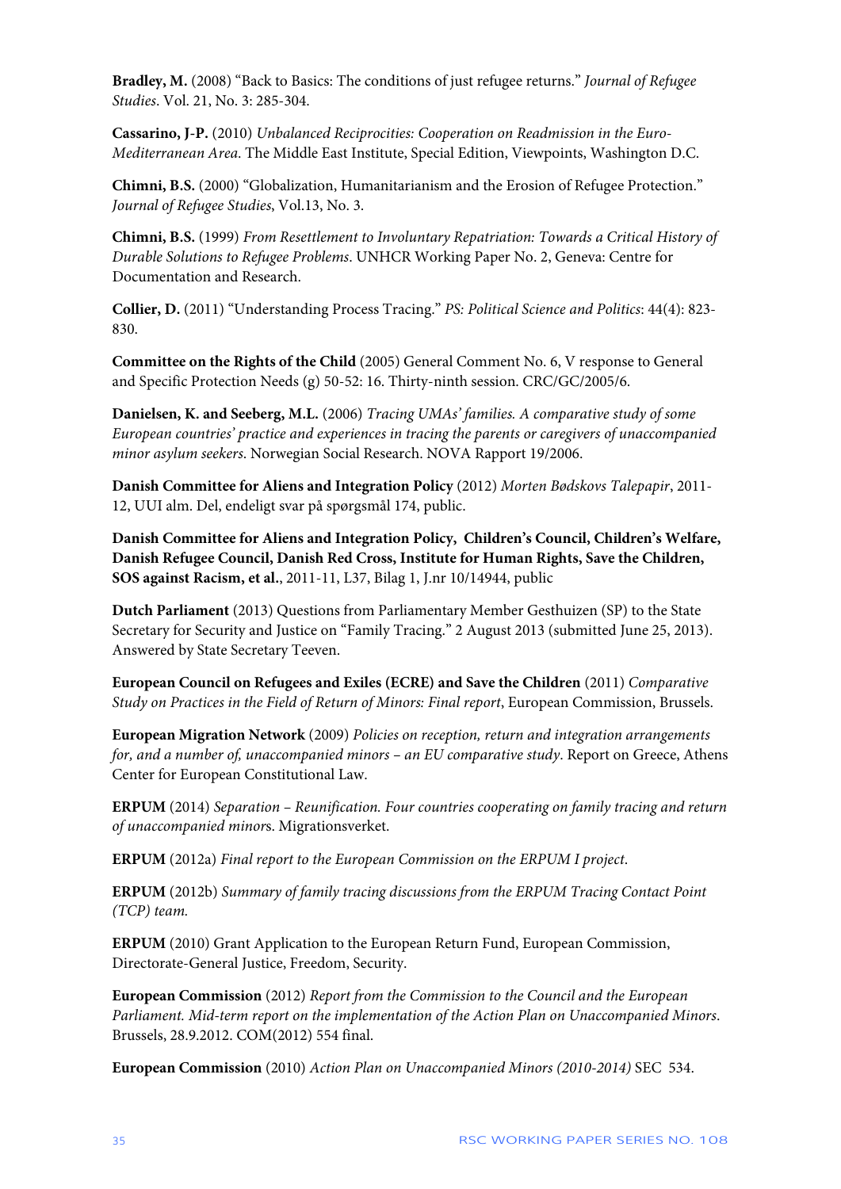**Bradley, M.** (2008) "Back to Basics: The conditions of just refugee returns." *Journal of Refugee Studies*. Vol. 21, No. 3: 285-304.

**Cassarino, J-P.** (2010) *Unbalanced Reciprocities: Cooperation on Readmission in the Euro-Mediterranean Area*. The Middle East Institute, Special Edition, Viewpoints, Washington D.C.

**Chimni, B.S.** (2000) "Globalization, Humanitarianism and the Erosion of Refugee Protection." *Journal of Refugee Studies*, Vol.13, No. 3.

**Chimni, B.S.** (1999) *From Resettlement to Involuntary Repatriation: Towards a Critical History of Durable Solutions to Refugee Problems*. UNHCR Working Paper No. 2, Geneva: Centre for Documentation and Research.

**Collier, D.** (2011) "Understanding Process Tracing." *PS: Political Science and Politics*: 44(4): 823-830.

**Committee on the Rights of the Child** (2005) General Comment No. 6, V response to General and Specific Protection Needs (g) 50-52: 16. Thirty-ninth session. CRC/GC/2005/6.

**Danielsen, K. and Seeberg, M.L.** (2006) *Tracing UMAs' families. A comparative study of some European countries' practice and experiences in tracing the parents or caregivers of unaccompanied minor asylum seekers*. Norwegian Social Research. NOVA Rapport 19/2006.

**Danish Committee for Aliens and Integration Policy** (2012) *Morten Bødskovs Talepapir*, 2011-12, UUI alm. Del, endeligt svar på spørgsmål 174, public.

**Danish Committee for Aliens and Integration Policy, Children's Council, Children's Welfare, Danish Refugee Council, Danish Red Cross, Institute for Human Rights, Save the Children, SOS against Racism, et al.**, 2011-11, L37, Bilag 1, J.nr 10/14944, public

**Dutch Parliament** (2013) Questions from Parliamentary Member Gesthuizen (SP) to the State Secretary for Security and Justice on "Family Tracing." 2 August 2013 (submitted June 25, 2013). Answered by State Secretary Teeven.

**European Council on Refugees and Exiles (ECRE) and Save the Children** (2011) *Comparative Study on Practices in the Field of Return of Minors: Final report*, European Commission, Brussels.

**European Migration Network** (2009) *Policies on reception, return and integration arrangements for, and a number of, unaccompanied minors – an EU comparative study*. Report on Greece, Athens Center for European Constitutional Law.

**ERPUM** (2014) *Separation – Reunification. Four countries cooperating on family tracing and return of unaccompanied minors*. Migrationsverket.

**ERPUM** (2012a) *Final report to the European Commission on the ERPUM I project*.

**ERPUM** (2012b) *Summary of family tracing discussions from the ERPUM Tracing Contact Point (TCP) team.*

**ERPUM** (2010) Grant Application to the European Return Fund, European Commission, Directorate-General Justice, Freedom, Security.

**European Commission** (2012) *Report from the Commission to the Council and the European Parliament. Mid-term report on the implementation of the Action Plan on Unaccompanied Minors*. Brussels, 28.9.2012. COM(2012) 554 final.

**European Commission** (2010) *Action Plan on Unaccompanied Minors (2010-2014)* SEC 534.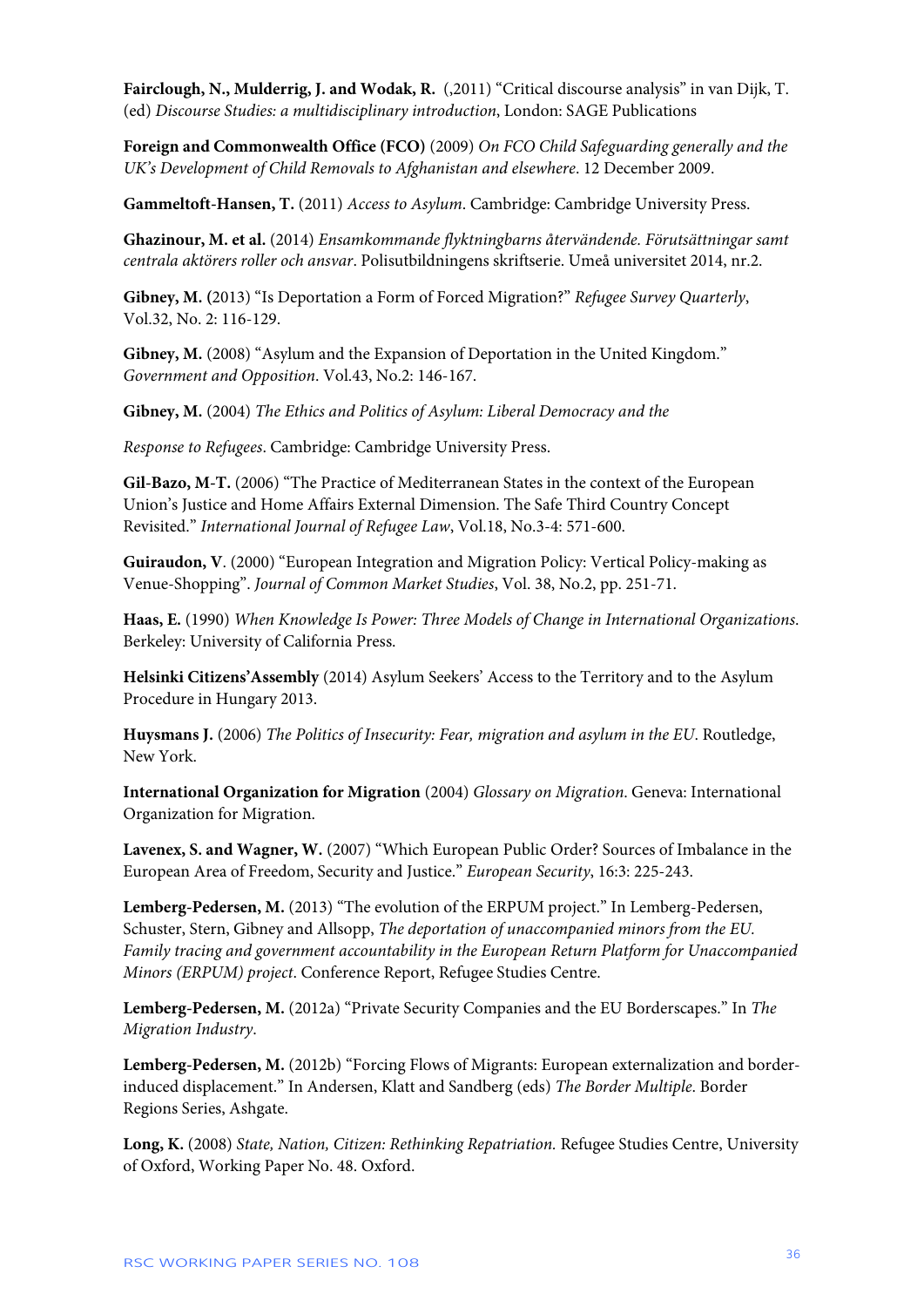**Fairclough, N., Mulderrig, J. and Wodak, R.** (,2011) “Critical discourse analysis” in van Dijk, T. (ed) *Discourse Studies: a multidisciplinary introduction*, London: SAGE Publications

**Foreign and Commonwealth Office (FCO)** (2009) *On FCO Child Safeguarding generally and the UK’s Development of Child Removals to Afghanistan and elsewhere*. 12 December 2009.

**Gammeltoft-Hansen, T.** (2011) *Access to Asylum*. Cambridge: Cambridge University Press.

**Ghazinour, M. et al.** (2014) *Ensamkommande flyktningbarns återvändende. Förutsättningar samt centrala aktörers roller och ansvar*. Polisutbildningens skriftserie. Umeå universitet 2014, nr.2.

**Gibney, M. (**2013) “Is Deportation a Form of Forced Migration?” *Refugee Survey Quarterly*, Vol.32, No. 2: 116-129.

**Gibney, M.** (2008) “Asylum and the Expansion of Deportation in the United Kingdom.” *Government and Opposition*. Vol.43, No.2: 146-167.

**Gibney, M.** (2004) *The Ethics and Politics of Asylum: Liberal Democracy and the*

*Response to Refugees*. Cambridge: Cambridge University Press.

**Gil-Bazo, M-T.** (2006) “The Practice of Mediterranean States in the context of the European Union’s Justice and Home Affairs External Dimension. The Safe Third Country Concept Revisited.” *International Journal of Refugee Law*, Vol.18, No.3-4: 571-600.

**Guiraudon, V**. (2000) “European Integration and Migration Policy: Vertical Policy-making as Venue-Shopping”. *Journal of Common Market Studies*, Vol. 38, No.2, pp. 251-71.

**Haas, E.** (1990) *When Knowledge Is Power: Three Models of Change in International Organizations*. Berkeley: University of California Press.

**Helsinki Citizens’Assembly** (2014) Asylum Seekers’ Access to the Territory and to the Asylum Procedure in Hungary 2013.

**Huysmans J.** (2006) *The Politics of Insecurity: Fear, migration and asylum in the EU*. Routledge, New York.

**International Organization for Migration** (2004) *Glossary on Migration*. Geneva: International Organization for Migration.

**Lavenex, S. and Wagner, W.** (2007) “Which European Public Order? Sources of Imbalance in the European Area of Freedom, Security and Justice.” *European Security*, 16:3: 225-243.

**Lemberg-Pedersen, M.** (2013) “The evolution of the ERPUM project.” In Lemberg-Pedersen, Schuster, Stern, Gibney and Allsopp, *The deportation of unaccompanied minors from the EU. Family tracing and government accountability in the European Return Platform for Unaccompanied Minors (ERPUM) project*. Conference Report, Refugee Studies Centre.

**Lemberg-Pedersen, M.** (2012a) “Private Security Companies and the EU Borderscapes.” In *The Migration Industry*.

**Lemberg-Pedersen, M.** (2012b) “Forcing Flows of Migrants: European externalization and border-induced displacement.” In Andersen, Klatt and Sandberg (eds) *The Border Multiple*. Border Regions Series, Ashgate.

**Long, K.** (2008) *State, Nation, Citizen: Rethinking Repatriation.* Refugee Studies Centre, University of Oxford, Working Paper No. 48. Oxford.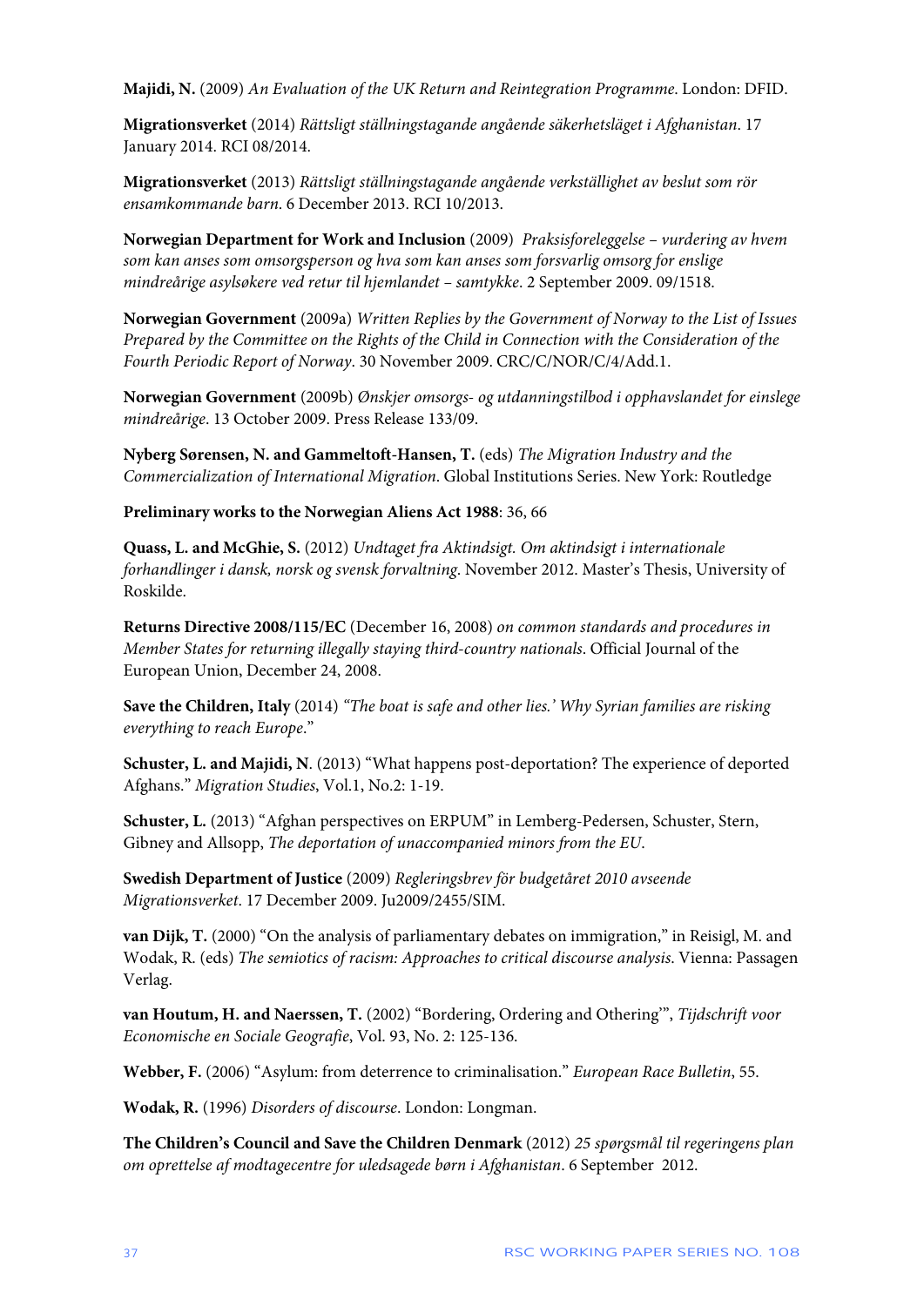**Majidi, N.** (2009) *An Evaluation of the UK Return and Reintegration Programme*. London: DFID.

**Migrationsverket** (2014) *Rättsligt ställningstagande angående säkerhetsläget i Afghanistan*. 17 January 2014. RCI 08/2014.

**Migrationsverket** (2013) *Rättsligt ställningstagande angående verkställighet av beslut som rör ensamkommande barn*. 6 December 2013. RCI 10/2013.

**Norwegian Department for Work and Inclusion** (2009) *Praksisforeleggelse – vurdering av hvem som kan anses som omsorgsperson og hva som kan anses som forsvarlig omsorg for enslige mindreårige asylsøkere ved retur til hjemlandet – samtykke*. 2 September 2009. 09/1518.

**Norwegian Government** (2009a) *Written Replies by the Government of Norway to the List of Issues Prepared by the Committee on the Rights of the Child in Connection with the Consideration of the Fourth Periodic Report of Norway*. 30 November 2009. CRC/C/NOR/C/4/Add.1.

**Norwegian Government** (2009b) *Ønskjer omsorgs- og utdanningstilbod i opphavslandet for einslege mindreårige*. 13 October 2009. Press Release 133/09.

**Nyberg Sørensen, N. and Gammeltoft-Hansen, T.** (eds) *The Migration Industry and the Commercialization of International Migration*. Global Institutions Series. New York: Routledge

**Preliminary works to the Norwegian Aliens Act 1988**: 36, 66

**Quass, L. and McGhie, S.** (2012) *Undtaget fra Aktindsigt. Om aktindsigt i internationale forhandlinger i dansk, norsk og svensk forvaltning*. November 2012. Master's Thesis, University of Roskilde.

**Returns Directive 2008/115/EC** (December 16, 2008) *on common standards and procedures in Member States for returning illegally staying third-country nationals*. Official Journal of the European Union, December 24, 2008.

**Save the Children, Italy** (2014) *"The boat is safe and other lies.' Why Syrian families are risking everything to reach Europe*."

**Schuster, L. and Majidi, N**. (2013) "What happens post-deportation? The experience of deported Afghans." *Migration Studies*, Vol.1, No.2: 1-19.

**Schuster, L.** (2013) "Afghan perspectives on ERPUM" in Lemberg-Pedersen, Schuster, Stern, Gibney and Allsopp, *The deportation of unaccompanied minors from the EU*.

**Swedish Department of Justice** (2009) *Regleringsbrev för budgetåret 2010 avseende Migrationsverket*. 17 December 2009. Ju2009/2455/SIM.

**van Dijk, T.** (2000) "On the analysis of parliamentary debates on immigration," in Reisigl, M. and Wodak, R. (eds) *The semiotics of racism: Approaches to critical discourse analysis*. Vienna: Passagen Verlag.

**van Houtum, H. and Naerssen, T.** (2002) "Bordering, Ordering and Othering'", *Tijdschrift voor Economische en Sociale Geografie*, Vol. 93, No. 2: 125-136.

**Webber, F.** (2006) "Asylum: from deterrence to criminalisation." *European Race Bulletin*, 55.

**Wodak, R.** (1996) *Disorders of discourse*. London: Longman.

**The Children's Council and Save the Children Denmark** (2012) *25 spørgsmål til regeringens plan om oprettelse af modtagecentre for uledsagede børn i Afghanistan*. 6 September 2012.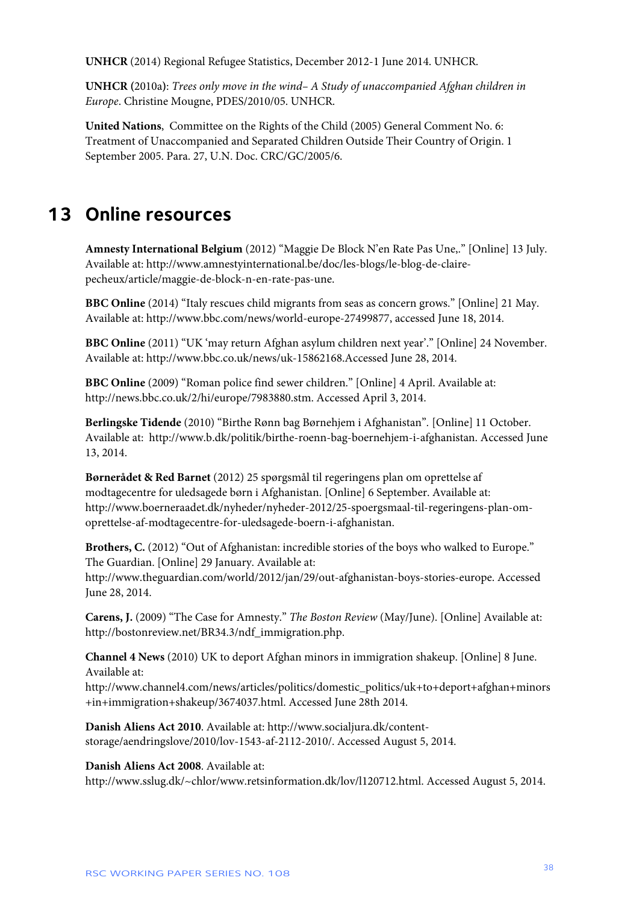**UNHCR** (2014) Regional Refugee Statistics, December 2012-1 June 2014. UNHCR.

**UNHCR (**2010a): *Trees only move in the wind– A Study of unaccompanied Afghan children in Europe*. Christine Mougne, PDES/2010/05. UNHCR.

**United Nations**, Committee on the Rights of the Child (2005) General Comment No. 6: Treatment of Unaccompanied and Separated Children Outside Their Country of Origin. 1 September 2005. Para. 27, U.N. Doc. CRC/GC/2005/6.

# 13 Online resources

**Amnesty International Belgium** (2012) "Maggie De Block N'en Rate Pas Une,." [Online] 13 July. Available at: http://www.amnestyinternational.be/doc/les-blogs/le-blog-de-claire-pecheux/article/maggie-de-block-n-en-rate-pas-une.

**BBC Online** (2014) "Italy rescues child migrants from seas as concern grows." [Online] 21 May. Available at: http://www.bbc.com/news/world-europe-27499877, accessed June 18, 2014.

**BBC Online** (2011) "UK 'may return Afghan asylum children next year'." [Online] 24 November. Available at: http://www.bbc.co.uk/news/uk-15862168.Accessed June 28, 2014.

**BBC Online** (2009) "Roman police find sewer children." [Online] 4 April. Available at: http://news.bbc.co.uk/2/hi/europe/7983880.stm. Accessed April 3, 2014.

**Berlingske Tidende** (2010) "Birthe Rønn bag Børnehjem i Afghanistan". [Online] 11 October. Available at: http://www.b.dk/politik/birthe-roenn-bag-boernehjem-i-afghanistan. Accessed June 13, 2014.

**Børnerådet & Red Barnet** (2012) 25 spørgsmål til regeringens plan om oprettelse af modtagecentre for uledsagede børn i Afghanistan. [Online] 6 September. Available at: http://www.boerneraadet.dk/nyheder/nyheder-2012/25-spoergsmaal-til-regeringens-plan-om-oprettelse-af-modtagecentre-for-uledsagede-boern-i-afghanistan.

**Brothers, C.** (2012) "Out of Afghanistan: incredible stories of the boys who walked to Europe." The Guardian. [Online] 29 January. Available at: http://www.theguardian.com/world/2012/jan/29/out-afghanistan-boys-stories-europe. Accessed June 28, 2014.

**Carens, J.** (2009) "The Case for Amnesty." *The Boston Review* (May/June). [Online] Available at: http://bostonreview.net/BR34.3/ndf_immigration.php.

**Channel 4 News** (2010) UK to deport Afghan minors in immigration shakeup. [Online] 8 June. Available at: http://www.channel4.com/news/articles/politics/domestic_politics/uk+to+deport+afghan+minors+in+immigration+shakeup/3674037.html. Accessed June 28th 2014.

**Danish Aliens Act 2010**. Available at: http://www.socialjura.dk/content-storage/aendringslove/2010/lov-1543-af-2112-2010/. Accessed August 5, 2014.

**Danish Aliens Act 2008**. Available at: http://www.sslug.dk/~chlor/www.retsinformation.dk/lov/l120712.html. Accessed August 5, 2014.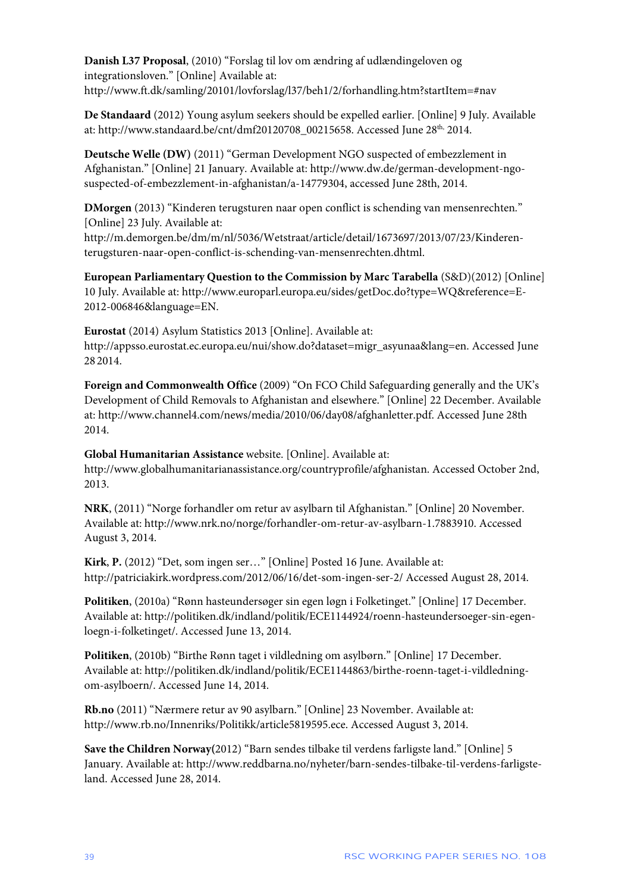**Danish L37 Proposal**, (2010) "Forslag til lov om ændring af udlændingeloven og integrationsloven." [Online] Available at: http://www.ft.dk/samling/20101/lovforslag/l37/beh1/2/forhandling.htm?startItem=#nav

**De Standaard** (2012) Young asylum seekers should be expelled earlier. [Online] 9 July. Available at: http://www.standaard.be/cnt/dmf20120708_00215658. Accessed June 28th, 2014.

**Deutsche Welle (DW)** (2011) "German Development NGO suspected of embezzlement in Afghanistan." [Online] 21 January. Available at: http://www.dw.de/german-development-ngo-suspected-of-embezzlement-in-afghanistan/a-14779304, accessed June 28th, 2014.

**DMorgen** (2013) "Kinderen terugsturen naar open conflict is schending van mensenrechten." [Online] 23 July. Available at: http://m.demorgen.be/dm/m/nl/5036/Wetstraat/article/detail/1673697/2013/07/23/Kinderen-terugsturen-naar-open-conflict-is-schending-van-mensenrechten.dhtml.

**European Parliamentary Question to the Commission by Marc Tarabella** (S&D)(2012) [Online] 10 July. Available at: http://www.europarl.europa.eu/sides/getDoc.do?type=WQ&reference=E-2012-006846&language=EN.

**Eurostat** (2014) Asylum Statistics 2013 [Online]. Available at: http://appsso.eurostat.ec.europa.eu/nui/show.do?dataset=migr_asyunaa&lang=en. Accessed June 28 2014.

**Foreign and Commonwealth Office** (2009) "On FCO Child Safeguarding generally and the UK's Development of Child Removals to Afghanistan and elsewhere." [Online] 22 December. Available at: http://www.channel4.com/news/media/2010/06/day08/afghanletter.pdf. Accessed June 28th 2014.

**Global Humanitarian Assistance** website. [Online]. Available at: http://www.globalhumanitarianassistance.org/countryprofile/afghanistan. Accessed October 2nd, 2013.

**NRK**, (2011) "Norge forhandler om retur av asylbarn til Afghanistan." [Online] 20 November. Available at: http://www.nrk.no/norge/forhandler-om-retur-av-asylbarn-1.7883910. Accessed August 3, 2014.

**Kirk**, **P.** (2012) "Det, som ingen ser…" [Online] Posted 16 June. Available at: http://patriciakirk.wordpress.com/2012/06/16/det-som-ingen-ser-2/ Accessed August 28, 2014.

**Politiken**, (2010a) "Rønn hasteundersøger sin egen løgn i Folketinget." [Online] 17 December. Available at: http://politiken.dk/indland/politik/ECE1144924/roenn-hasteundersoeger-sin-egen-loegn-i-folketinget/. Accessed June 13, 2014.

**Politiken**, (2010b) "Birthe Rønn taget i vildledning om asylbørn." [Online] 17 December. Available at: http://politiken.dk/indland/politik/ECE1144863/birthe-roenn-taget-i-vildledning-om-asylboern/. Accessed June 14, 2014.

**Rb.no** (2011) "Nærmere retur av 90 asylbarn." [Online] 23 November. Available at: http://www.rb.no/Innenriks/Politikk/article5819595.ece. Accessed August 3, 2014.

**Save the Children Norway(**2012) "Barn sendes tilbake til verdens farligste land." [Online] 5 January. Available at: http://www.reddbarna.no/nyheter/barn-sendes-tilbake-til-verdens-farligste-land. Accessed June 28, 2014.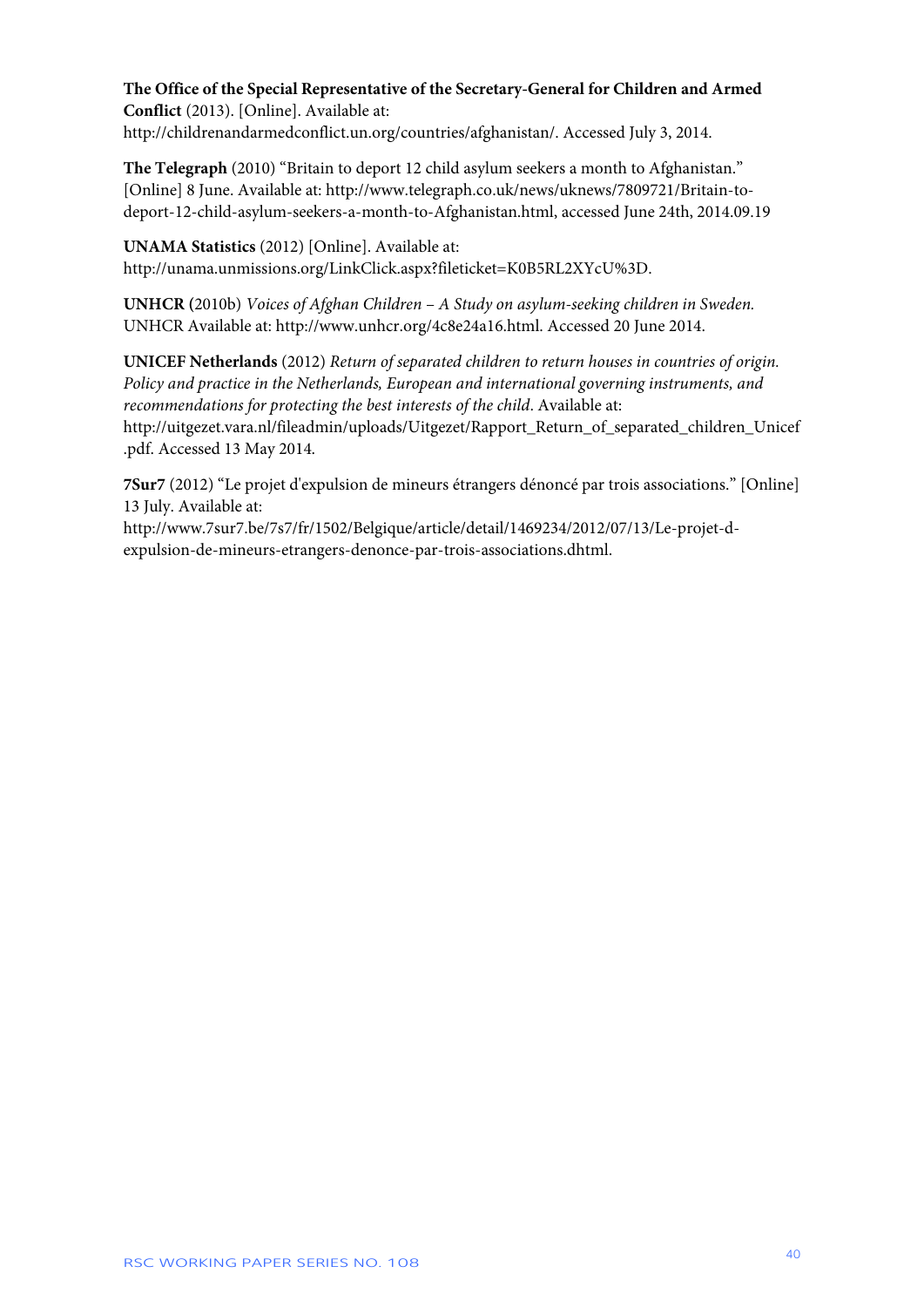**The Office of the Special Representative of the Secretary-General for Children and Armed Conflict** (2013). [Online]. Available at: http://childrenandarmedconflict.un.org/countries/afghanistan/. Accessed July 3, 2014.

**The Telegraph** (2010) "Britain to deport 12 child asylum seekers a month to Afghanistan." [Online] 8 June. Available at: http://www.telegraph.co.uk/news/uknews/7809721/Britain-to-deport-12-child-asylum-seekers-a-month-to-Afghanistan.html, accessed June 24th, 2014.09.19

**UNAMA Statistics** (2012) [Online]. Available at: http://unama.unmissions.org/LinkClick.aspx?fileticket=K0B5RL2XYcU%3D.

**UNHCR (**2010b) *Voices of Afghan Children – A Study on asylum-seeking children in Sweden.* UNHCR Available at: http://www.unhcr.org/4c8e24a16.html. Accessed 20 June 2014.

**UNICEF Netherlands** (2012) *Return of separated children to return houses in countries of origin. Policy and practice in the Netherlands, European and international governing instruments, and recommendations for protecting the best interests of the child*. Available at: http://uitgezet.vara.nl/fileadmin/uploads/Uitgezet/Rapport_Return_of_separated_children_Unicef.pdf. Accessed 13 May 2014.

**7Sur7** (2012) "Le projet d'expulsion de mineurs étrangers dénoncé par trois associations." [Online] 13 July. Available at: http://www.7sur7.be/7s7/fr/1502/Belgique/article/detail/1469234/2012/07/13/Le-projet-d-expulsion-de-mineurs-etrangers-denonce-par-trois-associations.dhtml.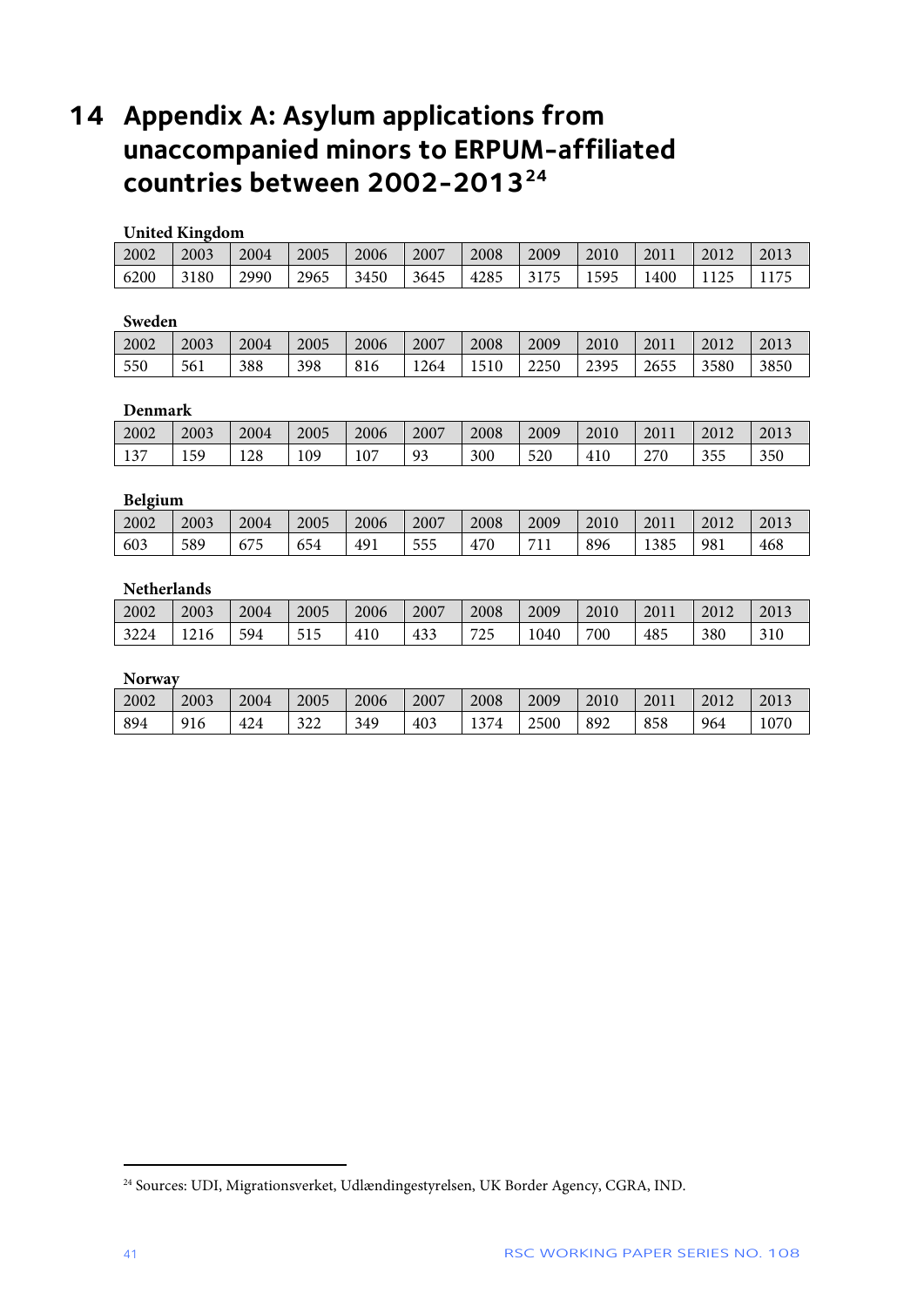# 14 Appendix A: Asylum applications from unaccompanied minors to ERPUM-affiliated countries between 2002-2013[24]

**United Kingdom**

| 2002 | 2003 | 2004 | 2005 | 2006 | 2007 | 2008 | 2009 | 2010 | 2011 | 2012 | 2013 |
|---|---|---|---|---|---|---|---|---|---|---|---|
| 6200 | 3180 | 2990 | 2965 | 3450 | 3645 | 4285 | 3175 | 1595 | 1400 | 1125 | 1175 |

**Sweden**

| 2002 | 2003 | 2004 | 2005 | 2006 | 2007 | 2008 | 2009 | 2010 | 2011 | 2012 | 2013 |
|---|---|---|---|---|---|---|---|---|---|---|---|
| 550 | 561 | 388 | 398 | 816 | 1264 | 1510 | 2250 | 2395 | 2655 | 3580 | 3850 |

**Denmark**

| 2002 | 2003 | 2004 | 2005 | 2006 | 2007 | 2008 | 2009 | 2010 | 2011 | 2012 | 2013 |
|---|---|---|---|---|---|---|---|---|---|---|---|
| 137 | 159 | 128 | 109 | 107 | 93 | 300 | 520 | 410 | 270 | 355 | 350 |

**Belgium**

| 2002 | 2003 | 2004 | 2005 | 2006 | 2007 | 2008 | 2009 | 2010 | 2011 | 2012 | 2013 |
|---|---|---|---|---|---|---|---|---|---|---|---|
| 603 | 589 | 675 | 654 | 491 | 555 | 470 | 711 | 896 | 1385 | 981 | 468 |

**Netherlands**

| 2002 | 2003 | 2004 | 2005 | 2006 | 2007 | 2008 | 2009 | 2010 | 2011 | 2012 | 2013 |
|---|---|---|---|---|---|---|---|---|---|---|---|
| 3224 | 1216 | 594 | 515 | 410 | 433 | 725 | 1040 | 700 | 485 | 380 | 310 |

**Norway**

| 2002 | 2003 | 2004 | 2005 | 2006 | 2007 | 2008 | 2009 | 2010 | 2011 | 2012 | 2013 |
|---|---|---|---|---|---|---|---|---|---|---|---|
| 894 | 916 | 424 | 322 | 349 | 403 | 1374 | 2500 | 892 | 858 | 964 | 1070 |

[24] Sources: UDI, Migrationsverket, Udlændingestyrelsen, UK Border Agency, CGRA, IND.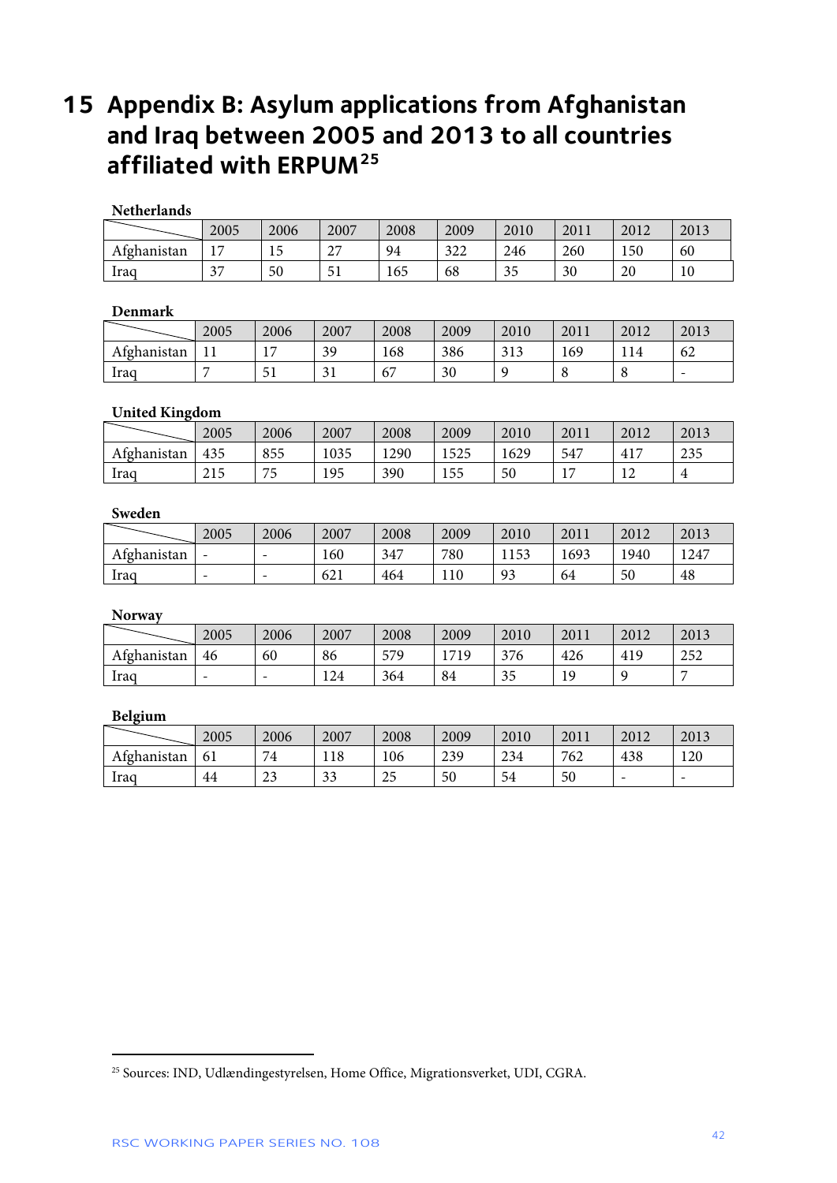# 15 Appendix B: Asylum applications from Afghanistan and Iraq between 2005 and 2013 to all countries affiliated with ERPUM[25]

**Netherlands**

| | 2005 | 2006 | 2007 | 2008 | 2009 | 2010 | 2011 | 2012 | 2013 |
|---|---|---|---|---|---|---|---|---|---|
| Afghanistan | 17 | 15 | 27 | 94 | 322 | 246 | 260 | 150 | 60 |
| Iraq | 37 | 50 | 51 | 165 | 68 | 35 | 30 | 20 | 10 |

**Denmark**

| | 2005 | 2006 | 2007 | 2008 | 2009 | 2010 | 2011 | 2012 | 2013 |
|---|---|---|---|---|---|---|---|---|---|
| Afghanistan | 11 | 17 | 39 | 168 | 386 | 313 | 169 | 114 | 62 |
| Iraq | 7 | 51 | 31 | 67 | 30 | 9 | 8 | 8 | - |

**United Kingdom**

| | 2005 | 2006 | 2007 | 2008 | 2009 | 2010 | 2011 | 2012 | 2013 |
|---|---|---|---|---|---|---|---|---|---|
| Afghanistan | 435 | 855 | 1035 | 1290 | 1525 | 1629 | 547 | 417 | 235 |
| Iraq | 215 | 75 | 195 | 390 | 155 | 50 | 17 | 12 | 4 |

**Sweden**

| | 2005 | 2006 | 2007 | 2008 | 2009 | 2010 | 2011 | 2012 | 2013 |
|---|---|---|---|---|---|---|---|---|---|
| Afghanistan | - | - | 160 | 347 | 780 | 1153 | 1693 | 1940 | 1247 |
| Iraq | - | - | 621 | 464 | 110 | 93 | 64 | 50 | 48 |

**Norway**

| | 2005 | 2006 | 2007 | 2008 | 2009 | 2010 | 2011 | 2012 | 2013 |
|---|---|---|---|---|---|---|---|---|---|
| Afghanistan | 46 | 60 | 86 | 579 | 1719 | 376 | 426 | 419 | 252 |
| Iraq | - | - | 124 | 364 | 84 | 35 | 19 | 9 | 7 |

**Belgium**

| | 2005 | 2006 | 2007 | 2008 | 2009 | 2010 | 2011 | 2012 | 2013 |
|---|---|---|---|---|---|---|---|---|---|
| Afghanistan | 61 | 74 | 118 | 106 | 239 | 234 | 762 | 438 | 120 |
| Iraq | 44 | 23 | 33 | 25 | 50 | 54 | 50 | - | - |

---

[25] Sources: IND, Udlændingestyrelsen, Home Office, Migrationsverket, UDI, CGRA.